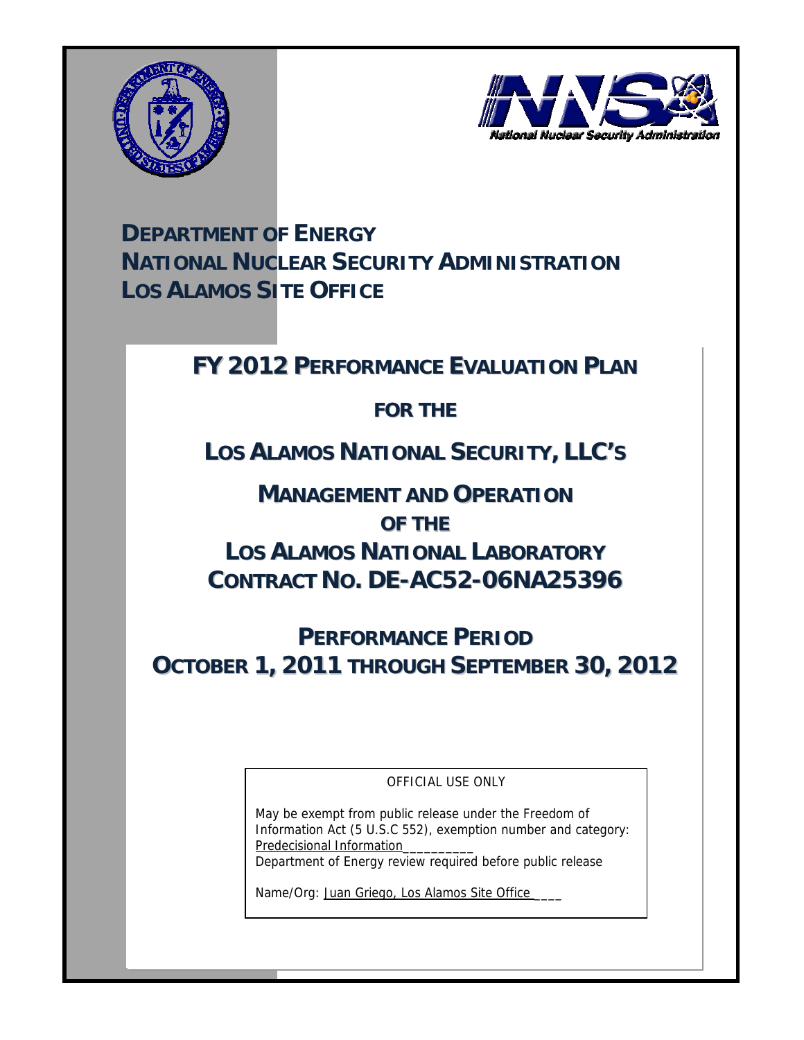# DEPARTMENT OF ENERGY
# NATIONAL NUCLEAR SECURITY ADMINISTRATION
# LOS ALAMOS SITE OFFICE

## FY 2012 PERFORMANCE EVALUATION PLAN

## FOR THE

## LOS ALAMOS NATIONAL SECURITY, LLC'S

## MANAGEMENT AND OPERATION

## OF THE

## LOS ALAMOS NATIONAL LABORATORY

## CONTRACT NO. DE-AC52-06NA25396

## PERFORMANCE PERIOD

## OCTOBER 1, 2011 THROUGH SEPTEMBER 30, 2012

OFFICIAL USE ONLY

May be exempt from public release under the Freedom of Information Act (5 U.S.C 552), exemption number and category: Predecisional Information__________

Department of Energy review required before public release

Name/Org: Juan Griego, Los Alamos Site Office____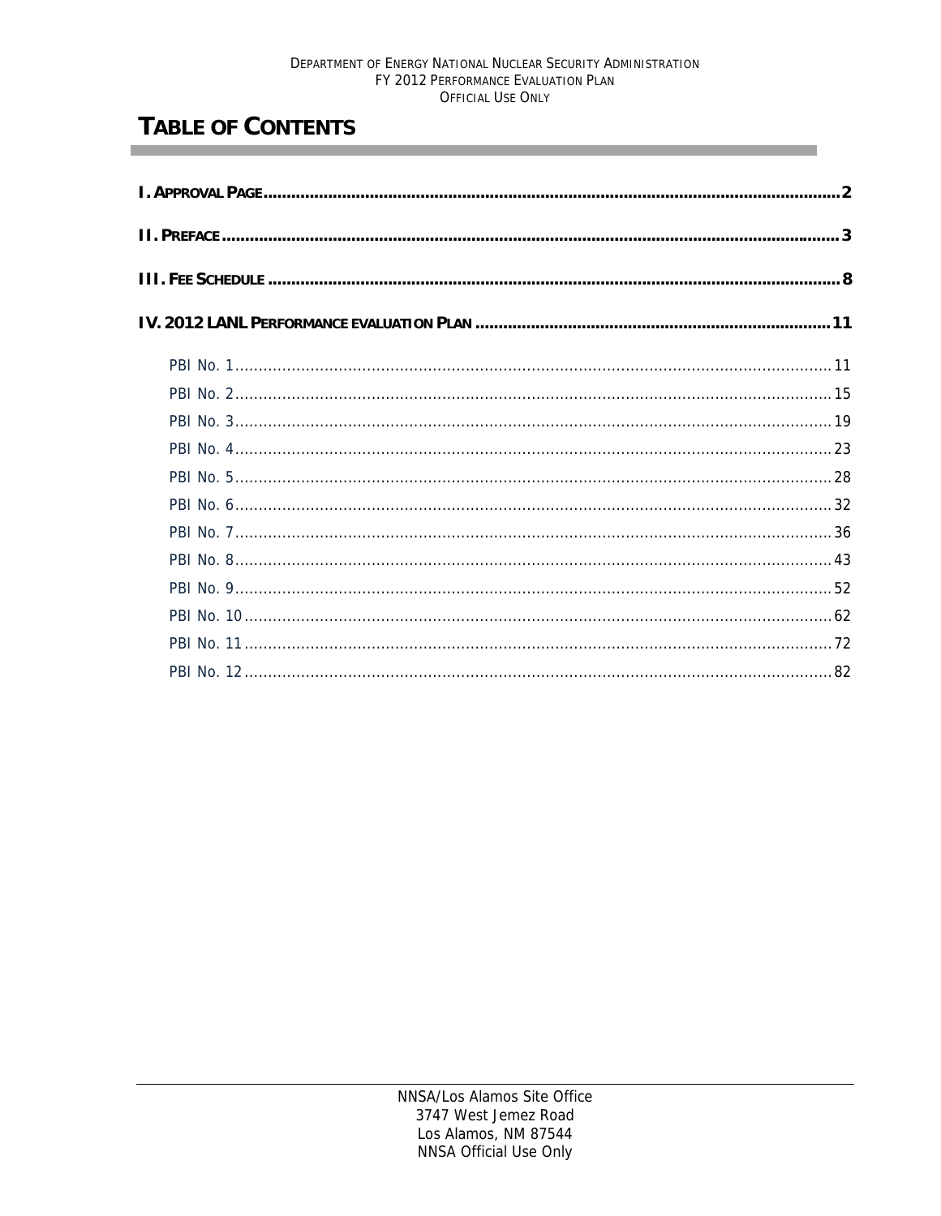# TABLE OF CONTENTS

I. APPROVAL PAGE .......... 2

II. PREFACE .......... 3

III. FEE SCHEDULE .......... 8

IV. 2012 LANL PERFORMANCE EVALUATION PLAN .......... 11

- PBI No. 1 .......... 11
- PBI No. 2 .......... 15
- PBI No. 3 .......... 19
- PBI No. 4 .......... 23
- PBI No. 5 .......... 28
- PBI No. 6 .......... 32
- PBI No. 7 .......... 36
- PBI No. 8 .......... 43
- PBI No. 9 .......... 52
- PBI No. 10 .......... 62
- PBI No. 11 .......... 72
- PBI No. 12 .......... 82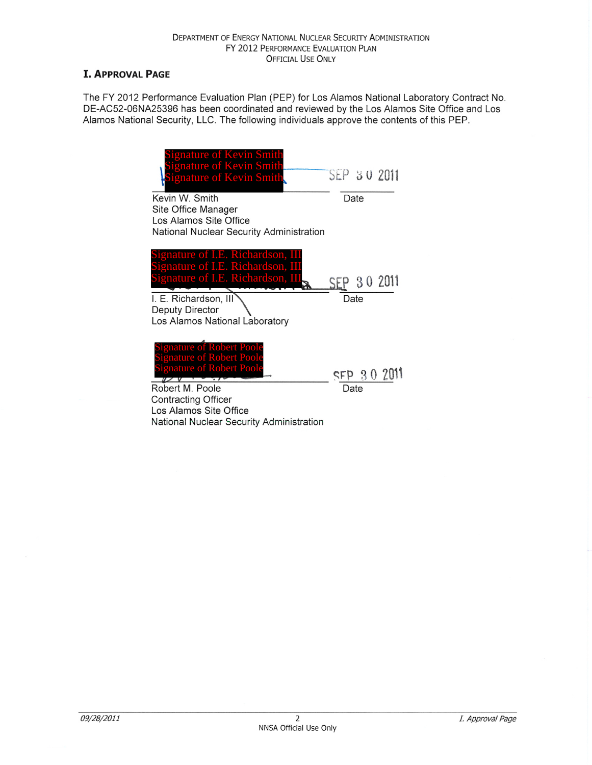# I. Approval Page

The FY 2012 Performance Evaluation Plan (PEP) for Los Alamos National Laboratory Contract No. DE-AC52-06NA25396 has been coordinated and reviewed by the Los Alamos Site Office and Los Alamos National Security, LLC. The following individuals approve the contents of this PEP.

Signature of Kevin Smith
Signature of Kevin Smith
Signature of Kevin Smith

SEP 30 2011

Kevin W. Smith
Site Office Manager
Los Alamos Site Office
National Nuclear Security Administration

Date

Signature of I.E. Richardson, III
Signature of I.E. Richardson, III
Signature of I.E. Richardson, III

SEP 30 2011

I. E. Richardson, III
Deputy Director
Los Alamos National Laboratory

Date

Signature of Robert Poole
Signature of Robert Poole
Signature of Robert Poole

SEP 30 2011

Robert M. Poole
Contracting Officer
Los Alamos Site Office
National Nuclear Security Administration

Date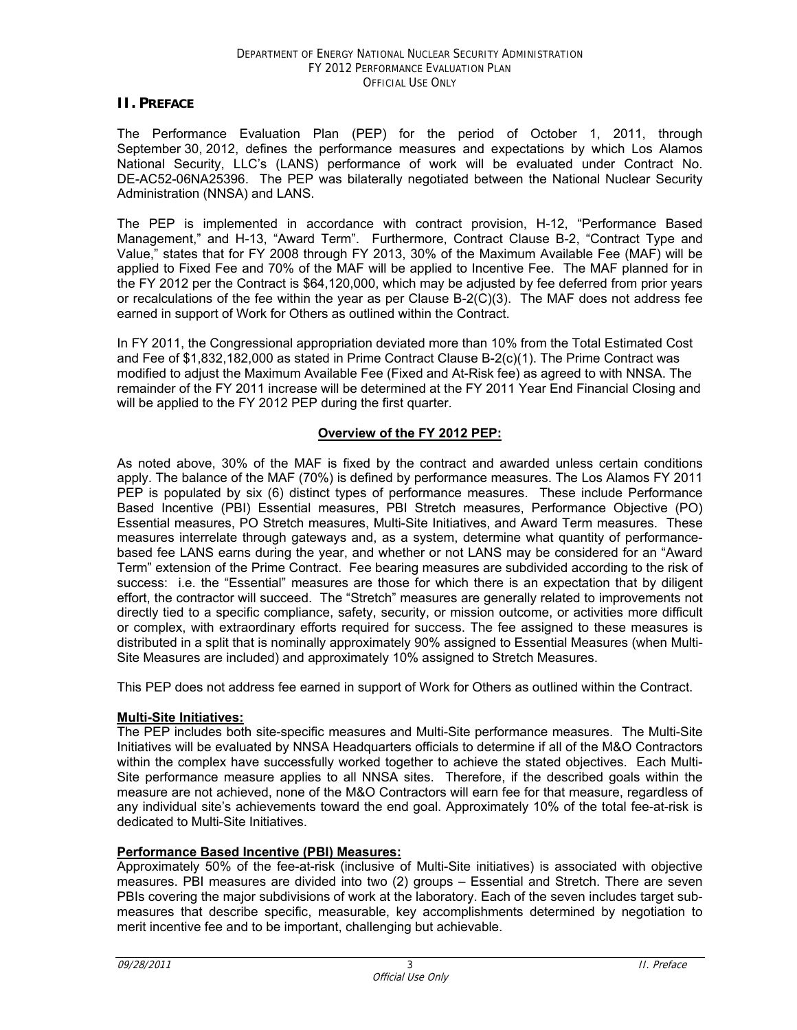## II. Preface

The Performance Evaluation Plan (PEP) for the period of October 1, 2011, through September 30, 2012, defines the performance measures and expectations by which Los Alamos National Security, LLC's (LANS) performance of work will be evaluated under Contract No. DE-AC52-06NA25396. The PEP was bilaterally negotiated between the National Nuclear Security Administration (NNSA) and LANS.

The PEP is implemented in accordance with contract provision, H-12, "Performance Based Management," and H-13, "Award Term". Furthermore, Contract Clause B-2, "Contract Type and Value," states that for FY 2008 through FY 2013, 30% of the Maximum Available Fee (MAF) will be applied to Fixed Fee and 70% of the MAF will be applied to Incentive Fee. The MAF planned for in the FY 2012 per the Contract is $64,120,000, which may be adjusted by fee deferred from prior years or recalculations of the fee within the year as per Clause B-2(C)(3). The MAF does not address fee earned in support of Work for Others as outlined within the Contract.

In FY 2011, the Congressional appropriation deviated more than 10% from the Total Estimated Cost and Fee of $1,832,182,000 as stated in Prime Contract Clause B-2(c)(1). The Prime Contract was modified to adjust the Maximum Available Fee (Fixed and At-Risk fee) as agreed to with NNSA. The remainder of the FY 2011 increase will be determined at the FY 2011 Year End Financial Closing and will be applied to the FY 2012 PEP during the first quarter.

### Overview of the FY 2012 PEP:

As noted above, 30% of the MAF is fixed by the contract and awarded unless certain conditions apply. The balance of the MAF (70%) is defined by performance measures. The Los Alamos FY 2011 PEP is populated by six (6) distinct types of performance measures. These include Performance Based Incentive (PBI) Essential measures, PBI Stretch measures, Performance Objective (PO) Essential measures, PO Stretch measures, Multi-Site Initiatives, and Award Term measures. These measures interrelate through gateways and, as a system, determine what quantity of performance-based fee LANS earns during the year, and whether or not LANS may be considered for an "Award Term" extension of the Prime Contract. Fee bearing measures are subdivided according to the risk of success: i.e. the "Essential" measures are those for which there is an expectation that by diligent effort, the contractor will succeed. The "Stretch" measures are generally related to improvements not directly tied to a specific compliance, safety, security, or mission outcome, or activities more difficult or complex, with extraordinary efforts required for success. The fee assigned to these measures is distributed in a split that is nominally approximately 90% assigned to Essential Measures (when Multi-Site Measures are included) and approximately 10% assigned to Stretch Measures.

This PEP does not address fee earned in support of Work for Others as outlined within the Contract.

**Multi-Site Initiatives:**

The PEP includes both site-specific measures and Multi-Site performance measures. The Multi-Site Initiatives will be evaluated by NNSA Headquarters officials to determine if all of the M&O Contractors within the complex have successfully worked together to achieve the stated objectives. Each Multi-Site performance measure applies to all NNSA sites. Therefore, if the described goals within the measure are not achieved, none of the M&O Contractors will earn fee for that measure, regardless of any individual site's achievements toward the end goal. Approximately 10% of the total fee-at-risk is dedicated to Multi-Site Initiatives.

**Performance Based Incentive (PBI) Measures:**

Approximately 50% of the fee-at-risk (inclusive of Multi-Site initiatives) is associated with objective measures. PBI measures are divided into two (2) groups – Essential and Stretch. There are seven PBIs covering the major subdivisions of work at the laboratory. Each of the seven includes target sub-measures that describe specific, measurable, key accomplishments determined by negotiation to merit incentive fee and to be important, challenging but achievable.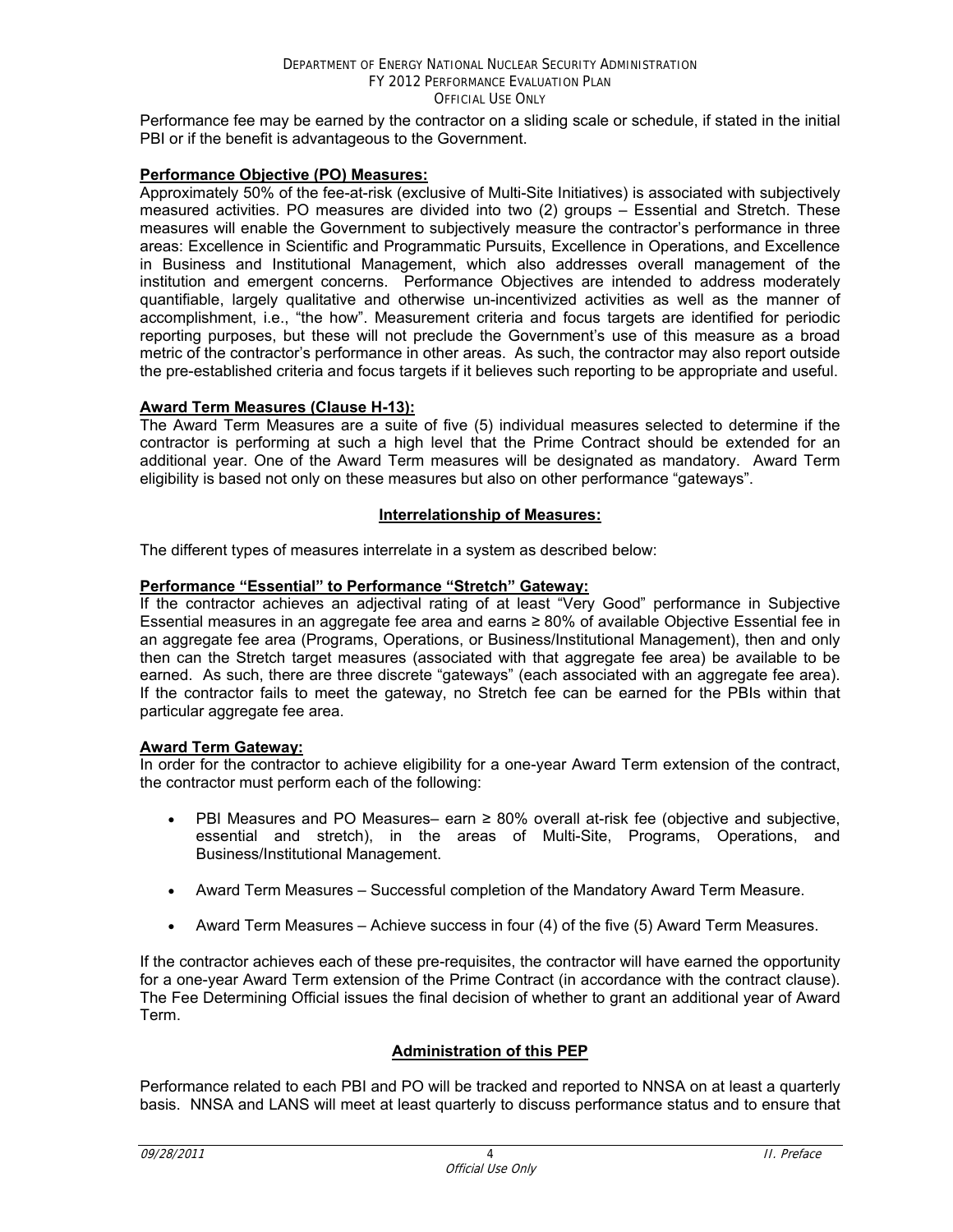Performance fee may be earned by the contractor on a sliding scale or schedule, if stated in the initial PBI or if the benefit is advantageous to the Government.

**Performance Objective (PO) Measures:**

Approximately 50% of the fee-at-risk (exclusive of Multi-Site Initiatives) is associated with subjectively measured activities. PO measures are divided into two (2) groups – Essential and Stretch. These measures will enable the Government to subjectively measure the contractor's performance in three areas: Excellence in Scientific and Programmatic Pursuits, Excellence in Operations, and Excellence in Business and Institutional Management, which also addresses overall management of the institution and emergent concerns. Performance Objectives are intended to address moderately quantifiable, largely qualitative and otherwise un-incentivized activities as well as the manner of accomplishment, i.e., "the how". Measurement criteria and focus targets are identified for periodic reporting purposes, but these will not preclude the Government's use of this measure as a broad metric of the contractor's performance in other areas. As such, the contractor may also report outside the pre-established criteria and focus targets if it believes such reporting to be appropriate and useful.

**Award Term Measures (Clause H-13):**

The Award Term Measures are a suite of five (5) individual measures selected to determine if the contractor is performing at such a high level that the Prime Contract should be extended for an additional year. One of the Award Term measures will be designated as mandatory. Award Term eligibility is based not only on these measures but also on other performance "gateways".

## Interrelationship of Measures:

The different types of measures interrelate in a system as described below:

**Performance "Essential" to Performance "Stretch" Gateway:**

If the contractor achieves an adjectival rating of at least "Very Good" performance in Subjective Essential measures in an aggregate fee area and earns ≥ 80% of available Objective Essential fee in an aggregate fee area (Programs, Operations, or Business/Institutional Management), then and only then can the Stretch target measures (associated with that aggregate fee area) be available to be earned. As such, there are three discrete "gateways" (each associated with an aggregate fee area). If the contractor fails to meet the gateway, no Stretch fee can be earned for the PBIs within that particular aggregate fee area.

**Award Term Gateway:**

In order for the contractor to achieve eligibility for a one-year Award Term extension of the contract, the contractor must perform each of the following:

- PBI Measures and PO Measures– earn ≥ 80% overall at-risk fee (objective and subjective, essential and stretch), in the areas of Multi-Site, Programs, Operations, and Business/Institutional Management.
- Award Term Measures – Successful completion of the Mandatory Award Term Measure.
- Award Term Measures – Achieve success in four (4) of the five (5) Award Term Measures.

If the contractor achieves each of these pre-requisites, the contractor will have earned the opportunity for a one-year Award Term extension of the Prime Contract (in accordance with the contract clause). The Fee Determining Official issues the final decision of whether to grant an additional year of Award Term.

## Administration of this PEP

Performance related to each PBI and PO will be tracked and reported to NNSA on at least a quarterly basis. NNSA and LANS will meet at least quarterly to discuss performance status and to ensure that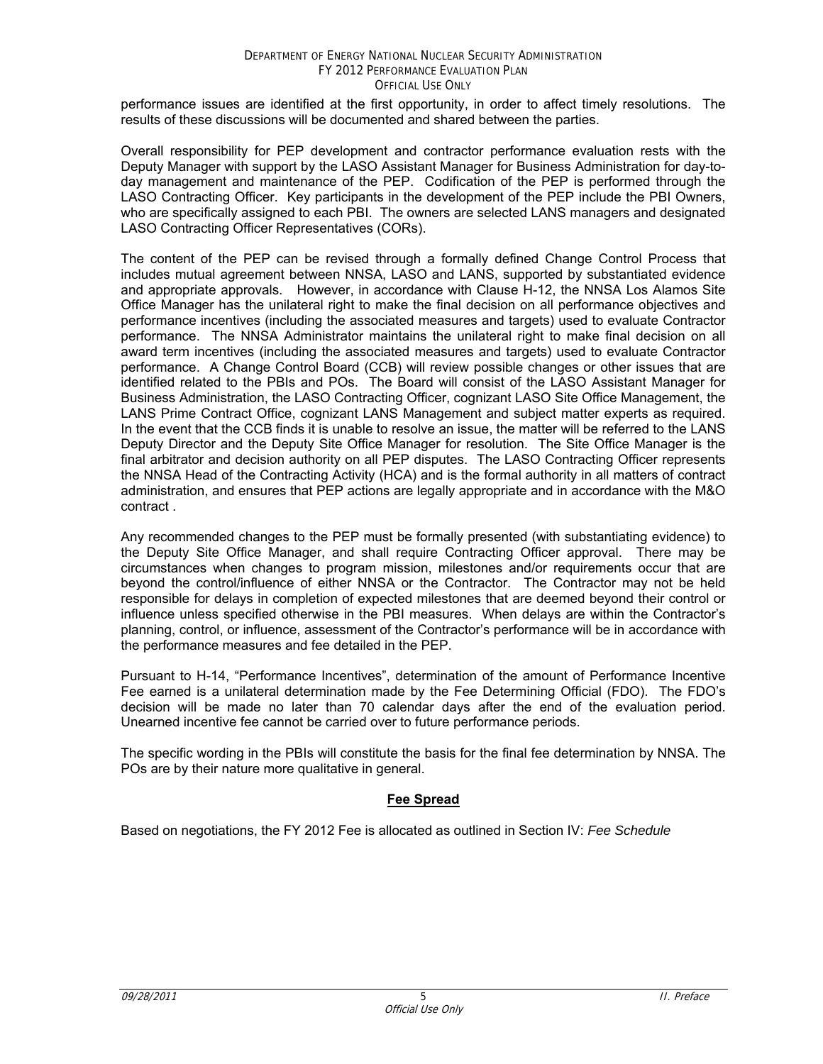performance issues are identified at the first opportunity, in order to affect timely resolutions. The results of these discussions will be documented and shared between the parties.

Overall responsibility for PEP development and contractor performance evaluation rests with the Deputy Manager with support by the LASO Assistant Manager for Business Administration for day-to-day management and maintenance of the PEP. Codification of the PEP is performed through the LASO Contracting Officer. Key participants in the development of the PEP include the PBI Owners, who are specifically assigned to each PBI. The owners are selected LANS managers and designated LASO Contracting Officer Representatives (CORs).

The content of the PEP can be revised through a formally defined Change Control Process that includes mutual agreement between NNSA, LASO and LANS, supported by substantiated evidence and appropriate approvals. However, in accordance with Clause H-12, the NNSA Los Alamos Site Office Manager has the unilateral right to make the final decision on all performance objectives and performance incentives (including the associated measures and targets) used to evaluate Contractor performance. The NNSA Administrator maintains the unilateral right to make final decision on all award term incentives (including the associated measures and targets) used to evaluate Contractor performance. A Change Control Board (CCB) will review possible changes or other issues that are identified related to the PBIs and POs. The Board will consist of the LASO Assistant Manager for Business Administration, the LASO Contracting Officer, cognizant LASO Site Office Management, the LANS Prime Contract Office, cognizant LANS Management and subject matter experts as required. In the event that the CCB finds it is unable to resolve an issue, the matter will be referred to the LANS Deputy Director and the Deputy Site Office Manager for resolution. The Site Office Manager is the final arbitrator and decision authority on all PEP disputes. The LASO Contracting Officer represents the NNSA Head of the Contracting Activity (HCA) and is the formal authority in all matters of contract administration, and ensures that PEP actions are legally appropriate and in accordance with the M&O contract .

Any recommended changes to the PEP must be formally presented (with substantiating evidence) to the Deputy Site Office Manager, and shall require Contracting Officer approval. There may be circumstances when changes to program mission, milestones and/or requirements occur that are beyond the control/influence of either NNSA or the Contractor. The Contractor may not be held responsible for delays in completion of expected milestones that are deemed beyond their control or influence unless specified otherwise in the PBI measures. When delays are within the Contractor's planning, control, or influence, assessment of the Contractor's performance will be in accordance with the performance measures and fee detailed in the PEP.

Pursuant to H-14, "Performance Incentives", determination of the amount of Performance Incentive Fee earned is a unilateral determination made by the Fee Determining Official (FDO). The FDO's decision will be made no later than 70 calendar days after the end of the evaluation period. Unearned incentive fee cannot be carried over to future performance periods.

The specific wording in the PBIs will constitute the basis for the final fee determination by NNSA. The POs are by their nature more qualitative in general.

## Fee Spread

Based on negotiations, the FY 2012 Fee is allocated as outlined in Section IV: *Fee Schedule*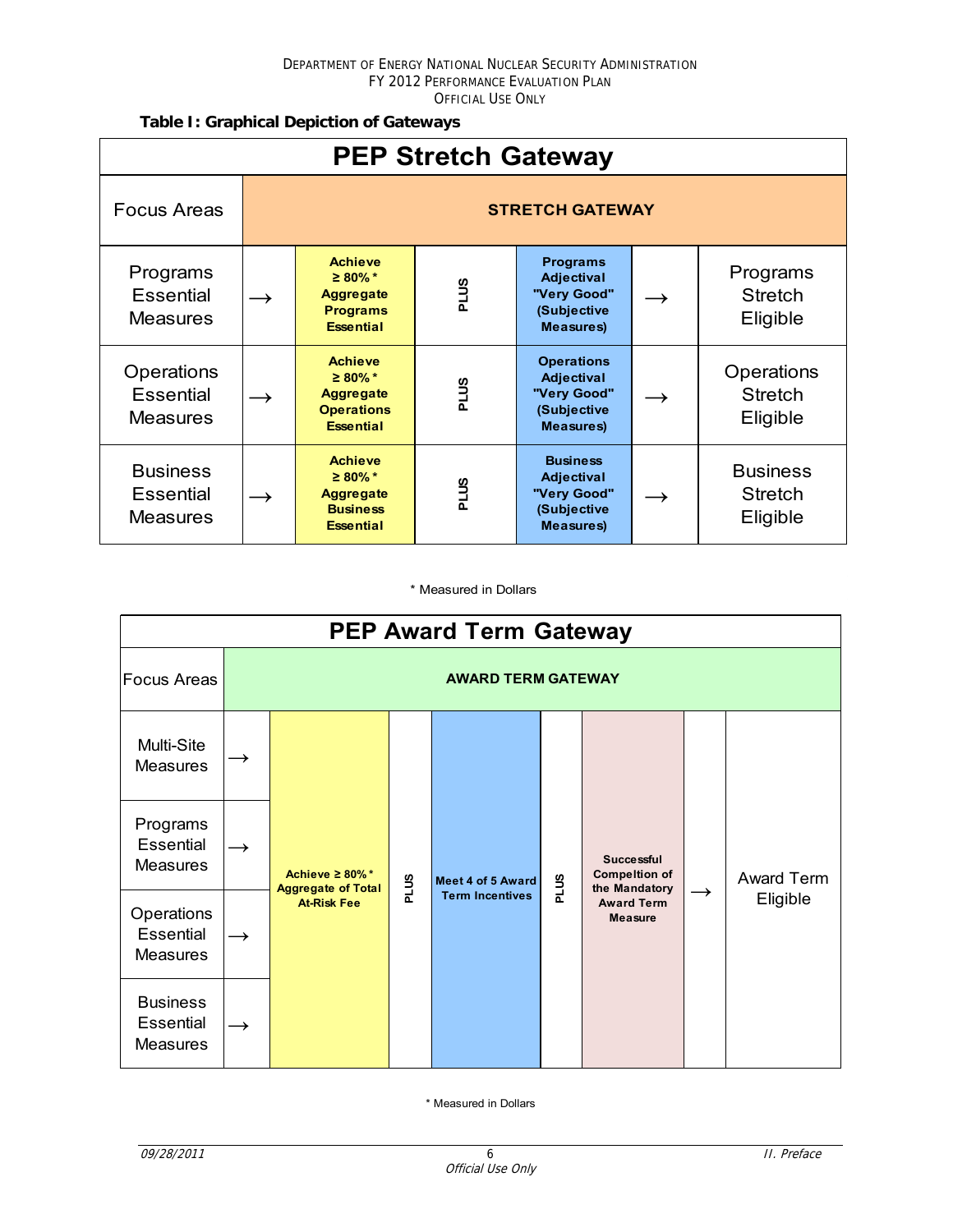**Table I: Graphical Depiction of Gateways**

| PEP Stretch Gateway | | | | | | |
|---|---|---|---|---|---|---|
| Focus Areas | STRETCH GATEWAY | | | | | |
| Programs Essential Measures | → | Achieve ≥ 80%* Aggregate Programs Essential | PLUS | Programs Adjectival "Very Good" (Subjective Measures) | → | Programs Stretch Eligible |
| Operations Essential Measures | → | Achieve ≥ 80%* Aggregate Operations Essential | PLUS | Operations Adjectival "Very Good" (Subjective Measures) | → | Operations Stretch Eligible |
| Business Essential Measures | → | Achieve ≥ 80%* Aggregate Business Essential | PLUS | Business Adjectival "Very Good" (Subjective Measures) | → | Business Stretch Eligible |

\* Measured in Dollars

| PEP Award Term Gateway | | | | | | | | |
|---|---|---|---|---|---|---|---|---|
| Focus Areas | AWARD TERM GATEWAY | | | | | | | |
| Multi-Site Measures | → | Achieve ≥ 80%* Aggregate of Total At-Risk Fee | PLUS | Meet 4 of 5 Award Term Incentives | PLUS | Successful Compeltion of the Mandatory Award Term Measure | → | Award Term Eligible |
| Programs Essential Measures | → | | | | | | | |
| Operations Essential Measures | → | | | | | | | |
| Business Essential Measures | → | | | | | | | |

\* Measured in Dollars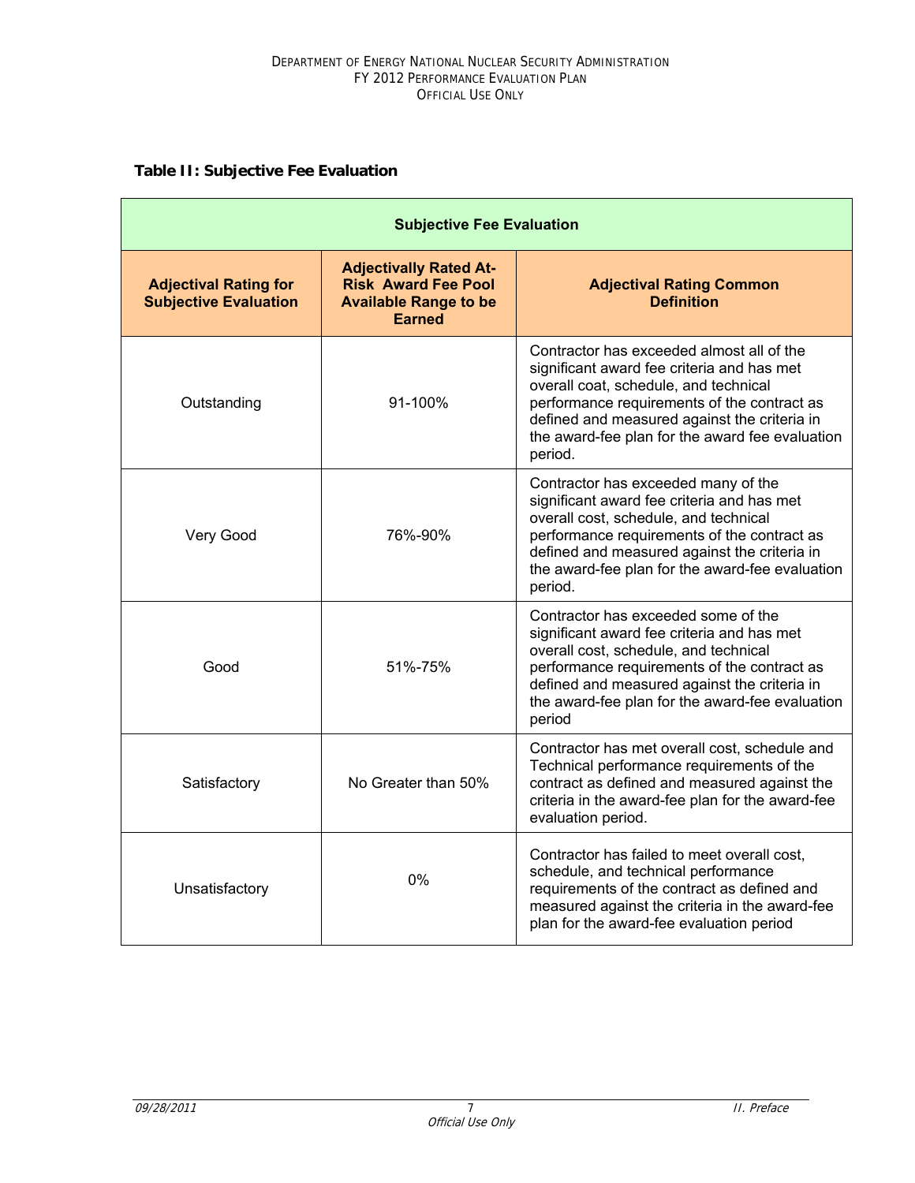**Table II: Subjective Fee Evaluation**

| Subjective Fee Evaluation | | |
|---|---|---|
| **Adjectival Rating for Subjective Evaluation** | **Adjectivally Rated At-Risk Award Fee Pool Available Range to be Earned** | **Adjectival Rating Common Definition** |
| Outstanding | 91-100% | Contractor has exceeded almost all of the significant award fee criteria and has met overall coat, schedule, and technical performance requirements of the contract as defined and measured against the criteria in the award-fee plan for the award fee evaluation period. |
| Very Good | 76%-90% | Contractor has exceeded many of the significant award fee criteria and has met overall cost, schedule, and technical performance requirements of the contract as defined and measured against the criteria in the award-fee plan for the award-fee evaluation period. |
| Good | 51%-75% | Contractor has exceeded some of the significant award fee criteria and has met overall cost, schedule, and technical performance requirements of the contract as defined and measured against the criteria in the award-fee plan for the award-fee evaluation period |
| Satisfactory | No Greater than 50% | Contractor has met overall cost, schedule and Technical performance requirements of the contract as defined and measured against the criteria in the award-fee plan for the award-fee evaluation period. |
| Unsatisfactory | 0% | Contractor has failed to meet overall cost, schedule, and technical performance requirements of the contract as defined and measured against the criteria in the award-fee plan for the award-fee evaluation period |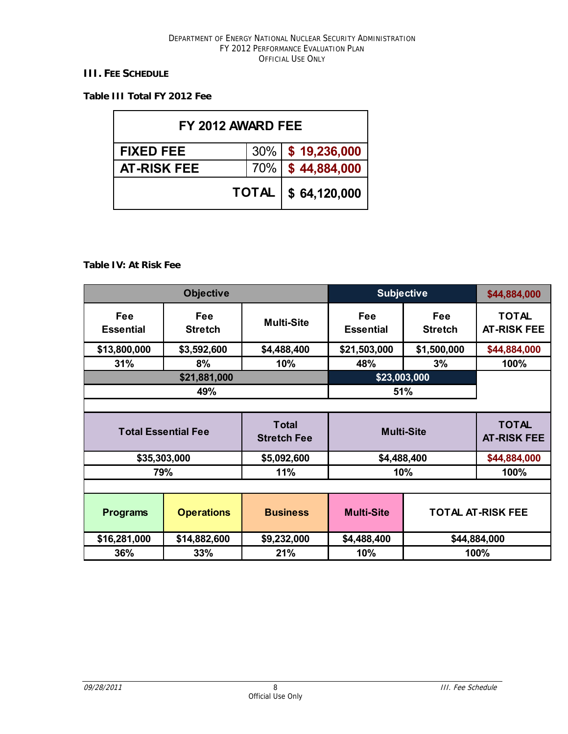## III. FEE SCHEDULE

**Table III Total FY 2012 Fee**

| FY 2012 AWARD FEE | | |
|---|---|---|
| FIXED FEE | 30% | $ 19,236,000 |
| AT-RISK FEE | 70% | $ 44,884,000 |
| | TOTAL | $ 64,120,000 |

**Table IV: At Risk Fee**

| Objective | | | Subjective | | $44,884,000 |
|---|---|---|---|---|---|
| Fee Essential | Fee Stretch | Multi-Site | Fee Essential | Fee Stretch | TOTAL AT-RISK FEE |
| $13,800,000 | $3,592,600 | $4,488,400 | $21,503,000 | $1,500,000 | $44,884,000 |
| 31% | 8% | 10% | 48% | 3% | 100% |
| $21,881,000 | | | $23,003,000 | | |
| 49% | | | 51% | | |

| Total Essential Fee | Total Stretch Fee | Multi-Site | TOTAL AT-RISK FEE |
|---|---|---|---|
| $35,303,000 | $5,092,600 | $4,488,400 | $44,884,000 |
| 79% | 11% | 10% | 100% |

| Programs | Operations | Business | Multi-Site | TOTAL AT-RISK FEE |
|---|---|---|---|---|
| $16,281,000 | $14,882,600 | $9,232,000 | $4,488,400 | $44,884,000 |
| 36% | 33% | 21% | 10% | 100% |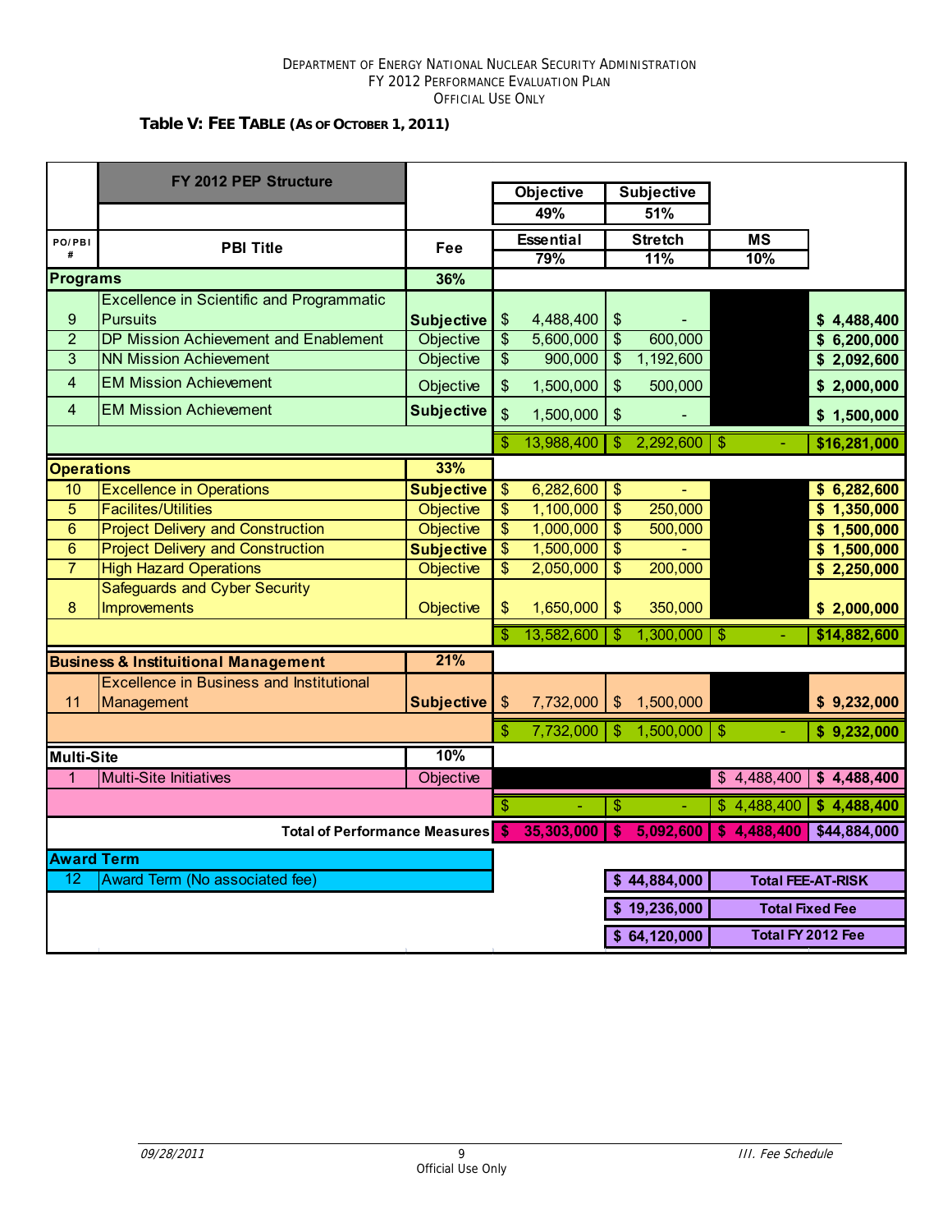### Table V: FEE TABLE (AS OF OCTOBER 1, 2011)

| PO/PBI # | FY 2012 PEP Structure<br>PBI Title | Fee | Objective 49%<br>Essential 79% | Subjective 51%<br>Stretch 11% | MS 10% | |
|---|---|---|---|---|---|---|
| **Programs** | | **36%** | | | | |
| 9 | Excellence in Scientific and Programmatic Pursuits | **Subjective** | $ 4,488,400 | $ - | | **$ 4,488,400** |
| 2 | DP Mission Achievement and Enablement | Objective | $ 5,600,000 | $ 600,000 | | **$ 6,200,000** |
| 3 | NN Mission Achievement | Objective | $ 900,000 | $ 1,192,600 | | **$ 2,092,600** |
| 4 | EM Mission Achievement | Objective | $ 1,500,000 | $ 500,000 | | **$ 2,000,000** |
| 4 | EM Mission Achievement | **Subjective** | $ 1,500,000 | $ - | | **$ 1,500,000** |
| | | | $ 13,988,400 | $ 2,292,600 | $ - | **$16,281,000** |
| **Operations** | | **33%** | | | | |
| 10 | Excellence in Operations | **Subjective** | $ 6,282,600 | $ - | | **$ 6,282,600** |
| 5 | Facilites/Utilities | Objective | $ 1,100,000 | $ 250,000 | | **$ 1,350,000** |
| 6 | Project Delivery and Construction | Objective | $ 1,000,000 | $ 500,000 | | **$ 1,500,000** |
| 6 | Project Delivery and Construction | **Subjective** | $ 1,500,000 | $ - | | **$ 1,500,000** |
| 7 | High Hazard Operations | Objective | $ 2,050,000 | $ 200,000 | | **$ 2,250,000** |
| 8 | Safeguards and Cyber Security Improvements | Objective | $ 1,650,000 | $ 350,000 | | **$ 2,000,000** |
| | | | $ 13,582,600 | $ 1,300,000 | $ - | **$14,882,600** |
| **Business & Instituitional Management** | | **21%** | | | | |
| 11 | Excellence in Business and Institutional Management | **Subjective** | $ 7,732,000 | $ 1,500,000 | | **$ 9,232,000** |
| | | | $ 7,732,000 | $ 1,500,000 | $ - | **$ 9,232,000** |
| **Multi-Site** | | **10%** | | | | |
| 1 | Multi-Site Initiatives | Objective | | | $ 4,488,400 | **$ 4,488,400** |
| | | | $ - | $ - | $ 4,488,400 | **$ 4,488,400** |
| | **Total of Performance Measures** | | **$ 35,303,000** | **$ 5,092,600** | **$ 4,488,400** | **$44,884,000** |
| **Award Term** | | | | | | |
| 12 | Award Term (No associated fee) | | | **$ 44,884,000** | **Total FEE-AT-RISK** | |
| | | | | **$ 19,236,000** | **Total Fixed Fee** | |
| | | | | **$ 64,120,000** | **Total FY 2012 Fee** | |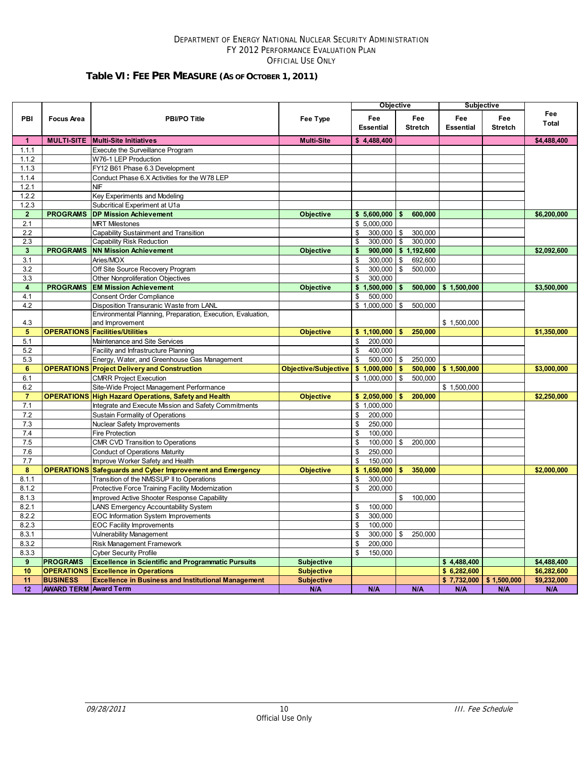DEPARTMENT OF ENERGY NATIONAL NUCLEAR SECURITY ADMINISTRATION
FY 2012 PERFORMANCE EVALUATION PLAN
OFFICIAL USE ONLY

## Table VI: FEE PER MEASURE (AS OF OCTOBER 1, 2011)

| PBI | Focus Area | PBI/PO Title | Fee Type | Objective | | Subjective | | Fee Total |
|---|---|---|---|---|---|---|---|---|
| | | | | Fee Essential | Fee Stretch | Fee Essential | Fee Stretch | |
| **1** | **MULTI-SITE** | **Multi-Site Initiatives** | **Multi-Site** | **$ 4,488,400** | | | | **$4,488,400** |
| 1.1.1 | | Execute the Surveillance Program | | | | | | |
| 1.1.2 | | W76-1 LEP Production | | | | | | |
| 1.1.3 | | FY12 B61 Phase 6.3 Development | | | | | | |
| 1.1.4 | | Conduct Phase 6.X Activities for the W78 LEP | | | | | | |
| 1.2.1 | | NIF | | | | | | |
| 1.2.2 | | Key Experiments and Modeling | | | | | | |
| 1.2.3 | | Subcritical Experiment at U1a | | | | | | |
| **2** | **PROGRAMS** | **DP Mission Achievement** | **Objective** | **$ 5,600,000** | **$ 600,000** | | | **$6,200,000** |
| 2.1 | | MRT Milestones | | $ 5,000,000 | | | | |
| 2.2 | | Capability Sustainment and Transition | | $ 300,000 | $ 300,000 | | | |
| 2.3 | | Capability Risk Reduction | | $ 300,000 | $ 300,000 | | | |
| **3** | **PROGRAMS** | **NN Mission Achievement** | **Objective** | **$ 900,000** | **$ 1,192,600** | | | **$2,092,600** |
| 3.1 | | Aries/MOX | | $ 300,000 | $ 692,600 | | | |
| 3.2 | | Off Site Source Recovery Program | | $ 300,000 | $ 500,000 | | | |
| 3.3 | | Other Nonproliferation Objectives | | $ 300,000 | | | | |
| **4** | **PROGRAMS** | **EM Mission Achievement** | **Objective** | **$ 1,500,000** | **$ 500,000** | **$ 1,500,000** | | **$3,500,000** |
| 4.1 | | Consent Order Compliance | | $ 500,000 | | | | |
| 4.2 | | Disposition Transuranic Waste from LANL | | $ 1,000,000 | $ 500,000 | | | |
| 4.3 | | Environmental Planning, Preparation, Execution, Evaluation, and Improvement | | | | $ 1,500,000 | | |
| **5** | **OPERATIONS** | **Facilities/Utilities** | **Objective** | **$ 1,100,000** | **$ 250,000** | | | **$1,350,000** |
| 5.1 | | Maintenance and Site Services | | $ 200,000 | | | | |
| 5.2 | | Facility and Infrastructure Planning | | $ 400,000 | | | | |
| 5.3 | | Energy, Water, and Greenhouse Gas Management | | $ 500,000 | $ 250,000 | | | |
| **6** | **OPERATIONS** | **Project Delivery and Construction** | **Objective/Subjective** | **$ 1,000,000** | **$ 500,000** | **$ 1,500,000** | | **$3,000,000** |
| 6.1 | | CMRR Project Execution | | $ 1,000,000 | $ 500,000 | | | |
| 6.2 | | Site-Wide Project Management Performance | | | | $ 1,500,000 | | |
| **7** | **OPERATIONS** | **High Hazard Operations, Safety and Health** | **Objective** | **$ 2,050,000** | **$ 200,000** | | | **$2,250,000** |
| 7.1 | | Integrate and Execute Mission and Safety Commitments | | $ 1,000,000 | | | | |
| 7.2 | | Sustain Formality of Operations | | $ 200,000 | | | | |
| 7.3 | | Nuclear Safety Improvements | | $ 250,000 | | | | |
| 7.4 | | Fire Protection | | $ 100,000 | | | | |
| 7.5 | | CMR CVD Transition to Operations | | $ 100,000 | $ 200,000 | | | |
| 7.6 | | Conduct of Operations Maturity | | $ 250,000 | | | | |
| 7.7 | | Improve Worker Safety and Health | | $ 150,000 | | | | |
| **8** | **OPERATIONS** | **Safeguards and Cyber Improvement and Emergency** | **Objective** | **$ 1,650,000** | **$ 350,000** | | | **$2,000,000** |
| 8.1.1 | | Transition of the NMSSUP II to Operations | | $ 300,000 | | | | |
| 8.1.2 | | Protective Force Training Facility Modernization | | $ 200,000 | | | | |
| 8.1.3 | | Improved Active Shooter Response Capability | | | $ 100,000 | | | |
| 8.2.1 | | LANS Emergency Accountability System | | $ 100,000 | | | | |
| 8.2.2 | | EOC Information System Improvements | | $ 300,000 | | | | |
| 8.2.3 | | EOC Facility Improvements | | $ 100,000 | | | | |
| 8.3.1 | | Vulnerability Management | | $ 300,000 | $ 250,000 | | | |
| 8.3.2 | | Risk Management Framework | | $ 200,000 | | | | |
| 8.3.3 | | Cyber Security Profile | | $ 150,000 | | | | |
| **9** | **PROGRAMS** | **Excellence in Scientific and Programmatic Pursuits** | **Subjective** | | | **$ 4,488,400** | | **$4,488,400** |
| **10** | **OPERATIONS** | **Excellence in Operations** | **Subjective** | | | **$ 6,282,600** | | **$6,282,600** |
| **11** | **BUSINESS** | **Excellence in Business and Institutional Management** | **Subjective** | | | **$ 7,732,000** | **$ 1,500,000** | **$9,232,000** |
| **12** | **AWARD TERM** | **Award Term** | **N/A** | **N/A** | **N/A** | **N/A** | **N/A** | **N/A** |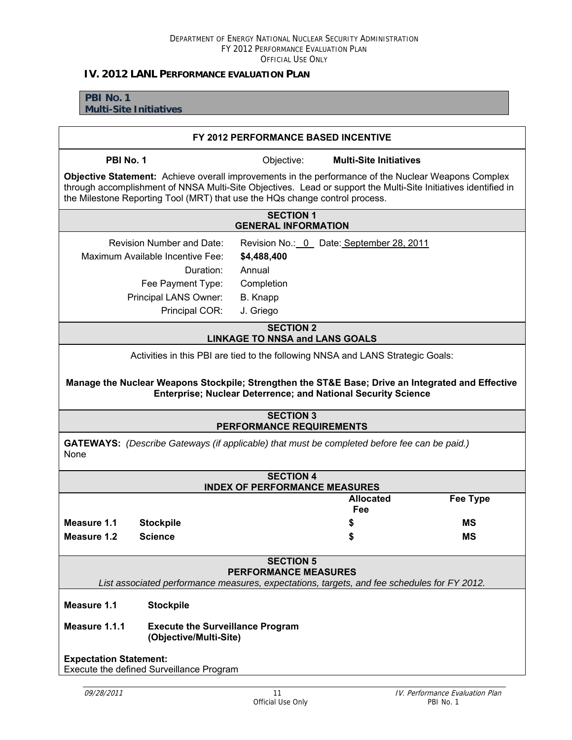## IV. 2012 LANL PERFORMANCE EVALUATION PLAN

**PBI NO. 1**
**Multi-Site Initiatives**

### FY 2012 PERFORMANCE BASED INCENTIVE

**PBI No. 1** Objective: **Multi-Site Initiatives**

**Objective Statement:** Achieve overall improvements in the performance of the Nuclear Weapons Complex through accomplishment of NNSA Multi-Site Objectives. Lead or support the Multi-Site Initiatives identified in the Milestone Reporting Tool (MRT) that use the HQs change control process.

#### SECTION 1
#### GENERAL INFORMATION

| | |
|---|---|
| Revision Number and Date: | Revision No.: 0 Date: September 28, 2011 |
| Maximum Available Incentive Fee: | **$4,488,400** |
| Duration: | Annual |
| Fee Payment Type: | Completion |
| Principal LANS Owner: | B. Knapp |
| Principal COR: | J. Griego |

#### SECTION 2
#### LINKAGE TO NNSA and LANS GOALS

Activities in this PBI are tied to the following NNSA and LANS Strategic Goals:

**Manage the Nuclear Weapons Stockpile; Strengthen the ST&E Base; Drive an Integrated and Effective Enterprise; Nuclear Deterrence; and National Security Science**

#### SECTION 3
#### PERFORMANCE REQUIREMENTS

**GATEWAYS:** *(Describe Gateways (if applicable) that must be completed before fee can be paid.)*
None

#### SECTION 4
#### INDEX OF PERFORMANCE MEASURES

| | | Allocated Fee | Fee Type |
|---|---|---|---|
| **Measure 1.1** | **Stockpile** | **$** | **MS** |
| **Measure 1.2** | **Science** | **$** | **MS** |

#### SECTION 5
#### PERFORMANCE MEASURES

*List associated performance measures, expectations, targets, and fee schedules for FY 2012.*

**Measure 1.1 Stockpile**

**Measure 1.1.1 Execute the Surveillance Program (Objective/Multi-Site)**

**Expectation Statement:**
Execute the defined Surveillance Program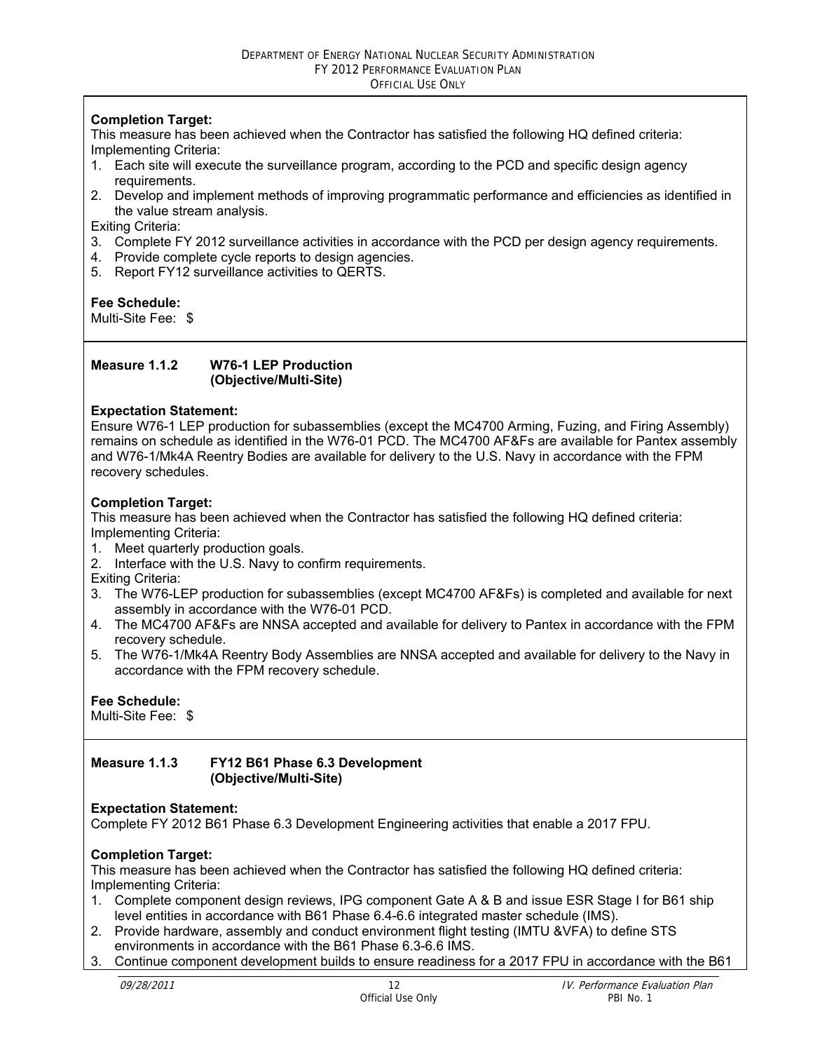**Completion Target:**
This measure has been achieved when the Contractor has satisfied the following HQ defined criteria:
Implementing Criteria:

1. Each site will execute the surveillance program, according to the PCD and specific design agency requirements.
2. Develop and implement methods of improving programmatic performance and efficiencies as identified in the value stream analysis.

Exiting Criteria:

3. Complete FY 2012 surveillance activities in accordance with the PCD per design agency requirements.
4. Provide complete cycle reports to design agencies.
5. Report FY12 surveillance activities to QERTS.

**Fee Schedule:**
Multi-Site Fee: $

---

**Measure 1.1.2 W76-1 LEP Production (Objective/Multi-Site)**

**Expectation Statement:**
Ensure W76-1 LEP production for subassemblies (except the MC4700 Arming, Fuzing, and Firing Assembly) remains on schedule as identified in the W76-01 PCD. The MC4700 AF&Fs are available for Pantex assembly and W76-1/Mk4A Reentry Bodies are available for delivery to the U.S. Navy in accordance with the FPM recovery schedules.

**Completion Target:**
This measure has been achieved when the Contractor has satisfied the following HQ defined criteria:
Implementing Criteria:

1. Meet quarterly production goals.
2. Interface with the U.S. Navy to confirm requirements.

Exiting Criteria:

3. The W76-LEP production for subassemblies (except MC4700 AF&Fs) is completed and available for next assembly in accordance with the W76-01 PCD.
4. The MC4700 AF&Fs are NNSA accepted and available for delivery to Pantex in accordance with the FPM recovery schedule.
5. The W76-1/Mk4A Reentry Body Assemblies are NNSA accepted and available for delivery to the Navy in accordance with the FPM recovery schedule.

**Fee Schedule:**
Multi-Site Fee: $

---

**Measure 1.1.3 FY12 B61 Phase 6.3 Development (Objective/Multi-Site)**

**Expectation Statement:**
Complete FY 2012 B61 Phase 6.3 Development Engineering activities that enable a 2017 FPU.

**Completion Target:**
This measure has been achieved when the Contractor has satisfied the following HQ defined criteria:
Implementing Criteria:

1. Complete component design reviews, IPG component Gate A & B and issue ESR Stage I for B61 ship level entities in accordance with B61 Phase 6.4-6.6 integrated master schedule (IMS).
2. Provide hardware, assembly and conduct environment flight testing (IMTU &VFA) to define STS environments in accordance with the B61 Phase 6.3-6.6 IMS.
3. Continue component development builds to ensure readiness for a 2017 FPU in accordance with the B61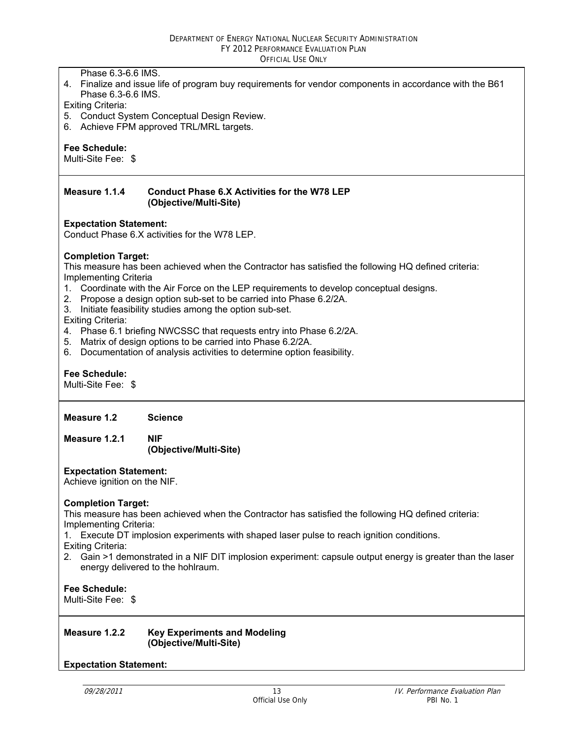Phase 6.3-6.6 IMS.

4. Finalize and issue life of program buy requirements for vendor components in accordance with the B61 Phase 6.3-6.6 IMS.

Exiting Criteria:

5. Conduct System Conceptual Design Review.
6. Achieve FPM approved TRL/MRL targets.

**Fee Schedule:**
Multi-Site Fee: $

---

**Measure 1.1.4 Conduct Phase 6.X Activities for the W78 LEP (Objective/Multi-Site)**

**Expectation Statement:**
Conduct Phase 6.X activities for the W78 LEP.

**Completion Target:**
This measure has been achieved when the Contractor has satisfied the following HQ defined criteria:
Implementing Criteria

1. Coordinate with the Air Force on the LEP requirements to develop conceptual designs.
2. Propose a design option sub-set to be carried into Phase 6.2/2A.
3. Initiate feasibility studies among the option sub-set.

Exiting Criteria:

4. Phase 6.1 briefing NWCSSC that requests entry into Phase 6.2/2A.
5. Matrix of design options to be carried into Phase 6.2/2A.
6. Documentation of analysis activities to determine option feasibility.

**Fee Schedule:**
Multi-Site Fee: $

---

**Measure 1.2 Science**

**Measure 1.2.1 NIF (Objective/Multi-Site)**

**Expectation Statement:**
Achieve ignition on the NIF.

**Completion Target:**
This measure has been achieved when the Contractor has satisfied the following HQ defined criteria:
Implementing Criteria:

1. Execute DT implosion experiments with shaped laser pulse to reach ignition conditions.

Exiting Criteria:

2. Gain >1 demonstrated in a NIF DIT implosion experiment: capsule output energy is greater than the laser energy delivered to the hohlraum.

**Fee Schedule:**
Multi-Site Fee: $

---

**Measure 1.2.2 Key Experiments and Modeling (Objective/Multi-Site)**

**Expectation Statement:**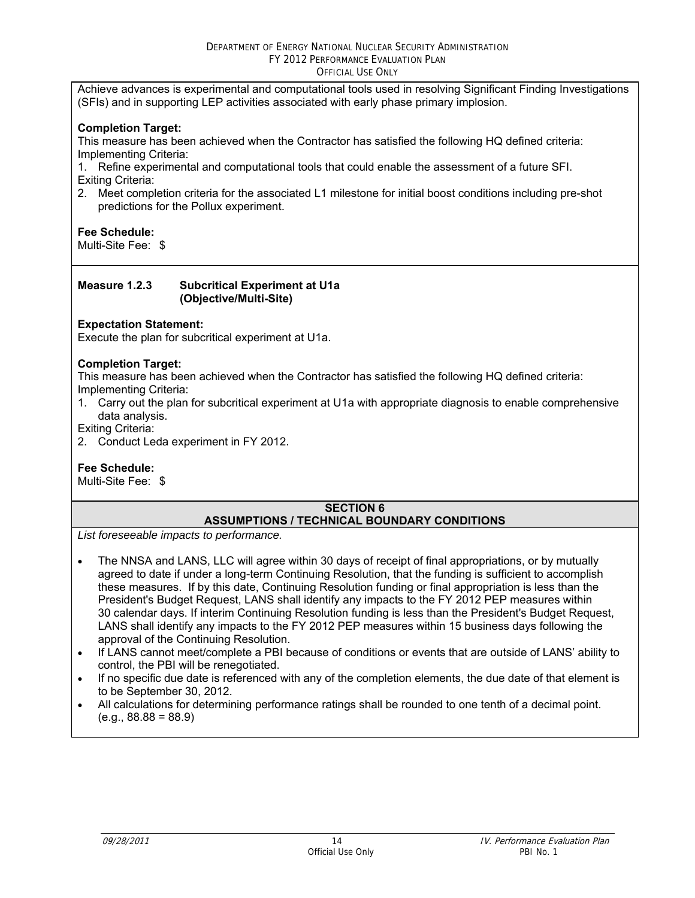Achieve advances is experimental and computational tools used in resolving Significant Finding Investigations (SFIs) and in supporting LEP activities associated with early phase primary implosion.

**Completion Target:**
This measure has been achieved when the Contractor has satisfied the following HQ defined criteria:
Implementing Criteria:
1. Refine experimental and computational tools that could enable the assessment of a future SFI.

Exiting Criteria:

2. Meet completion criteria for the associated L1 milestone for initial boost conditions including pre-shot predictions for the Pollux experiment.

**Fee Schedule:**
Multi-Site Fee: $

**Measure 1.2.3 Subcritical Experiment at U1a (Objective/Multi-Site)**

**Expectation Statement:**
Execute the plan for subcritical experiment at U1a.

**Completion Target:**
This measure has been achieved when the Contractor has satisfied the following HQ defined criteria:
Implementing Criteria:
1. Carry out the plan for subcritical experiment at U1a with appropriate diagnosis to enable comprehensive data analysis.

Exiting Criteria:

2. Conduct Leda experiment in FY 2012.

**Fee Schedule:**
Multi-Site Fee: $

## SECTION 6
## ASSUMPTIONS / TECHNICAL BOUNDARY CONDITIONS

*List foreseeable impacts to performance.*

- The NNSA and LANS, LLC will agree within 30 days of receipt of final appropriations, or by mutually agreed to date if under a long-term Continuing Resolution, that the funding is sufficient to accomplish these measures. If by this date, Continuing Resolution funding or final appropriation is less than the President's Budget Request, LANS shall identify any impacts to the FY 2012 PEP measures within 30 calendar days. If interim Continuing Resolution funding is less than the President's Budget Request, LANS shall identify any impacts to the FY 2012 PEP measures within 15 business days following the approval of the Continuing Resolution.
- If LANS cannot meet/complete a PBI because of conditions or events that are outside of LANS' ability to control, the PBI will be renegotiated.
- If no specific due date is referenced with any of the completion elements, the due date of that element is to be September 30, 2012.
- All calculations for determining performance ratings shall be rounded to one tenth of a decimal point. (e.g., 88.88 = 88.9)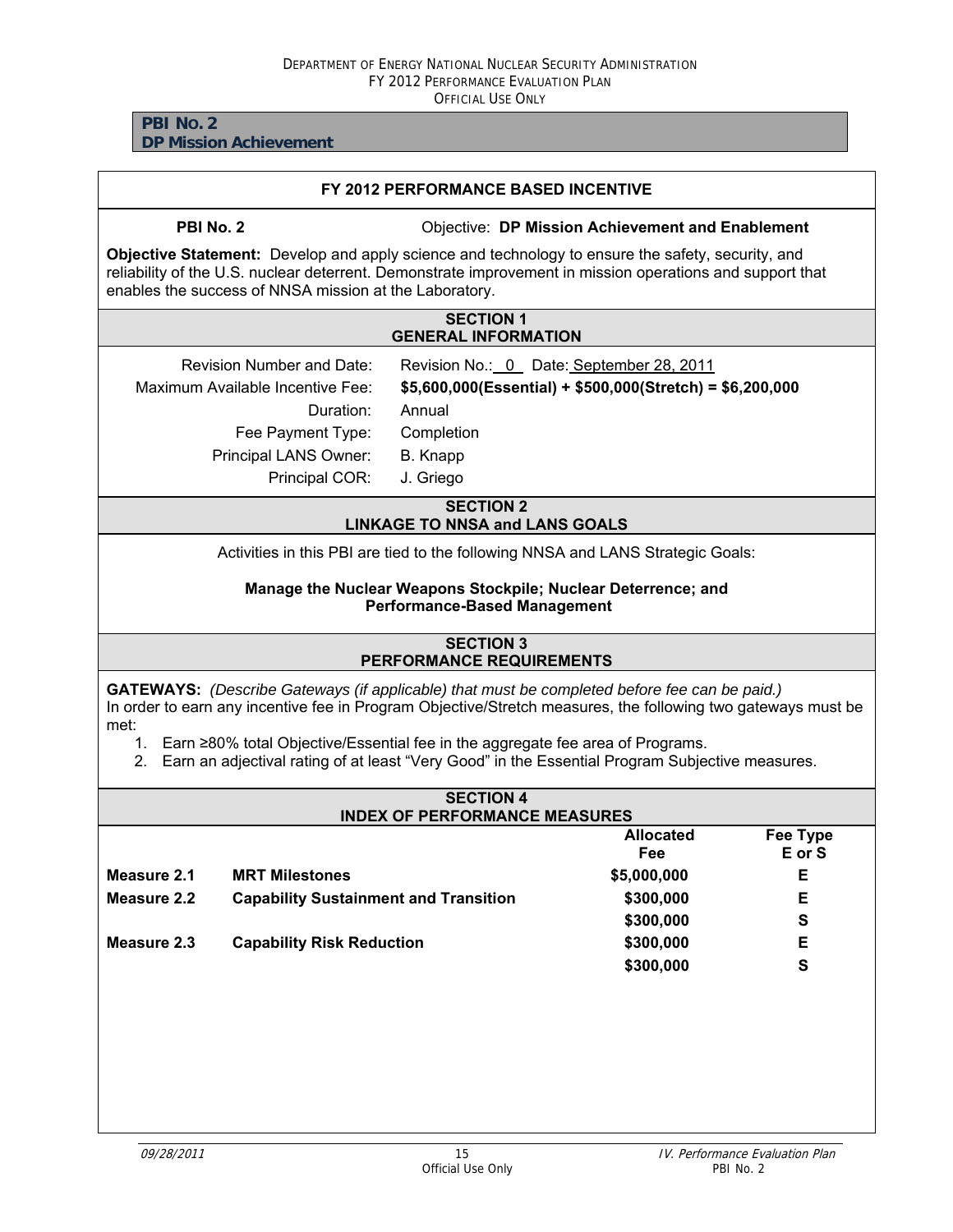**PBI No. 2**
**DP Mission Achievement**

## FY 2012 PERFORMANCE BASED INCENTIVE

**PBI No. 2** Objective: **DP Mission Achievement and Enablement**

**Objective Statement:** Develop and apply science and technology to ensure the safety, security, and reliability of the U.S. nuclear deterrent. Demonstrate improvement in mission operations and support that enables the success of NNSA mission at the Laboratory.

### SECTION 1
### GENERAL INFORMATION

| | |
|---|---|
| Revision Number and Date: | Revision No.: 0 Date: September 28, 2011 |
| Maximum Available Incentive Fee: | **$5,600,000(Essential) + $500,000(Stretch) = $6,200,000** |
| Duration: | Annual |
| Fee Payment Type: | Completion |
| Principal LANS Owner: | B. Knapp |
| Principal COR: | J. Griego |

### SECTION 2
### LINKAGE TO NNSA and LANS GOALS

Activities in this PBI are tied to the following NNSA and LANS Strategic Goals:

**Manage the Nuclear Weapons Stockpile; Nuclear Deterrence; and Performance-Based Management**

### SECTION 3
### PERFORMANCE REQUIREMENTS

**GATEWAYS:** *(Describe Gateways (if applicable) that must be completed before fee can be paid.)*
In order to earn any incentive fee in Program Objective/Stretch measures, the following two gateways must be met:

1. Earn ≥80% total Objective/Essential fee in the aggregate fee area of Programs.
2. Earn an adjectival rating of at least "Very Good" in the Essential Program Subjective measures.

### SECTION 4
### INDEX OF PERFORMANCE MEASURES

| | | Allocated Fee | Fee Type E or S |
|---|---|---|---|
| **Measure 2.1** | **MRT Milestones** | **$5,000,000** | **E** |
| **Measure 2.2** | **Capability Sustainment and Transition** | **$300,000** | **E** |
| | | **$300,000** | **S** |
| **Measure 2.3** | **Capability Risk Reduction** | **$300,000** | **E** |
| | | **$300,000** | **S** |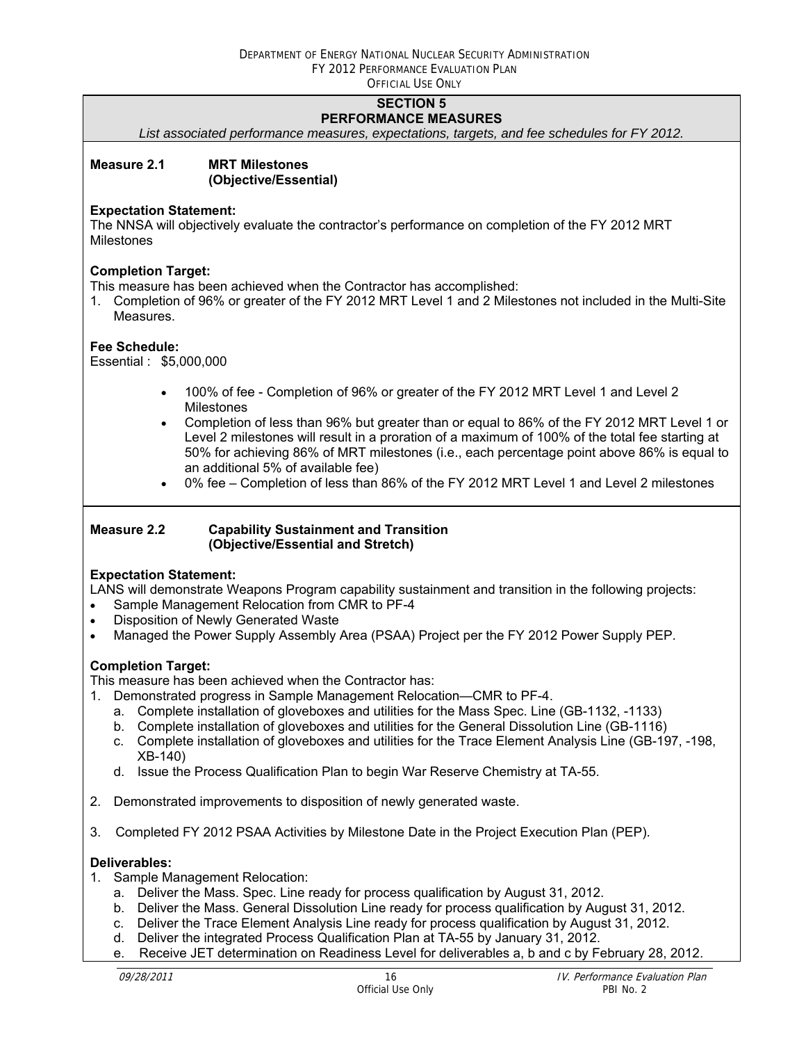## SECTION 5
## PERFORMANCE MEASURES

*List associated performance measures, expectations, targets, and fee schedules for FY 2012.*

**Measure 2.1 MRT Milestones (Objective/Essential)**

**Expectation Statement:**
The NNSA will objectively evaluate the contractor's performance on completion of the FY 2012 MRT Milestones

**Completion Target:**
This measure has been achieved when the Contractor has accomplished:

1. Completion of 96% or greater of the FY 2012 MRT Level 1 and 2 Milestones not included in the Multi-Site Measures.

**Fee Schedule:**
Essential : $5,000,000

- 100% of fee - Completion of 96% or greater of the FY 2012 MRT Level 1 and Level 2 Milestones
- Completion of less than 96% but greater than or equal to 86% of the FY 2012 MRT Level 1 or Level 2 milestones will result in a proration of a maximum of 100% of the total fee starting at 50% for achieving 86% of MRT milestones (i.e., each percentage point above 86% is equal to an additional 5% of available fee)
- 0% fee – Completion of less than 86% of the FY 2012 MRT Level 1 and Level 2 milestones

**Measure 2.2 Capability Sustainment and Transition (Objective/Essential and Stretch)**

**Expectation Statement:**
LANS will demonstrate Weapons Program capability sustainment and transition in the following projects:

- Sample Management Relocation from CMR to PF-4
- Disposition of Newly Generated Waste
- Managed the Power Supply Assembly Area (PSAA) Project per the FY 2012 Power Supply PEP.

**Completion Target:**
This measure has been achieved when the Contractor has:

1. Demonstrated progress in Sample Management Relocation—CMR to PF-4.
   a. Complete installation of gloveboxes and utilities for the Mass Spec. Line (GB-1132, -1133)
   b. Complete installation of gloveboxes and utilities for the General Dissolution Line (GB-1116)
   c. Complete installation of gloveboxes and utilities for the Trace Element Analysis Line (GB-197, -198, XB-140)
   d. Issue the Process Qualification Plan to begin War Reserve Chemistry at TA-55.

2. Demonstrated improvements to disposition of newly generated waste.

3. Completed FY 2012 PSAA Activities by Milestone Date in the Project Execution Plan (PEP).

**Deliverables:**

1. Sample Management Relocation:
   a. Deliver the Mass. Spec. Line ready for process qualification by August 31, 2012.
   b. Deliver the Mass. General Dissolution Line ready for process qualification by August 31, 2012.
   c. Deliver the Trace Element Analysis Line ready for process qualification by August 31, 2012.
   d. Deliver the integrated Process Qualification Plan at TA-55 by January 31, 2012.
   e. Receive JET determination on Readiness Level for deliverables a, b and c by February 28, 2012.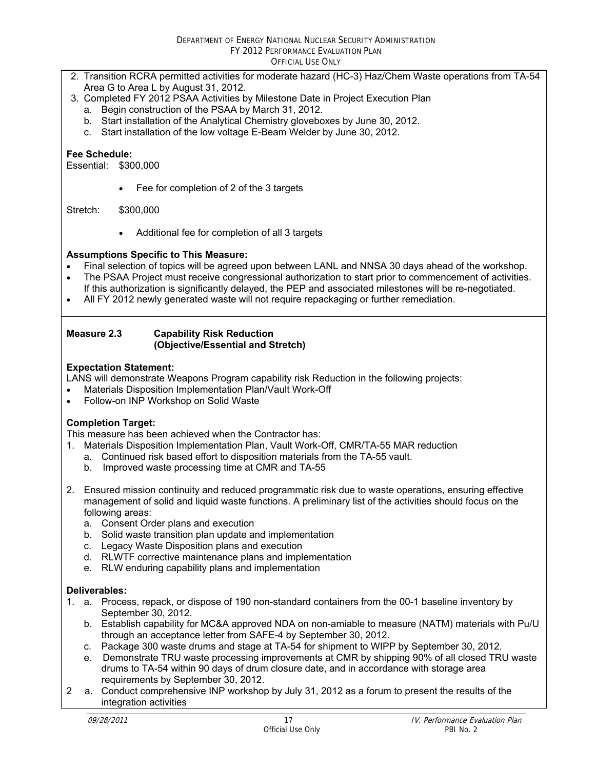2. Transition RCRA permitted activities for moderate hazard (HC-3) Haz/Chem Waste operations from TA-54 Area G to Area L by August 31, 2012.
3. Completed FY 2012 PSAA Activities by Milestone Date in Project Execution Plan
   a. Begin construction of the PSAA by March 31, 2012.
   b. Start installation of the Analytical Chemistry gloveboxes by June 30, 2012.
   c. Start installation of the low voltage E-Beam Welder by June 30, 2012.

**Fee Schedule:**

Essential: $300,000

- Fee for completion of 2 of the 3 targets

Stretch: $300,000

- Additional fee for completion of all 3 targets

**Assumptions Specific to This Measure:**

- Final selection of topics will be agreed upon between LANL and NNSA 30 days ahead of the workshop.
- The PSAA Project must receive congressional authorization to start prior to commencement of activities. If this authorization is significantly delayed, the PEP and associated milestones will be re-negotiated.
- All FY 2012 newly generated waste will not require repackaging or further remediation.

**Measure 2.3 Capability Risk Reduction (Objective/Essential and Stretch)**

**Expectation Statement:**

LANS will demonstrate Weapons Program capability risk Reduction in the following projects:

- Materials Disposition Implementation Plan/Vault Work-Off
- Follow-on INP Workshop on Solid Waste

**Completion Target:**

This measure has been achieved when the Contractor has:

1. Materials Disposition Implementation Plan, Vault Work-Off, CMR/TA-55 MAR reduction
   a. Continued risk based effort to disposition materials from the TA-55 vault.
   b. Improved waste processing time at CMR and TA-55

2. Ensured mission continuity and reduced programmatic risk due to waste operations, ensuring effective management of solid and liquid waste functions. A preliminary list of the activities should focus on the following areas:
   a. Consent Order plans and execution
   b. Solid waste transition plan update and implementation
   c. Legacy Waste Disposition plans and execution
   d. RLWTF corrective maintenance plans and implementation
   e. RLW enduring capability plans and implementation

**Deliverables:**

1. a. Process, repack, or dispose of 190 non-standard containers from the 00-1 baseline inventory by September 30, 2012.
   b. Establish capability for MC&A approved NDA on non-amiable to measure (NATM) materials with Pu/U through an acceptance letter from SAFE-4 by September 30, 2012.
   c. Package 300 waste drums and stage at TA-54 for shipment to WIPP by September 30, 2012.
   e. Demonstrate TRU waste processing improvements at CMR by shipping 90% of all closed TRU waste drums to TA-54 within 90 days of drum closure date, and in accordance with storage area requirements by September 30, 2012.
2 a. Conduct comprehensive INP workshop by July 31, 2012 as a forum to present the results of the integration activities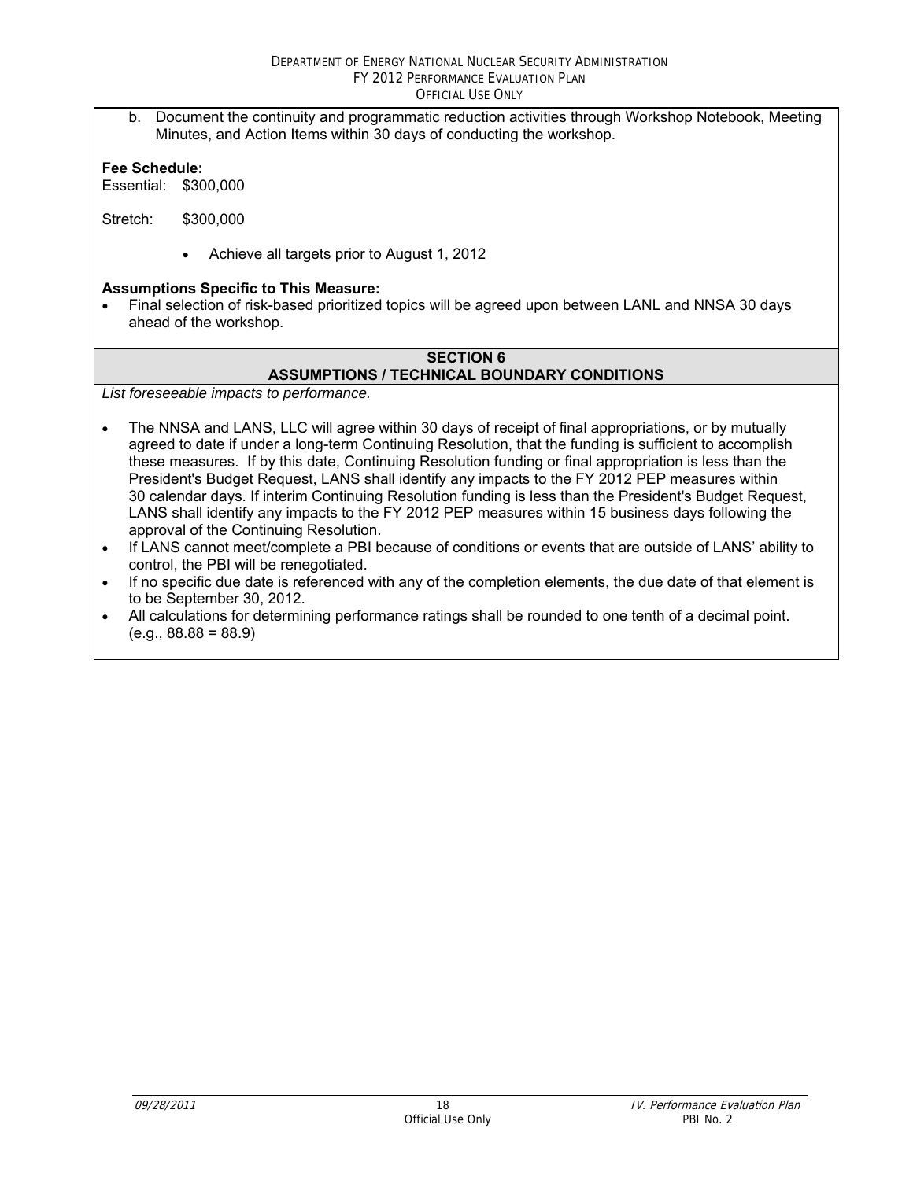b. Document the continuity and programmatic reduction activities through Workshop Notebook, Meeting Minutes, and Action Items within 30 days of conducting the workshop.

**Fee Schedule:**

Essential: $300,000

Stretch: $300,000

- Achieve all targets prior to August 1, 2012

**Assumptions Specific to This Measure:**

- Final selection of risk-based prioritized topics will be agreed upon between LANL and NNSA 30 days ahead of the workshop.

## SECTION 6
## ASSUMPTIONS / TECHNICAL BOUNDARY CONDITIONS

*List foreseeable impacts to performance.*

- The NNSA and LANS, LLC will agree within 30 days of receipt of final appropriations, or by mutually agreed to date if under a long-term Continuing Resolution, that the funding is sufficient to accomplish these measures. If by this date, Continuing Resolution funding or final appropriation is less than the President's Budget Request, LANS shall identify any impacts to the FY 2012 PEP measures within 30 calendar days. If interim Continuing Resolution funding is less than the President's Budget Request, LANS shall identify any impacts to the FY 2012 PEP measures within 15 business days following the approval of the Continuing Resolution.
- If LANS cannot meet/complete a PBI because of conditions or events that are outside of LANS' ability to control, the PBI will be renegotiated.
- If no specific due date is referenced with any of the completion elements, the due date of that element is to be September 30, 2012.
- All calculations for determining performance ratings shall be rounded to one tenth of a decimal point. (e.g., 88.88 = 88.9)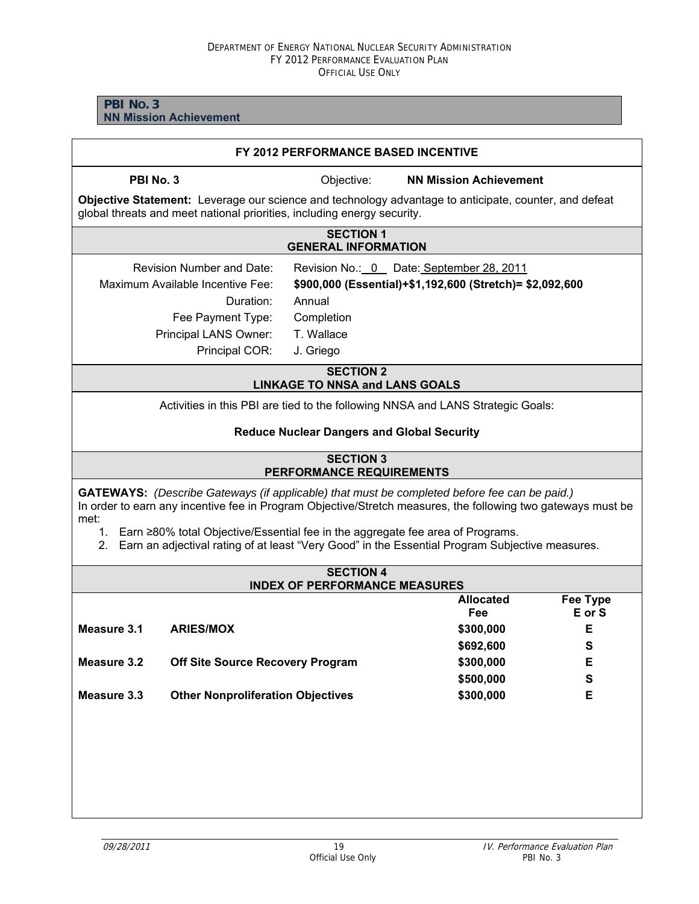## PBI No. 3
**NN Mission Achievement**

### FY 2012 PERFORMANCE BASED INCENTIVE

**PBI No. 3** Objective: **NN Mission Achievement**

**Objective Statement:** Leverage our science and technology advantage to anticipate, counter, and defeat global threats and meet national priorities, including energy security.

### SECTION 1
### GENERAL INFORMATION

| | |
|---|---|
| Revision Number and Date: | Revision No.: 0 Date: September 28, 2011 |
| Maximum Available Incentive Fee: | **$900,000 (Essential)+$1,192,600 (Stretch)= $2,092,600** |
| Duration: | Annual |
| Fee Payment Type: | Completion |
| Principal LANS Owner: | T. Wallace |
| Principal COR: | J. Griego |

### SECTION 2
### LINKAGE TO NNSA and LANS GOALS

Activities in this PBI are tied to the following NNSA and LANS Strategic Goals:

**Reduce Nuclear Dangers and Global Security**

### SECTION 3
### PERFORMANCE REQUIREMENTS

**GATEWAYS:** *(Describe Gateways (if applicable) that must be completed before fee can be paid.)*
In order to earn any incentive fee in Program Objective/Stretch measures, the following two gateways must be met:

1. Earn ≥80% total Objective/Essential fee in the aggregate fee area of Programs.
2. Earn an adjectival rating of at least "Very Good" in the Essential Program Subjective measures.

### SECTION 4
### INDEX OF PERFORMANCE MEASURES

| | | Allocated Fee | Fee Type E or S |
|---|---|---|---|
| **Measure 3.1** | **ARIES/MOX** | **$300,000** | **E** |
| | | **$692,600** | **S** |
| **Measure 3.2** | **Off Site Source Recovery Program** | **$300,000** | **E** |
| | | **$500,000** | **S** |
| **Measure 3.3** | **Other Nonproliferation Objectives** | **$300,000** | **E** |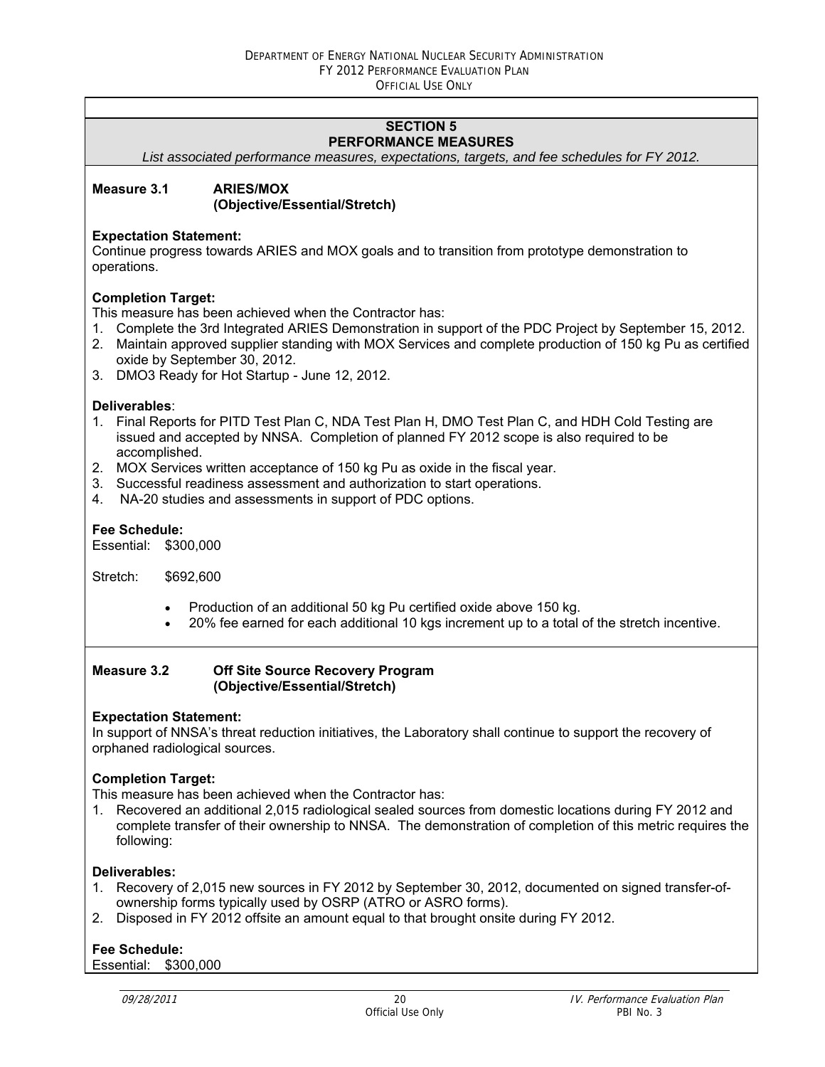## SECTION 5
## PERFORMANCE MEASURES

*List associated performance measures, expectations, targets, and fee schedules for FY 2012.*

**Measure 3.1 ARIES/MOX**
**(Objective/Essential/Stretch)**

**Expectation Statement:**
Continue progress towards ARIES and MOX goals and to transition from prototype demonstration to operations.

**Completion Target:**
This measure has been achieved when the Contractor has:

1. Complete the 3rd Integrated ARIES Demonstration in support of the PDC Project by September 15, 2012.
2. Maintain approved supplier standing with MOX Services and complete production of 150 kg Pu as certified oxide by September 30, 2012.
3. DMO3 Ready for Hot Startup - June 12, 2012.

**Deliverables**:

1. Final Reports for PITD Test Plan C, NDA Test Plan H, DMO Test Plan C, and HDH Cold Testing are issued and accepted by NNSA. Completion of planned FY 2012 scope is also required to be accomplished.
2. MOX Services written acceptance of 150 kg Pu as oxide in the fiscal year.
3. Successful readiness assessment and authorization to start operations.
4. NA-20 studies and assessments in support of PDC options.

**Fee Schedule:**
Essential: $300,000

Stretch: $692,600

- Production of an additional 50 kg Pu certified oxide above 150 kg.
- 20% fee earned for each additional 10 kgs increment up to a total of the stretch incentive.

**Measure 3.2 Off Site Source Recovery Program**
**(Objective/Essential/Stretch)**

**Expectation Statement:**
In support of NNSA's threat reduction initiatives, the Laboratory shall continue to support the recovery of orphaned radiological sources.

**Completion Target:**
This measure has been achieved when the Contractor has:

1. Recovered an additional 2,015 radiological sealed sources from domestic locations during FY 2012 and complete transfer of their ownership to NNSA. The demonstration of completion of this metric requires the following:

**Deliverables:**

1. Recovery of 2,015 new sources in FY 2012 by September 30, 2012, documented on signed transfer-of-ownership forms typically used by OSRP (ATRO or ASRO forms).
2. Disposed in FY 2012 offsite an amount equal to that brought onsite during FY 2012.

**Fee Schedule:**
Essential: $300,000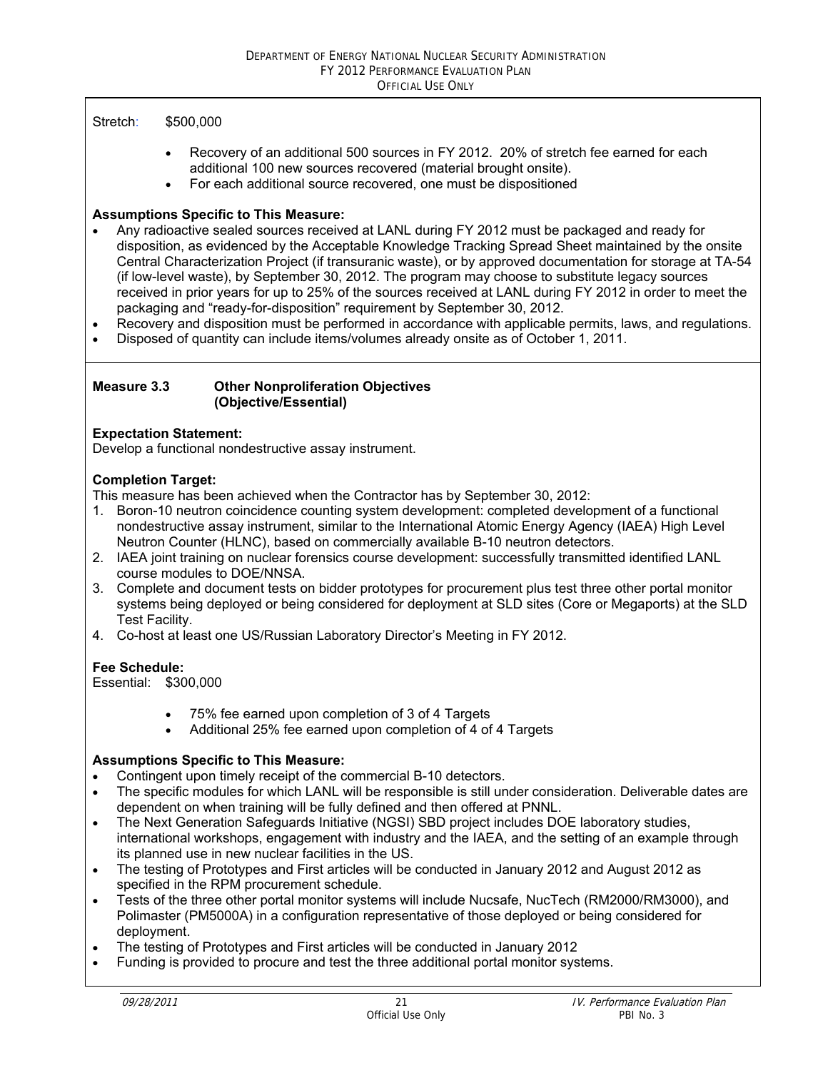Stretch: $500,000

- Recovery of an additional 500 sources in FY 2012. 20% of stretch fee earned for each additional 100 new sources recovered (material brought onsite).
- For each additional source recovered, one must be dispositioned

**Assumptions Specific to This Measure:**

- Any radioactive sealed sources received at LANL during FY 2012 must be packaged and ready for disposition, as evidenced by the Acceptable Knowledge Tracking Spread Sheet maintained by the onsite Central Characterization Project (if transuranic waste), or by approved documentation for storage at TA-54 (if low-level waste), by September 30, 2012. The program may choose to substitute legacy sources received in prior years for up to 25% of the sources received at LANL during FY 2012 in order to meet the packaging and "ready-for-disposition" requirement by September 30, 2012.
- Recovery and disposition must be performed in accordance with applicable permits, laws, and regulations.
- Disposed of quantity can include items/volumes already onsite as of October 1, 2011.

**Measure 3.3 Other Nonproliferation Objectives (Objective/Essential)**

**Expectation Statement:**
Develop a functional nondestructive assay instrument.

**Completion Target:**
This measure has been achieved when the Contractor has by September 30, 2012:

1. Boron-10 neutron coincidence counting system development: completed development of a functional nondestructive assay instrument, similar to the International Atomic Energy Agency (IAEA) High Level Neutron Counter (HLNC), based on commercially available B-10 neutron detectors.
2. IAEA joint training on nuclear forensics course development: successfully transmitted identified LANL course modules to DOE/NNSA.
3. Complete and document tests on bidder prototypes for procurement plus test three other portal monitor systems being deployed or being considered for deployment at SLD sites (Core or Megaports) at the SLD Test Facility.
4. Co-host at least one US/Russian Laboratory Director's Meeting in FY 2012.

**Fee Schedule:**
Essential: $300,000

- 75% fee earned upon completion of 3 of 4 Targets
- Additional 25% fee earned upon completion of 4 of 4 Targets

**Assumptions Specific to This Measure:**

- Contingent upon timely receipt of the commercial B-10 detectors.
- The specific modules for which LANL will be responsible is still under consideration. Deliverable dates are dependent on when training will be fully defined and then offered at PNNL.
- The Next Generation Safeguards Initiative (NGSI) SBD project includes DOE laboratory studies, international workshops, engagement with industry and the IAEA, and the setting of an example through its planned use in new nuclear facilities in the US.
- The testing of Prototypes and First articles will be conducted in January 2012 and August 2012 as specified in the RPM procurement schedule.
- Tests of the three other portal monitor systems will include Nucsafe, NucTech (RM2000/RM3000), and Polimaster (PM5000A) in a configuration representative of those deployed or being considered for deployment.
- The testing of Prototypes and First articles will be conducted in January 2012
- Funding is provided to procure and test the three additional portal monitor systems.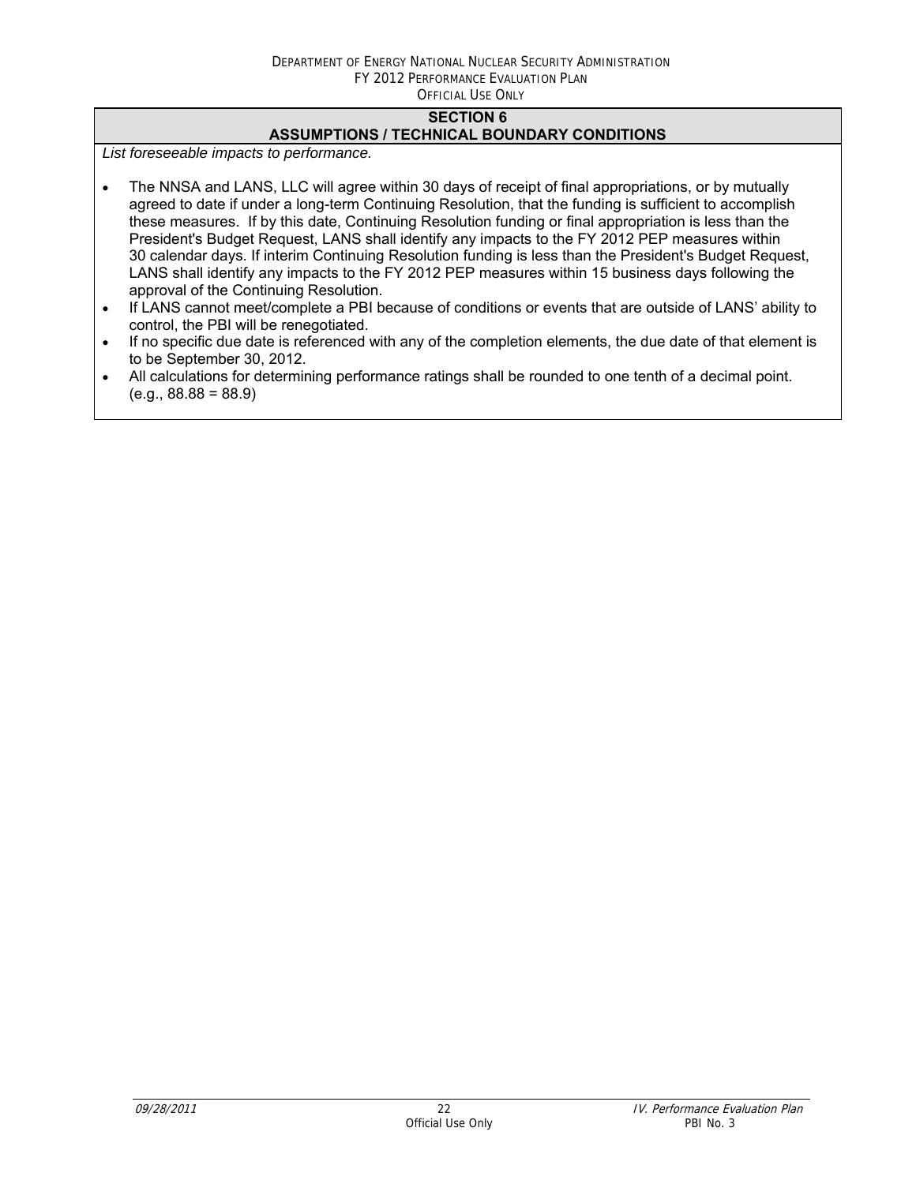## SECTION 6
## ASSUMPTIONS / TECHNICAL BOUNDARY CONDITIONS

*List foreseeable impacts to performance.*

- The NNSA and LANS, LLC will agree within 30 days of receipt of final appropriations, or by mutually agreed to date if under a long-term Continuing Resolution, that the funding is sufficient to accomplish these measures. If by this date, Continuing Resolution funding or final appropriation is less than the President's Budget Request, LANS shall identify any impacts to the FY 2012 PEP measures within 30 calendar days. If interim Continuing Resolution funding is less than the President's Budget Request, LANS shall identify any impacts to the FY 2012 PEP measures within 15 business days following the approval of the Continuing Resolution.
- If LANS cannot meet/complete a PBI because of conditions or events that are outside of LANS' ability to control, the PBI will be renegotiated.
- If no specific due date is referenced with any of the completion elements, the due date of that element is to be September 30, 2012.
- All calculations for determining performance ratings shall be rounded to one tenth of a decimal point. (e.g., 88.88 = 88.9)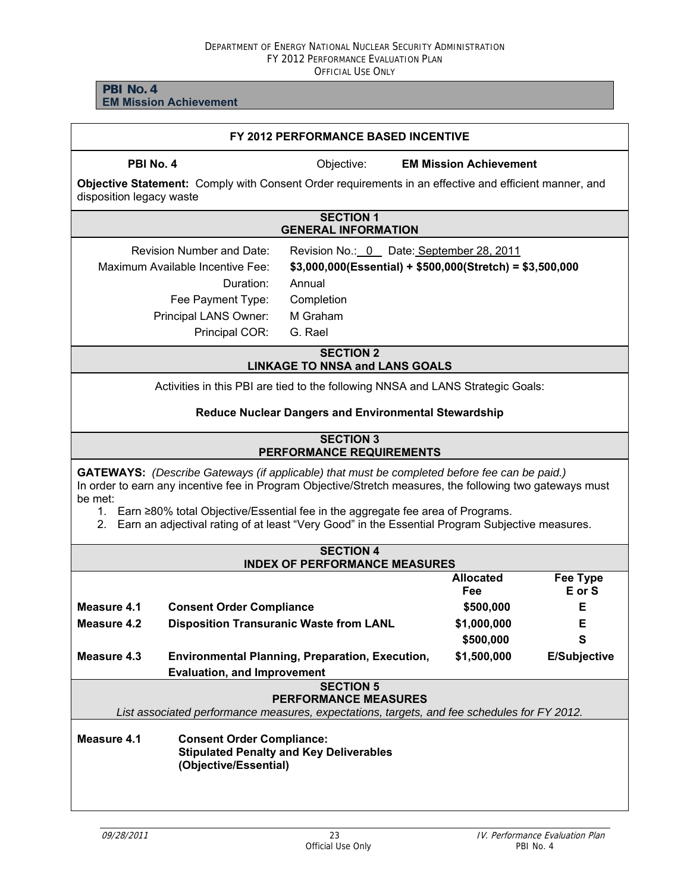**PBI NO. 4**
**EM Mission Achievement**

## FY 2012 PERFORMANCE BASED INCENTIVE

**PBI No. 4** Objective: **EM Mission Achievement**

**Objective Statement:** Comply with Consent Order requirements in an effective and efficient manner, and disposition legacy waste

### SECTION 1 GENERAL INFORMATION

| | |
|---|---|
| Revision Number and Date: | Revision No.: 0 Date: September 28, 2011 |
| Maximum Available Incentive Fee: | **$3,000,000(Essential) + $500,000(Stretch) = $3,500,000** |
| Duration: | Annual |
| Fee Payment Type: | Completion |
| Principal LANS Owner: | M Graham |
| Principal COR: | G. Rael |

### SECTION 2 LINKAGE TO NNSA and LANS GOALS

Activities in this PBI are tied to the following NNSA and LANS Strategic Goals:

**Reduce Nuclear Dangers and Environmental Stewardship**

### SECTION 3 PERFORMANCE REQUIREMENTS

**GATEWAYS:** *(Describe Gateways (if applicable) that must be completed before fee can be paid.)*
In order to earn any incentive fee in Program Objective/Stretch measures, the following two gateways must be met:

1. Earn ≥80% total Objective/Essential fee in the aggregate fee area of Programs.
2. Earn an adjectival rating of at least "Very Good" in the Essential Program Subjective measures.

### SECTION 4 INDEX OF PERFORMANCE MEASURES

| | | Allocated Fee | Fee Type E or S |
|---|---|---|---|
| **Measure 4.1** | **Consent Order Compliance** | **$500,000** | **E** |
| **Measure 4.2** | **Disposition Transuranic Waste from LANL** | **$1,000,000** | **E** |
| | | **$500,000** | **S** |
| **Measure 4.3** | **Environmental Planning, Preparation, Execution, Evaluation, and Improvement** | **$1,500,000** | **E/Subjective** |

### SECTION 5 PERFORMANCE MEASURES

*List associated performance measures, expectations, targets, and fee schedules for FY 2012.*

**Measure 4.1** **Consent Order Compliance:**
**Stipulated Penalty and Key Deliverables**
**(Objective/Essential)**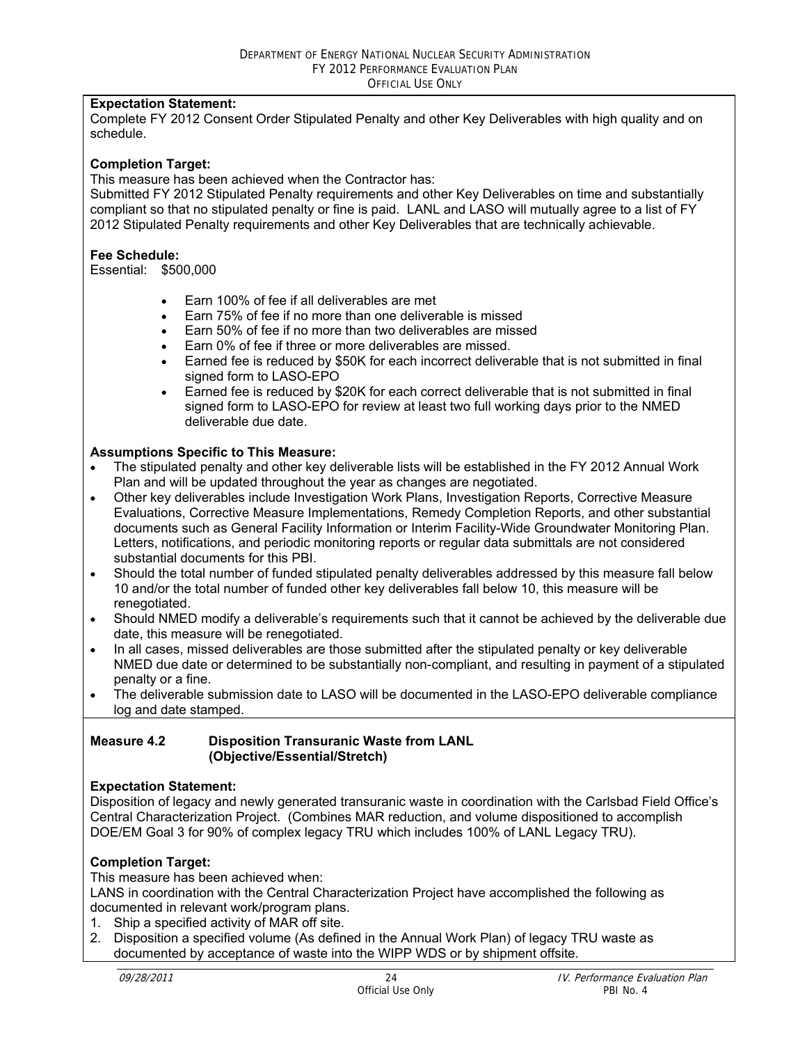**Expectation Statement:**
Complete FY 2012 Consent Order Stipulated Penalty and other Key Deliverables with high quality and on schedule.

**Completion Target:**
This measure has been achieved when the Contractor has:
Submitted FY 2012 Stipulated Penalty requirements and other Key Deliverables on time and substantially compliant so that no stipulated penalty or fine is paid. LANL and LASO will mutually agree to a list of FY 2012 Stipulated Penalty requirements and other Key Deliverables that are technically achievable.

**Fee Schedule:**
Essential: $500,000

- Earn 100% of fee if all deliverables are met
- Earn 75% of fee if no more than one deliverable is missed
- Earn 50% of fee if no more than two deliverables are missed
- Earn 0% of fee if three or more deliverables are missed.
- Earned fee is reduced by $50K for each incorrect deliverable that is not submitted in final signed form to LASO-EPO
- Earned fee is reduced by $20K for each correct deliverable that is not submitted in final signed form to LASO-EPO for review at least two full working days prior to the NMED deliverable due date.

**Assumptions Specific to This Measure:**

- The stipulated penalty and other key deliverable lists will be established in the FY 2012 Annual Work Plan and will be updated throughout the year as changes are negotiated.
- Other key deliverables include Investigation Work Plans, Investigation Reports, Corrective Measure Evaluations, Corrective Measure Implementations, Remedy Completion Reports, and other substantial documents such as General Facility Information or Interim Facility-Wide Groundwater Monitoring Plan. Letters, notifications, and periodic monitoring reports or regular data submittals are not considered substantial documents for this PBI.
- Should the total number of funded stipulated penalty deliverables addressed by this measure fall below 10 and/or the total number of funded other key deliverables fall below 10, this measure will be renegotiated.
- Should NMED modify a deliverable's requirements such that it cannot be achieved by the deliverable due date, this measure will be renegotiated.
- In all cases, missed deliverables are those submitted after the stipulated penalty or key deliverable NMED due date or determined to be substantially non-compliant, and resulting in payment of a stipulated penalty or a fine.
- The deliverable submission date to LASO will be documented in the LASO-EPO deliverable compliance log and date stamped.

**Measure 4.2 Disposition Transuranic Waste from LANL (Objective/Essential/Stretch)**

**Expectation Statement:**
Disposition of legacy and newly generated transuranic waste in coordination with the Carlsbad Field Office's Central Characterization Project. (Combines MAR reduction, and volume dispositioned to accomplish DOE/EM Goal 3 for 90% of complex legacy TRU which includes 100% of LANL Legacy TRU).

**Completion Target:**
This measure has been achieved when:
LANS in coordination with the Central Characterization Project have accomplished the following as documented in relevant work/program plans.

1. Ship a specified activity of MAR off site.
2. Disposition a specified volume (As defined in the Annual Work Plan) of legacy TRU waste as documented by acceptance of waste into the WIPP WDS or by shipment offsite.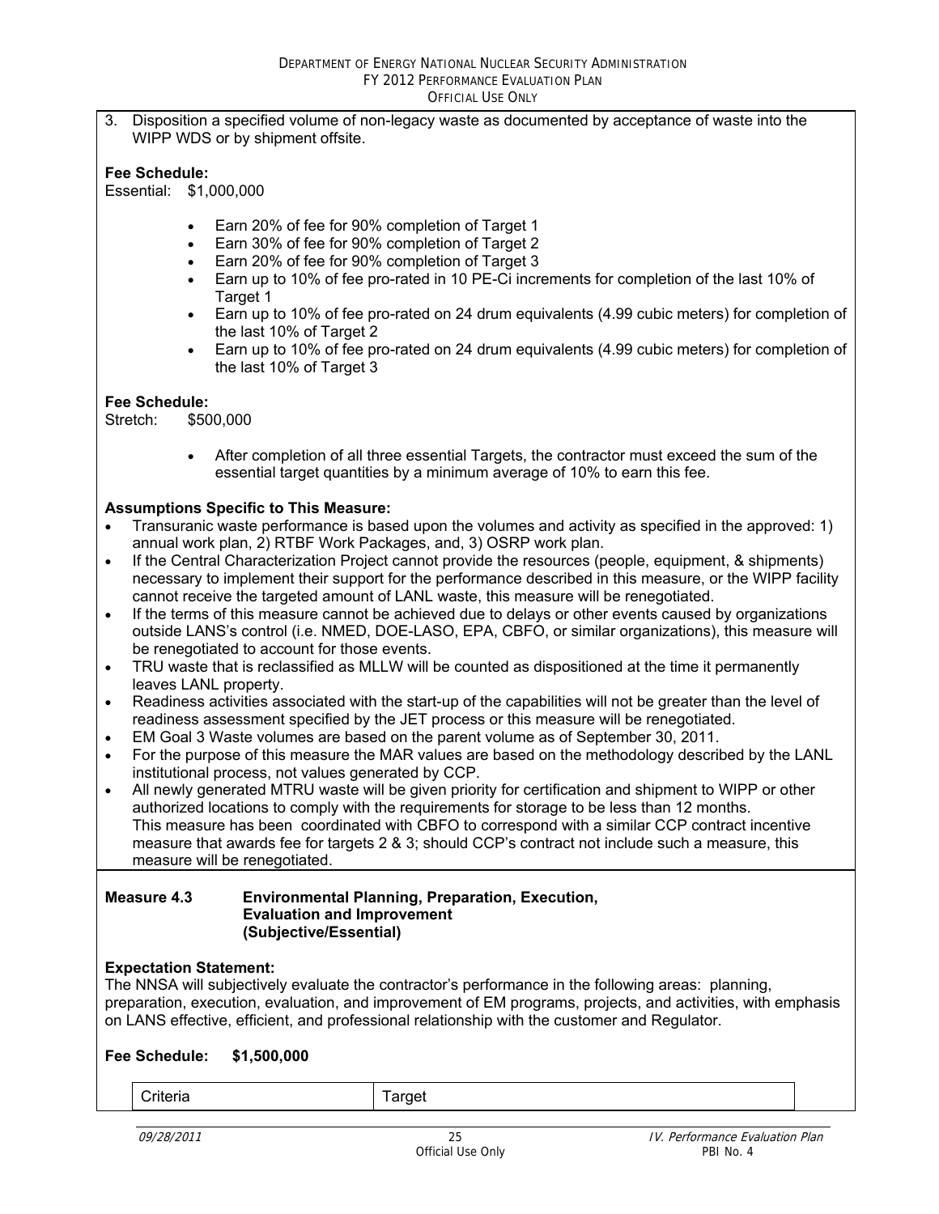3. Disposition a specified volume of non-legacy waste as documented by acceptance of waste into the WIPP WDS or by shipment offsite.

**Fee Schedule:**
Essential: $1,000,000

- Earn 20% of fee for 90% completion of Target 1
- Earn 30% of fee for 90% completion of Target 2
- Earn 20% of fee for 90% completion of Target 3
- Earn up to 10% of fee pro-rated in 10 PE-Ci increments for completion of the last 10% of Target 1
- Earn up to 10% of fee pro-rated on 24 drum equivalents (4.99 cubic meters) for completion of the last 10% of Target 2
- Earn up to 10% of fee pro-rated on 24 drum equivalents (4.99 cubic meters) for completion of the last 10% of Target 3

**Fee Schedule:**
Stretch: $500,000

- After completion of all three essential Targets, the contractor must exceed the sum of the essential target quantities by a minimum average of 10% to earn this fee.

**Assumptions Specific to This Measure:**

- Transuranic waste performance is based upon the volumes and activity as specified in the approved: 1) annual work plan, 2) RTBF Work Packages, and, 3) OSRP work plan.
- If the Central Characterization Project cannot provide the resources (people, equipment, & shipments) necessary to implement their support for the performance described in this measure, or the WIPP facility cannot receive the targeted amount of LANL waste, this measure will be renegotiated.
- If the terms of this measure cannot be achieved due to delays or other events caused by organizations outside LANS's control (i.e. NMED, DOE-LASO, EPA, CBFO, or similar organizations), this measure will be renegotiated to account for those events.
- TRU waste that is reclassified as MLLW will be counted as dispositioned at the time it permanently leaves LANL property.
- Readiness activities associated with the start-up of the capabilities will not be greater than the level of readiness assessment specified by the JET process or this measure will be renegotiated.
- EM Goal 3 Waste volumes are based on the parent volume as of September 30, 2011.
- For the purpose of this measure the MAR values are based on the methodology described by the LANL institutional process, not values generated by CCP.
- All newly generated MTRU waste will be given priority for certification and shipment to WIPP or other authorized locations to comply with the requirements for storage to be less than 12 months.
  This measure has been coordinated with CBFO to correspond with a similar CCP contract incentive measure that awards fee for targets 2 & 3; should CCP's contract not include such a measure, this measure will be renegotiated.

**Measure 4.3 Environmental Planning, Preparation, Execution, Evaluation and Improvement (Subjective/Essential)**

**Expectation Statement:**
The NNSA will subjectively evaluate the contractor's performance in the following areas: planning, preparation, execution, evaluation, and improvement of EM programs, projects, and activities, with emphasis on LANS effective, efficient, and professional relationship with the customer and Regulator.

**Fee Schedule: $1,500,000**

| Criteria | Target |
|---|---|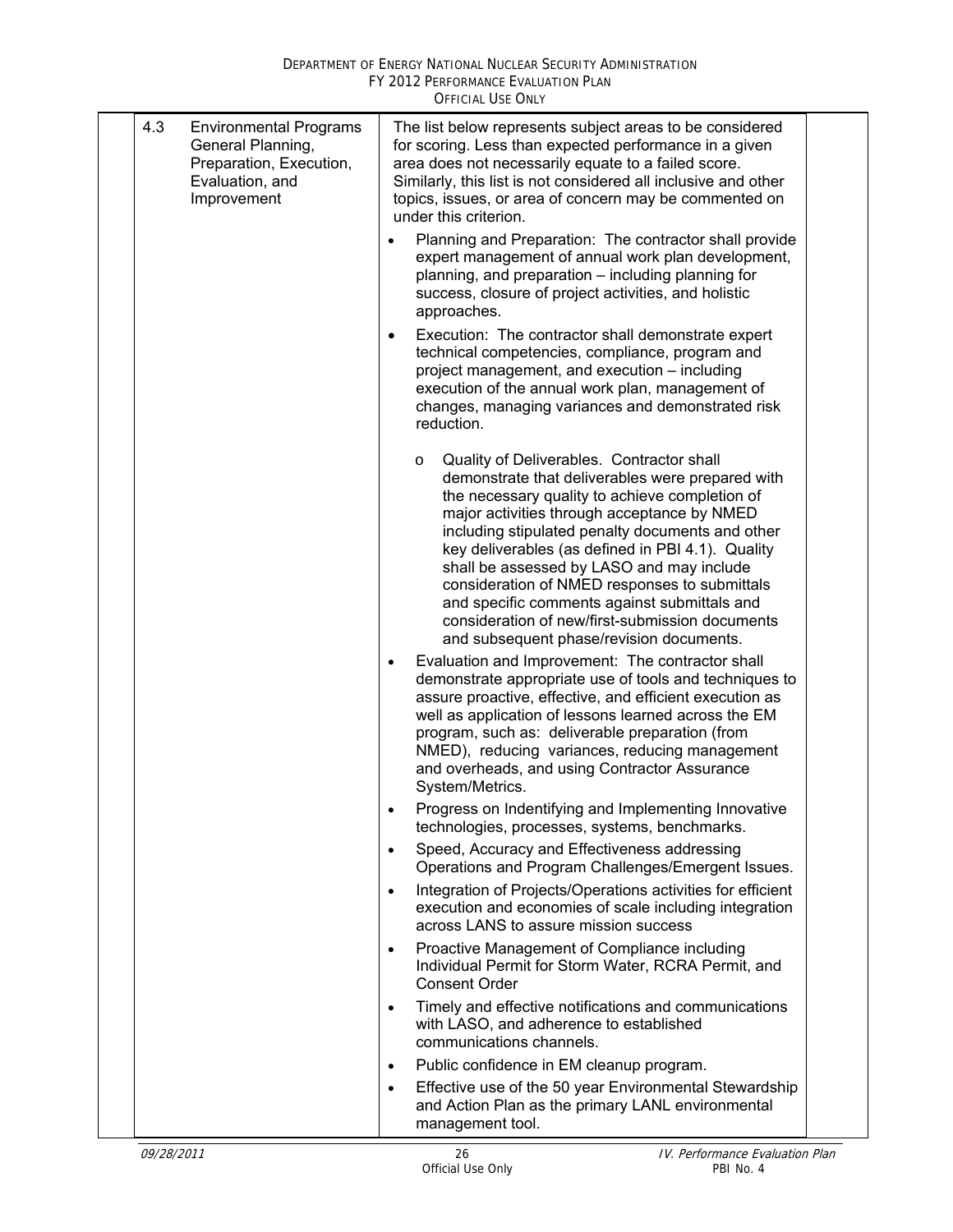| | | | |
|---|---|---|---|
| 4.3 | Environmental Programs General Planning, Preparation, Execution, Evaluation, and Improvement | The list below represents subject areas to be considered for scoring. Less than expected performance in a given area does not necessarily equate to a failed score. Similarly, this list is not considered all inclusive and other topics, issues, or area of concern may be commented on under this criterion.<br><br>• Planning and Preparation: The contractor shall provide expert management of annual work plan development, planning, and preparation – including planning for success, closure of project activities, and holistic approaches.<br><br>• Execution: The contractor shall demonstrate expert technical competencies, compliance, program and project management, and execution – including execution of the annual work plan, management of changes, managing variances and demonstrated risk reduction.<br><br>o Quality of Deliverables. Contractor shall demonstrate that deliverables were prepared with the necessary quality to achieve completion of major activities through acceptance by NMED including stipulated penalty documents and other key deliverables (as defined in PBI 4.1). Quality shall be assessed by LASO and may include consideration of NMED responses to submittals and specific comments against submittals and consideration of new/first-submission documents and subsequent phase/revision documents.<br><br>• Evaluation and Improvement: The contractor shall demonstrate appropriate use of tools and techniques to assure proactive, effective, and efficient execution as well as application of lessons learned across the EM program, such as: deliverable preparation (from NMED), reducing variances, reducing management and overheads, and using Contractor Assurance System/Metrics.<br><br>• Progress on Indentifying and Implementing Innovative technologies, processes, systems, benchmarks.<br><br>• Speed, Accuracy and Effectiveness addressing Operations and Program Challenges/Emergent Issues.<br><br>• Integration of Projects/Operations activities for efficient execution and economies of scale including integration across LANS to assure mission success<br><br>• Proactive Management of Compliance including Individual Permit for Storm Water, RCRA Permit, and Consent Order<br><br>• Timely and effective notifications and communications with LASO, and adherence to established communications channels.<br><br>• Public confidence in EM cleanup program.<br><br>• Effective use of the 50 year Environmental Stewardship and Action Plan as the primary LANL environmental management tool. | |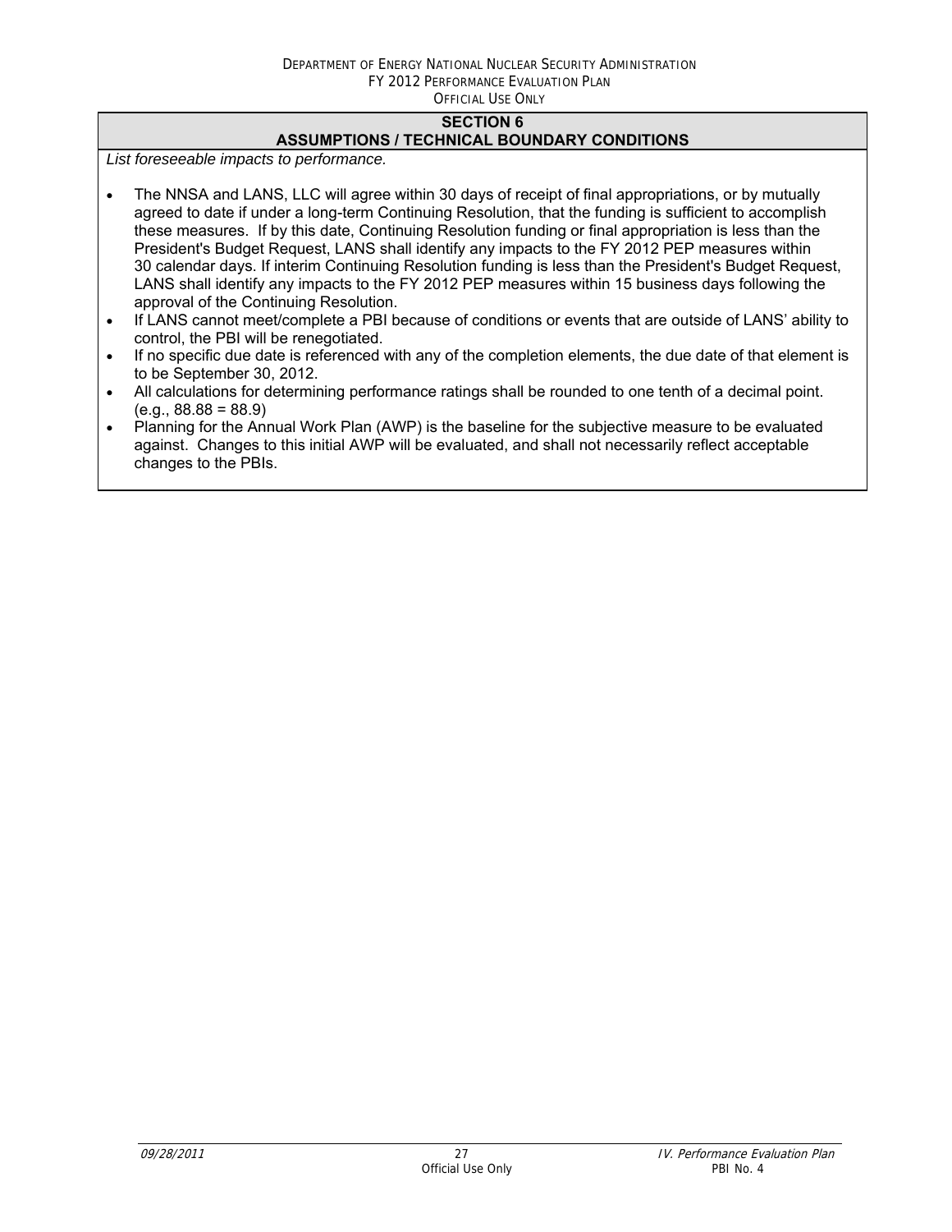## SECTION 6
## ASSUMPTIONS / TECHNICAL BOUNDARY CONDITIONS

*List foreseeable impacts to performance.*

- The NNSA and LANS, LLC will agree within 30 days of receipt of final appropriations, or by mutually agreed to date if under a long-term Continuing Resolution, that the funding is sufficient to accomplish these measures. If by this date, Continuing Resolution funding or final appropriation is less than the President's Budget Request, LANS shall identify any impacts to the FY 2012 PEP measures within 30 calendar days. If interim Continuing Resolution funding is less than the President's Budget Request, LANS shall identify any impacts to the FY 2012 PEP measures within 15 business days following the approval of the Continuing Resolution.
- If LANS cannot meet/complete a PBI because of conditions or events that are outside of LANS' ability to control, the PBI will be renegotiated.
- If no specific due date is referenced with any of the completion elements, the due date of that element is to be September 30, 2012.
- All calculations for determining performance ratings shall be rounded to one tenth of a decimal point. (e.g., 88.88 = 88.9)
- Planning for the Annual Work Plan (AWP) is the baseline for the subjective measure to be evaluated against. Changes to this initial AWP will be evaluated, and shall not necessarily reflect acceptable changes to the PBIs.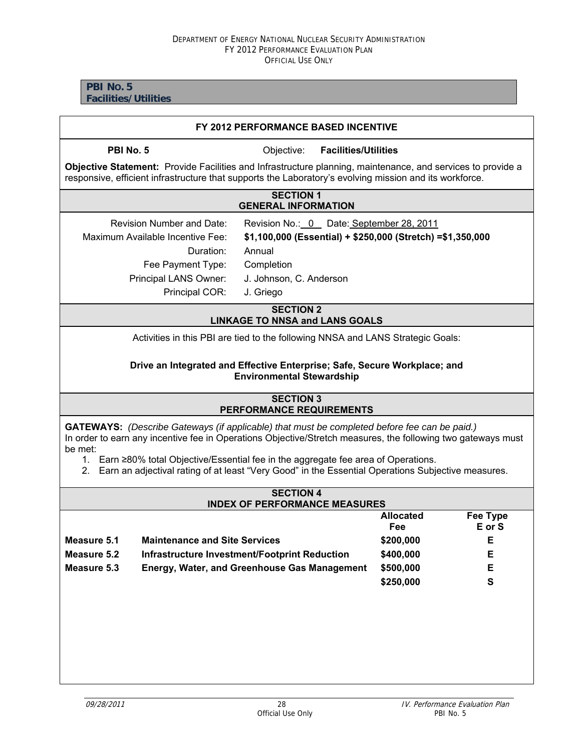**PBI No. 5**
**Facilities/Utilities**

## FY 2012 PERFORMANCE BASED INCENTIVE

**PBI No. 5** Objective: **Facilities/Utilities**

**Objective Statement:** Provide Facilities and Infrastructure planning, maintenance, and services to provide a responsive, efficient infrastructure that supports the Laboratory's evolving mission and its workforce.

### SECTION 1
### GENERAL INFORMATION

| | |
|---|---|
| Revision Number and Date: | Revision No.: 0 Date: September 28, 2011 |
| Maximum Available Incentive Fee: | **$1,100,000 (Essential) + $250,000 (Stretch) =$1,350,000** |
| Duration: | Annual |
| Fee Payment Type: | Completion |
| Principal LANS Owner: | J. Johnson, C. Anderson |
| Principal COR: | J. Griego |

### SECTION 2
### LINKAGE TO NNSA and LANS GOALS

Activities in this PBI are tied to the following NNSA and LANS Strategic Goals:

**Drive an Integrated and Effective Enterprise; Safe, Secure Workplace; and Environmental Stewardship**

### SECTION 3
### PERFORMANCE REQUIREMENTS

**GATEWAYS:** *(Describe Gateways (if applicable) that must be completed before fee can be paid.)*
In order to earn any incentive fee in Operations Objective/Stretch measures, the following two gateways must be met:

1. Earn ≥80% total Objective/Essential fee in the aggregate fee area of Operations.
2. Earn an adjectival rating of at least "Very Good" in the Essential Operations Subjective measures.

### SECTION 4
### INDEX OF PERFORMANCE MEASURES

| | | Allocated Fee | Fee Type E or S |
|---|---|---|---|
| **Measure 5.1** | **Maintenance and Site Services** | **$200,000** | **E** |
| **Measure 5.2** | **Infrastructure Investment/Footprint Reduction** | **$400,000** | **E** |
| **Measure 5.3** | **Energy, Water, and Greenhouse Gas Management** | **$500,000** | **E** |
| | | **$250,000** | **S** |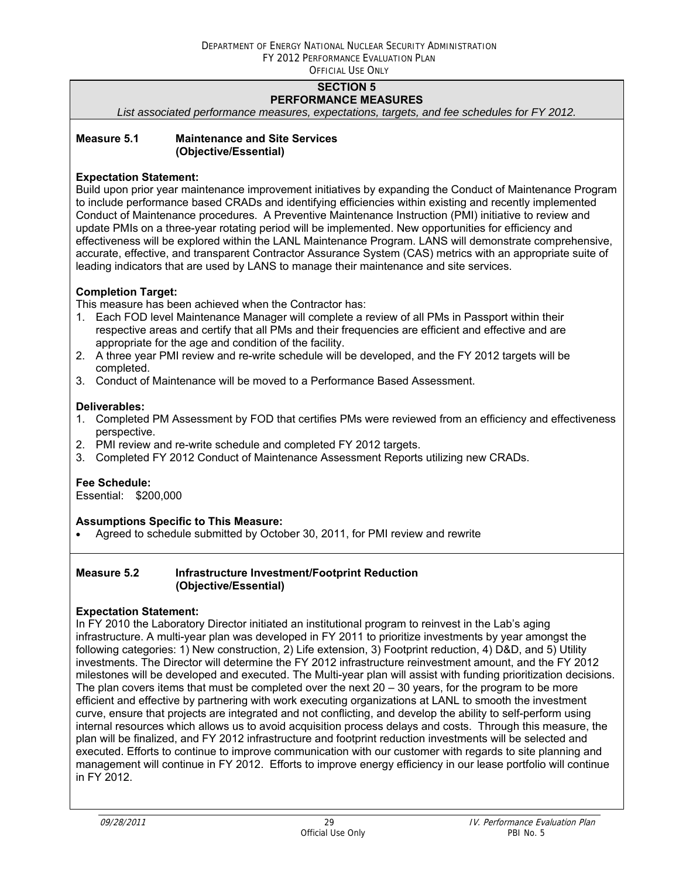## SECTION 5
## PERFORMANCE MEASURES

*List associated performance measures, expectations, targets, and fee schedules for FY 2012.*

### Measure 5.1 Maintenance and Site Services (Objective/Essential)

**Expectation Statement:**
Build upon prior year maintenance improvement initiatives by expanding the Conduct of Maintenance Program to include performance based CRADs and identifying efficiencies within existing and recently implemented Conduct of Maintenance procedures. A Preventive Maintenance Instruction (PMI) initiative to review and update PMIs on a three-year rotating period will be implemented. New opportunities for efficiency and effectiveness will be explored within the LANL Maintenance Program. LANS will demonstrate comprehensive, accurate, effective, and transparent Contractor Assurance System (CAS) metrics with an appropriate suite of leading indicators that are used by LANS to manage their maintenance and site services.

**Completion Target:**
This measure has been achieved when the Contractor has:

1. Each FOD level Maintenance Manager will complete a review of all PMs in Passport within their respective areas and certify that all PMs and their frequencies are efficient and effective and are appropriate for the age and condition of the facility.
2. A three year PMI review and re-write schedule will be developed, and the FY 2012 targets will be completed.
3. Conduct of Maintenance will be moved to a Performance Based Assessment.

**Deliverables:**

1. Completed PM Assessment by FOD that certifies PMs were reviewed from an efficiency and effectiveness perspective.
2. PMI review and re-write schedule and completed FY 2012 targets.
3. Completed FY 2012 Conduct of Maintenance Assessment Reports utilizing new CRADs.

**Fee Schedule:**
Essential: $200,000

**Assumptions Specific to This Measure:**

- Agreed to schedule submitted by October 30, 2011, for PMI review and rewrite

### Measure 5.2 Infrastructure Investment/Footprint Reduction (Objective/Essential)

**Expectation Statement:**
In FY 2010 the Laboratory Director initiated an institutional program to reinvest in the Lab's aging infrastructure. A multi-year plan was developed in FY 2011 to prioritize investments by year amongst the following categories: 1) New construction, 2) Life extension, 3) Footprint reduction, 4) D&D, and 5) Utility investments. The Director will determine the FY 2012 infrastructure reinvestment amount, and the FY 2012 milestones will be developed and executed. The Multi-year plan will assist with funding prioritization decisions. The plan covers items that must be completed over the next 20 – 30 years, for the program to be more efficient and effective by partnering with work executing organizations at LANL to smooth the investment curve, ensure that projects are integrated and not conflicting, and develop the ability to self-perform using internal resources which allows us to avoid acquisition process delays and costs. Through this measure, the plan will be finalized, and FY 2012 infrastructure and footprint reduction investments will be selected and executed. Efforts to continue to improve communication with our customer with regards to site planning and management will continue in FY 2012. Efforts to improve energy efficiency in our lease portfolio will continue in FY 2012.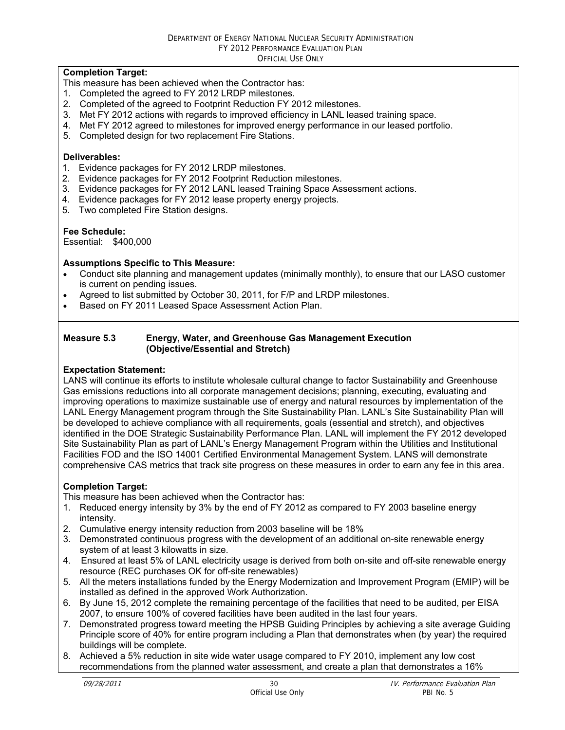**Completion Target:**

This measure has been achieved when the Contractor has:

1. Completed the agreed to FY 2012 LRDP milestones.
2. Completed of the agreed to Footprint Reduction FY 2012 milestones.
3. Met FY 2012 actions with regards to improved efficiency in LANL leased training space.
4. Met FY 2012 agreed to milestones for improved energy performance in our leased portfolio.
5. Completed design for two replacement Fire Stations.

**Deliverables:**

1. Evidence packages for FY 2012 LRDP milestones.
2. Evidence packages for FY 2012 Footprint Reduction milestones.
3. Evidence packages for FY 2012 LANL leased Training Space Assessment actions.
4. Evidence packages for FY 2012 lease property energy projects.
5. Two completed Fire Station designs.

**Fee Schedule:**

Essential: $400,000

**Assumptions Specific to This Measure:**

- Conduct site planning and management updates (minimally monthly), to ensure that our LASO customer is current on pending issues.
- Agreed to list submitted by October 30, 2011, for F/P and LRDP milestones.
- Based on FY 2011 Leased Space Assessment Action Plan.

**Measure 5.3 Energy, Water, and Greenhouse Gas Management Execution (Objective/Essential and Stretch)**

**Expectation Statement:**

LANS will continue its efforts to institute wholesale cultural change to factor Sustainability and Greenhouse Gas emissions reductions into all corporate management decisions; planning, executing, evaluating and improving operations to maximize sustainable use of energy and natural resources by implementation of the LANL Energy Management program through the Site Sustainability Plan. LANL's Site Sustainability Plan will be developed to achieve compliance with all requirements, goals (essential and stretch), and objectives identified in the DOE Strategic Sustainability Performance Plan. LANL will implement the FY 2012 developed Site Sustainability Plan as part of LANL's Energy Management Program within the Utilities and Institutional Facilities FOD and the ISO 14001 Certified Environmental Management System. LANS will demonstrate comprehensive CAS metrics that track site progress on these measures in order to earn any fee in this area.

**Completion Target:**

This measure has been achieved when the Contractor has:

1. Reduced energy intensity by 3% by the end of FY 2012 as compared to FY 2003 baseline energy intensity.
2. Cumulative energy intensity reduction from 2003 baseline will be 18%
3. Demonstrated continuous progress with the development of an additional on-site renewable energy system of at least 3 kilowatts in size.
4. Ensured at least 5% of LANL electricity usage is derived from both on-site and off-site renewable energy resource (REC purchases OK for off-site renewables)
5. All the meters installations funded by the Energy Modernization and Improvement Program (EMIP) will be installed as defined in the approved Work Authorization.
6. By June 15, 2012 complete the remaining percentage of the facilities that need to be audited, per EISA 2007, to ensure 100% of covered facilities have been audited in the last four years.
7. Demonstrated progress toward meeting the HPSB Guiding Principles by achieving a site average Guiding Principle score of 40% for entire program including a Plan that demonstrates when (by year) the required buildings will be complete.
8. Achieved a 5% reduction in site wide water usage compared to FY 2010, implement any low cost recommendations from the planned water assessment, and create a plan that demonstrates a 16%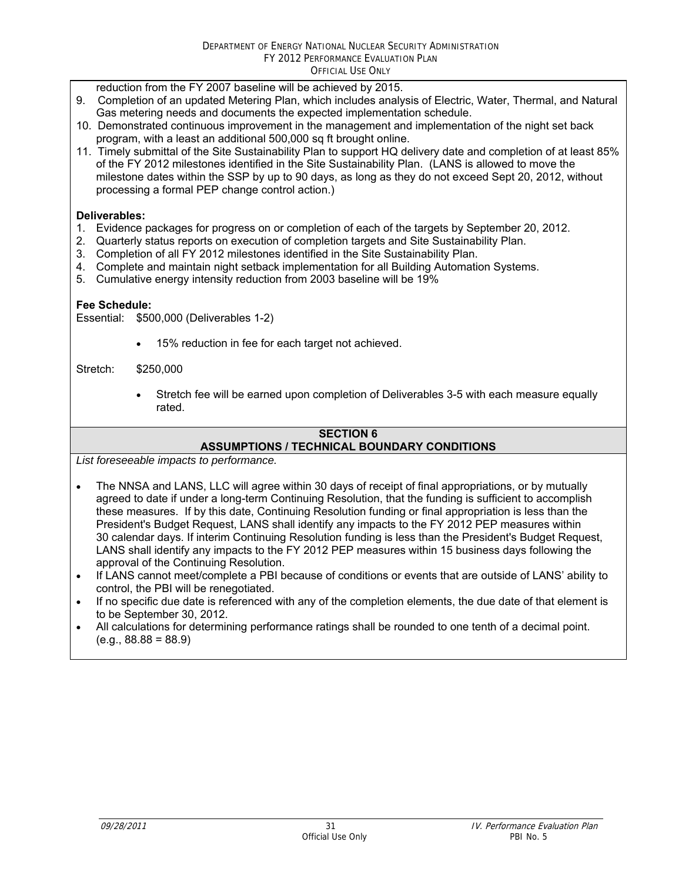reduction from the FY 2007 baseline will be achieved by 2015.

9. Completion of an updated Metering Plan, which includes analysis of Electric, Water, Thermal, and Natural Gas metering needs and documents the expected implementation schedule.
10. Demonstrated continuous improvement in the management and implementation of the night set back program, with a least an additional 500,000 sq ft brought online.
11. Timely submittal of the Site Sustainability Plan to support HQ delivery date and completion of at least 85% of the FY 2012 milestones identified in the Site Sustainability Plan. (LANS is allowed to move the milestone dates within the SSP by up to 90 days, as long as they do not exceed Sept 20, 2012, without processing a formal PEP change control action.)

**Deliverables:**

1. Evidence packages for progress on or completion of each of the targets by September 20, 2012.
2. Quarterly status reports on execution of completion targets and Site Sustainability Plan.
3. Completion of all FY 2012 milestones identified in the Site Sustainability Plan.
4. Complete and maintain night setback implementation for all Building Automation Systems.
5. Cumulative energy intensity reduction from 2003 baseline will be 19%

**Fee Schedule:**

Essential: $500,000 (Deliverables 1-2)

- 15% reduction in fee for each target not achieved.

Stretch: $250,000

- Stretch fee will be earned upon completion of Deliverables 3-5 with each measure equally rated.

## SECTION 6
## ASSUMPTIONS / TECHNICAL BOUNDARY CONDITIONS

*List foreseeable impacts to performance.*

- The NNSA and LANS, LLC will agree within 30 days of receipt of final appropriations, or by mutually agreed to date if under a long-term Continuing Resolution, that the funding is sufficient to accomplish these measures. If by this date, Continuing Resolution funding or final appropriation is less than the President's Budget Request, LANS shall identify any impacts to the FY 2012 PEP measures within 30 calendar days. If interim Continuing Resolution funding is less than the President's Budget Request, LANS shall identify any impacts to the FY 2012 PEP measures within 15 business days following the approval of the Continuing Resolution.
- If LANS cannot meet/complete a PBI because of conditions or events that are outside of LANS' ability to control, the PBI will be renegotiated.
- If no specific due date is referenced with any of the completion elements, the due date of that element is to be September 30, 2012.
- All calculations for determining performance ratings shall be rounded to one tenth of a decimal point. (e.g., 88.88 = 88.9)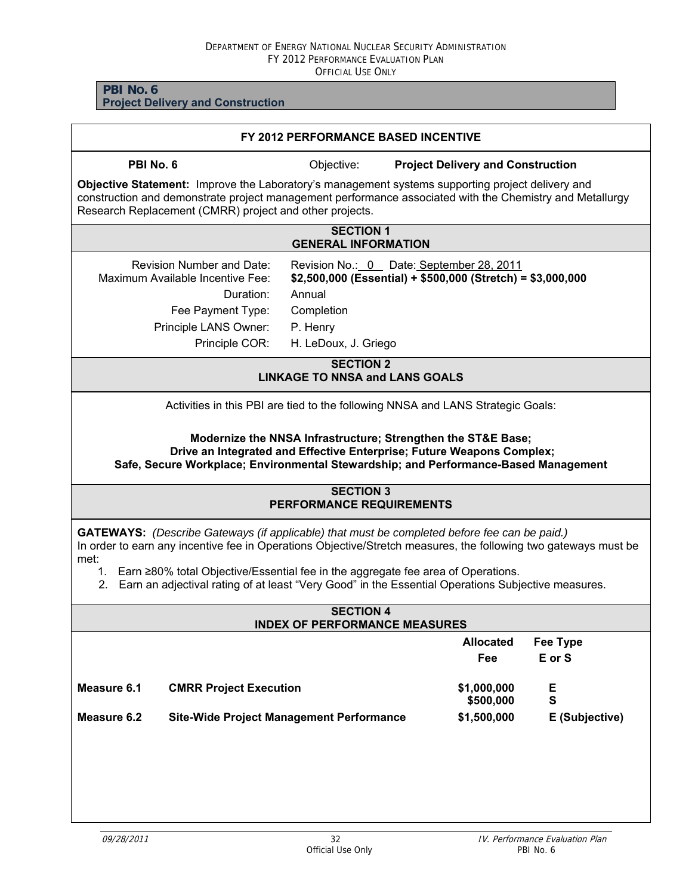## PBI No. 6
**Project Delivery and Construction**

### FY 2012 PERFORMANCE BASED INCENTIVE

**PBI No. 6** Objective: **Project Delivery and Construction**

**Objective Statement:** Improve the Laboratory's management systems supporting project delivery and construction and demonstrate project management performance associated with the Chemistry and Metallurgy Research Replacement (CMRR) project and other projects.

### SECTION 1
### GENERAL INFORMATION

| | |
|---|---|
| Revision Number and Date: | Revision No.: 0 Date: September 28, 2011 |
| Maximum Available Incentive Fee: | **\$2,500,000 (Essential) + \$500,000 (Stretch) = \$3,000,000** |
| Duration: | Annual |
| Fee Payment Type: | Completion |
| Principle LANS Owner: | P. Henry |
| Principle COR: | H. LeDoux, J. Griego |

### SECTION 2
### LINKAGE TO NNSA and LANS GOALS

Activities in this PBI are tied to the following NNSA and LANS Strategic Goals:

**Modernize the NNSA Infrastructure; Strengthen the ST&E Base; Drive an Integrated and Effective Enterprise; Future Weapons Complex; Safe, Secure Workplace; Environmental Stewardship; and Performance-Based Management**

### SECTION 3
### PERFORMANCE REQUIREMENTS

**GATEWAYS:** *(Describe Gateways (if applicable) that must be completed before fee can be paid.)*
In order to earn any incentive fee in Operations Objective/Stretch measures, the following two gateways must be met:

1. Earn ≥80% total Objective/Essential fee in the aggregate fee area of Operations.
2. Earn an adjectival rating of at least "Very Good" in the Essential Operations Subjective measures.

### SECTION 4
### INDEX OF PERFORMANCE MEASURES

| | | Allocated Fee | Fee Type E or S |
|---|---|---|---|
| **Measure 6.1** | **CMRR Project Execution** | **\$1,000,000** | **E** |
| | | **\$500,000** | **S** |
| **Measure 6.2** | **Site-Wide Project Management Performance** | **\$1,500,000** | **E (Subjective)** |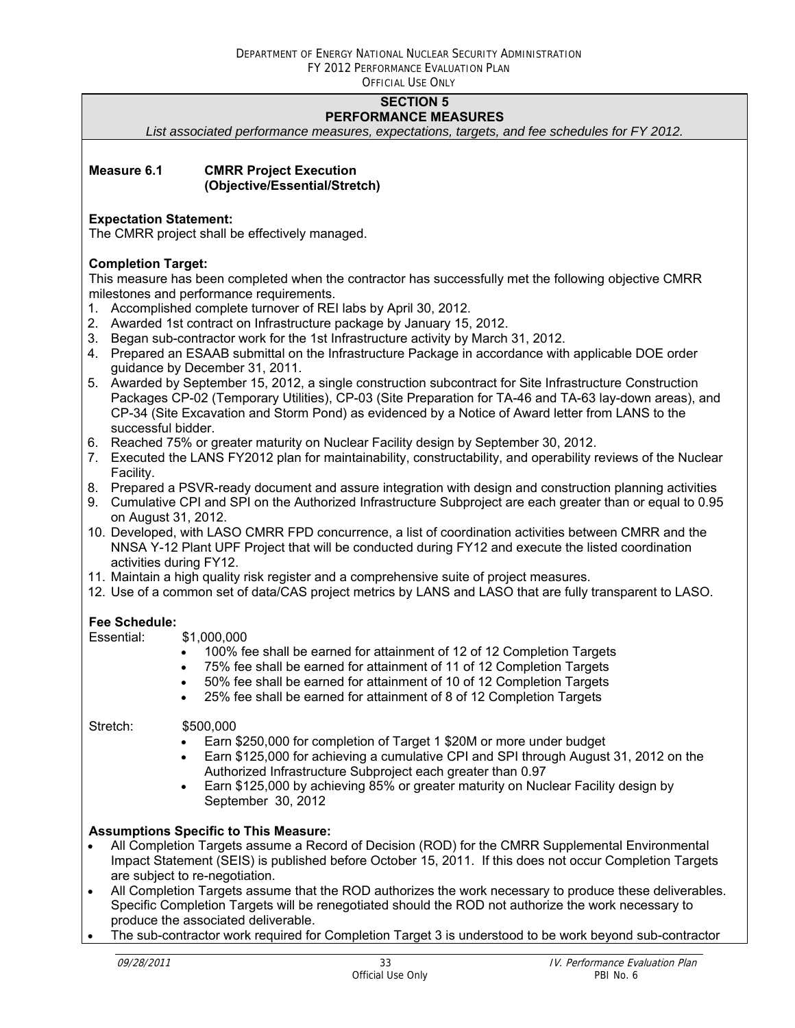## SECTION 5
## PERFORMANCE MEASURES

*List associated performance measures, expectations, targets, and fee schedules for FY 2012.*

**Measure 6.1 CMRR Project Execution (Objective/Essential/Stretch)**

**Expectation Statement:**
The CMRR project shall be effectively managed.

**Completion Target:**
This measure has been completed when the contractor has successfully met the following objective CMRR milestones and performance requirements.

1. Accomplished complete turnover of REI labs by April 30, 2012.
2. Awarded 1st contract on Infrastructure package by January 15, 2012.
3. Began sub-contractor work for the 1st Infrastructure activity by March 31, 2012.
4. Prepared an ESAAB submittal on the Infrastructure Package in accordance with applicable DOE order guidance by December 31, 2011.
5. Awarded by September 15, 2012, a single construction subcontract for Site Infrastructure Construction Packages CP-02 (Temporary Utilities), CP-03 (Site Preparation for TA-46 and TA-63 lay-down areas), and CP-34 (Site Excavation and Storm Pond) as evidenced by a Notice of Award letter from LANS to the successful bidder.
6. Reached 75% or greater maturity on Nuclear Facility design by September 30, 2012.
7. Executed the LANS FY2012 plan for maintainability, constructability, and operability reviews of the Nuclear Facility.
8. Prepared a PSVR-ready document and assure integration with design and construction planning activities
9. Cumulative CPI and SPI on the Authorized Infrastructure Subproject are each greater than or equal to 0.95 on August 31, 2012.
10. Developed, with LASO CMRR FPD concurrence, a list of coordination activities between CMRR and the NNSA Y-12 Plant UPF Project that will be conducted during FY12 and execute the listed coordination activities during FY12.
11. Maintain a high quality risk register and a comprehensive suite of project measures.
12. Use of a common set of data/CAS project metrics by LANS and LASO that are fully transparent to LASO.

**Fee Schedule:**

Essential: $1,000,000

- 100% fee shall be earned for attainment of 12 of 12 Completion Targets
- 75% fee shall be earned for attainment of 11 of 12 Completion Targets
- 50% fee shall be earned for attainment of 10 of 12 Completion Targets
- 25% fee shall be earned for attainment of 8 of 12 Completion Targets

Stretch: $500,000

- Earn $250,000 for completion of Target 1 $20M or more under budget
- Earn $125,000 for achieving a cumulative CPI and SPI through August 31, 2012 on the Authorized Infrastructure Subproject each greater than 0.97
- Earn $125,000 by achieving 85% or greater maturity on Nuclear Facility design by September 30, 2012

**Assumptions Specific to This Measure:**

- All Completion Targets assume a Record of Decision (ROD) for the CMRR Supplemental Environmental Impact Statement (SEIS) is published before October 15, 2011. If this does not occur Completion Targets are subject to re-negotiation.
- All Completion Targets assume that the ROD authorizes the work necessary to produce these deliverables. Specific Completion Targets will be renegotiated should the ROD not authorize the work necessary to produce the associated deliverable.
- The sub-contractor work required for Completion Target 3 is understood to be work beyond sub-contractor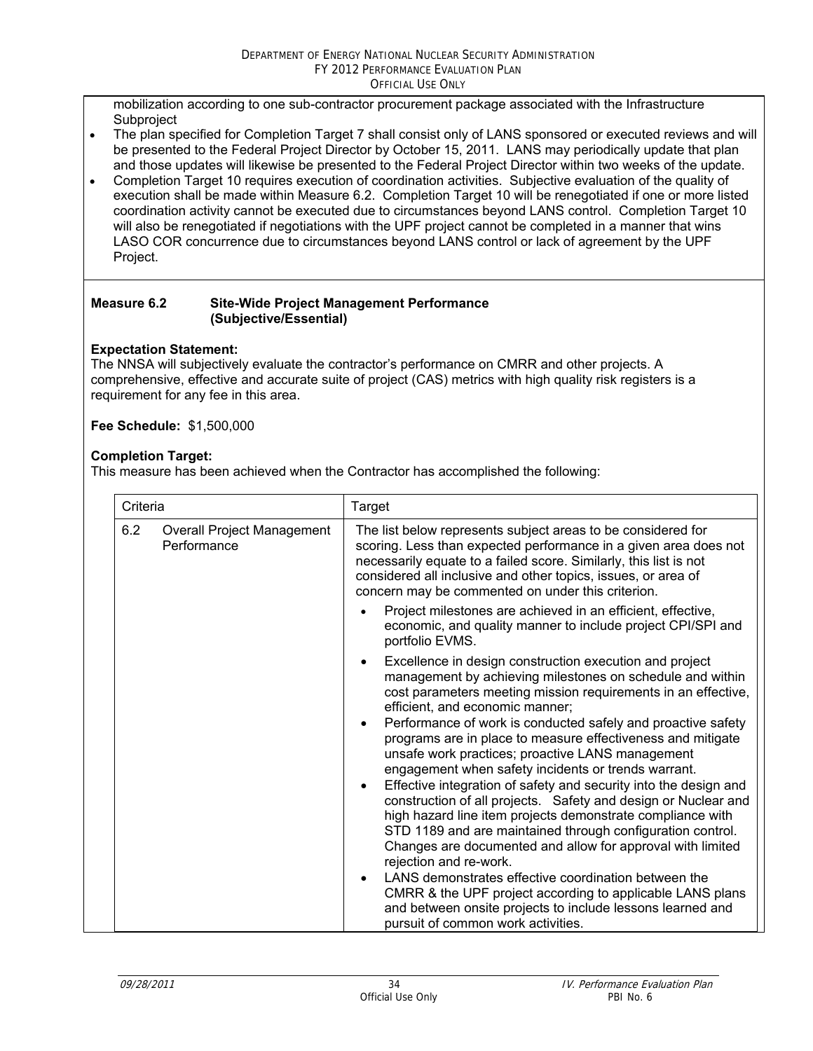mobilization according to one sub-contractor procurement package associated with the Infrastructure Subproject

- The plan specified for Completion Target 7 shall consist only of LANS sponsored or executed reviews and will be presented to the Federal Project Director by October 15, 2011. LANS may periodically update that plan and those updates will likewise be presented to the Federal Project Director within two weeks of the update.
- Completion Target 10 requires execution of coordination activities. Subjective evaluation of the quality of execution shall be made within Measure 6.2. Completion Target 10 will be renegotiated if one or more listed coordination activity cannot be executed due to circumstances beyond LANS control. Completion Target 10 will also be renegotiated if negotiations with the UPF project cannot be completed in a manner that wins LASO COR concurrence due to circumstances beyond LANS control or lack of agreement by the UPF Project.

**Measure 6.2 Site-Wide Project Management Performance (Subjective/Essential)**

**Expectation Statement:**
The NNSA will subjectively evaluate the contractor's performance on CMRR and other projects. A comprehensive, effective and accurate suite of project (CAS) metrics with high quality risk registers is a requirement for any fee in this area.

**Fee Schedule:** $1,500,000

**Completion Target:**
This measure has been achieved when the Contractor has accomplished the following:

| Criteria | Target |
|---|---|
| 6.2 Overall Project Management Performance | The list below represents subject areas to be considered for scoring. Less than expected performance in a given area does not necessarily equate to a failed score. Similarly, this list is not considered all inclusive and other topics, issues, or area of concern may be commented on under this criterion.<br>• Project milestones are achieved in an efficient, effective, economic, and quality manner to include project CPI/SPI and portfolio EVMS.<br>• Excellence in design construction execution and project management by achieving milestones on schedule and within cost parameters meeting mission requirements in an effective, efficient, and economic manner;<br>• Performance of work is conducted safely and proactive safety programs are in place to measure effectiveness and mitigate unsafe work practices; proactive LANS management engagement when safety incidents or trends warrant.<br>• Effective integration of safety and security into the design and construction of all projects. Safety and design or Nuclear and high hazard line item projects demonstrate compliance with STD 1189 and are maintained through configuration control. Changes are documented and allow for approval with limited rejection and re-work.<br>• LANS demonstrates effective coordination between the CMRR & the UPF project according to applicable LANS plans and between onsite projects to include lessons learned and pursuit of common work activities. |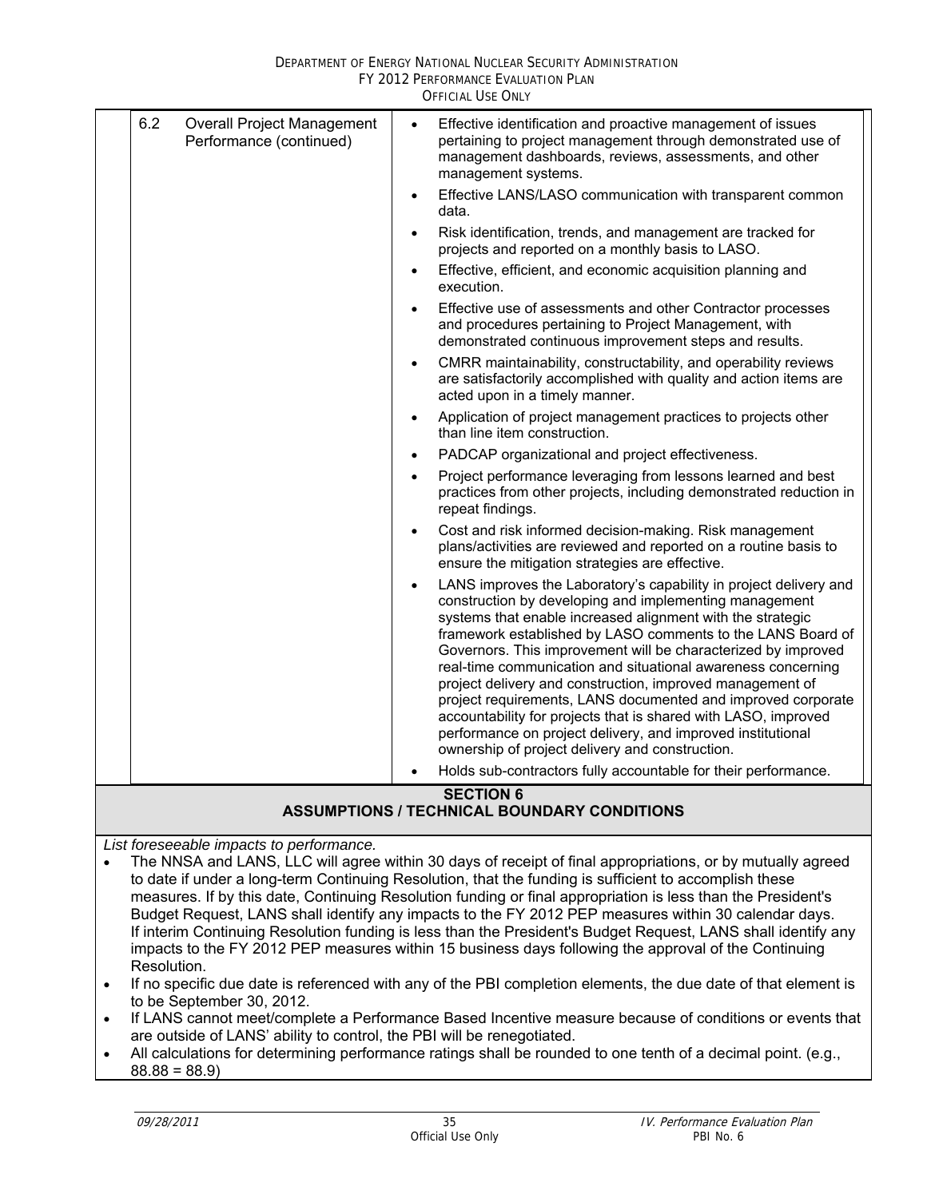| | | |
|---|---|---|
| 6.2 | Overall Project Management Performance (continued) | • Effective identification and proactive management of issues pertaining to project management through demonstrated use of management dashboards, reviews, assessments, and other management systems.<br>• Effective LANS/LASO communication with transparent common data.<br>• Risk identification, trends, and management are tracked for projects and reported on a monthly basis to LASO.<br>• Effective, efficient, and economic acquisition planning and execution.<br>• Effective use of assessments and other Contractor processes and procedures pertaining to Project Management, with demonstrated continuous improvement steps and results.<br>• CMRR maintainability, constructability, and operability reviews are satisfactorily accomplished with quality and action items are acted upon in a timely manner.<br>• Application of project management practices to projects other than line item construction.<br>• PADCAP organizational and project effectiveness.<br>• Project performance leveraging from lessons learned and best practices from other projects, including demonstrated reduction in repeat findings.<br>• Cost and risk informed decision-making. Risk management plans/activities are reviewed and reported on a routine basis to ensure the mitigation strategies are effective.<br>• LANS improves the Laboratory's capability in project delivery and construction by developing and implementing management systems that enable increased alignment with the strategic framework established by LASO comments to the LANS Board of Governors. This improvement will be characterized by improved real-time communication and situational awareness concerning project delivery and construction, improved management of project requirements, LANS documented and improved corporate accountability for projects that is shared with LASO, improved performance on project delivery, and improved institutional ownership of project delivery and construction.<br>• Holds sub-contractors fully accountable for their performance. |

## SECTION 6
## ASSUMPTIONS / TECHNICAL BOUNDARY CONDITIONS

*List foreseeable impacts to performance.*

- The NNSA and LANS, LLC will agree within 30 days of receipt of final appropriations, or by mutually agreed to date if under a long-term Continuing Resolution, that the funding is sufficient to accomplish these measures. If by this date, Continuing Resolution funding or final appropriation is less than the President's Budget Request, LANS shall identify any impacts to the FY 2012 PEP measures within 30 calendar days. If interim Continuing Resolution funding is less than the President's Budget Request, LANS shall identify any impacts to the FY 2012 PEP measures within 15 business days following the approval of the Continuing Resolution.
- If no specific due date is referenced with any of the PBI completion elements, the due date of that element is to be September 30, 2012.
- If LANS cannot meet/complete a Performance Based Incentive measure because of conditions or events that are outside of LANS' ability to control, the PBI will be renegotiated.
- All calculations for determining performance ratings shall be rounded to one tenth of a decimal point. (e.g., 88.88 = 88.9)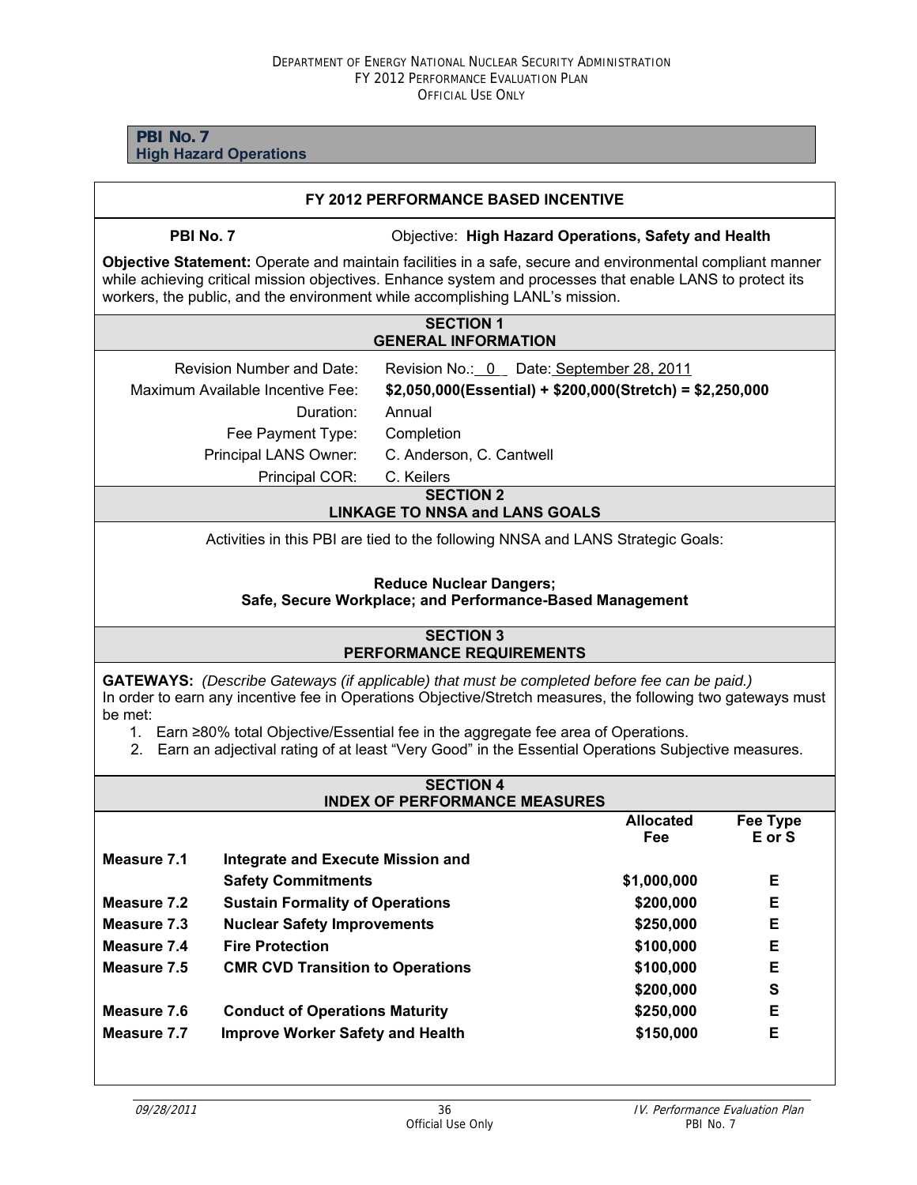## PBI No. 7
**High Hazard Operations**

### FY 2012 PERFORMANCE BASED INCENTIVE

**PBI No. 7** Objective: **High Hazard Operations, Safety and Health**

**Objective Statement:** Operate and maintain facilities in a safe, secure and environmental compliant manner while achieving critical mission objectives. Enhance system and processes that enable LANS to protect its workers, the public, and the environment while accomplishing LANL's mission.

### SECTION 1
### GENERAL INFORMATION

| | |
|---|---|
| Revision Number and Date: | Revision No.: 0 Date: September 28, 2011 |
| Maximum Available Incentive Fee: | **$2,050,000(Essential) + $200,000(Stretch) = $2,250,000** |
| Duration: | Annual |
| Fee Payment Type: | Completion |
| Principal LANS Owner: | C. Anderson, C. Cantwell |
| Principal COR: | C. Keilers |

### SECTION 2
### LINKAGE TO NNSA and LANS GOALS

Activities in this PBI are tied to the following NNSA and LANS Strategic Goals:

**Reduce Nuclear Dangers;**
**Safe, Secure Workplace; and Performance-Based Management**

### SECTION 3
### PERFORMANCE REQUIREMENTS

**GATEWAYS:** *(Describe Gateways (if applicable) that must be completed before fee can be paid.)*
In order to earn any incentive fee in Operations Objective/Stretch measures, the following two gateways must be met:

1. Earn ≥80% total Objective/Essential fee in the aggregate fee area of Operations.
2. Earn an adjectival rating of at least "Very Good" in the Essential Operations Subjective measures.

### SECTION 4
### INDEX OF PERFORMANCE MEASURES

| | | Allocated Fee | Fee Type E or S |
|---|---|---|---|
| **Measure 7.1** | **Integrate and Execute Mission and Safety Commitments** | **$1,000,000** | **E** |
| **Measure 7.2** | **Sustain Formality of Operations** | **$200,000** | **E** |
| **Measure 7.3** | **Nuclear Safety Improvements** | **$250,000** | **E** |
| **Measure 7.4** | **Fire Protection** | **$100,000** | **E** |
| **Measure 7.5** | **CMR CVD Transition to Operations** | **$100,000** | **E** |
| | | **$200,000** | **S** |
| **Measure 7.6** | **Conduct of Operations Maturity** | **$250,000** | **E** |
| **Measure 7.7** | **Improve Worker Safety and Health** | **$150,000** | **E** |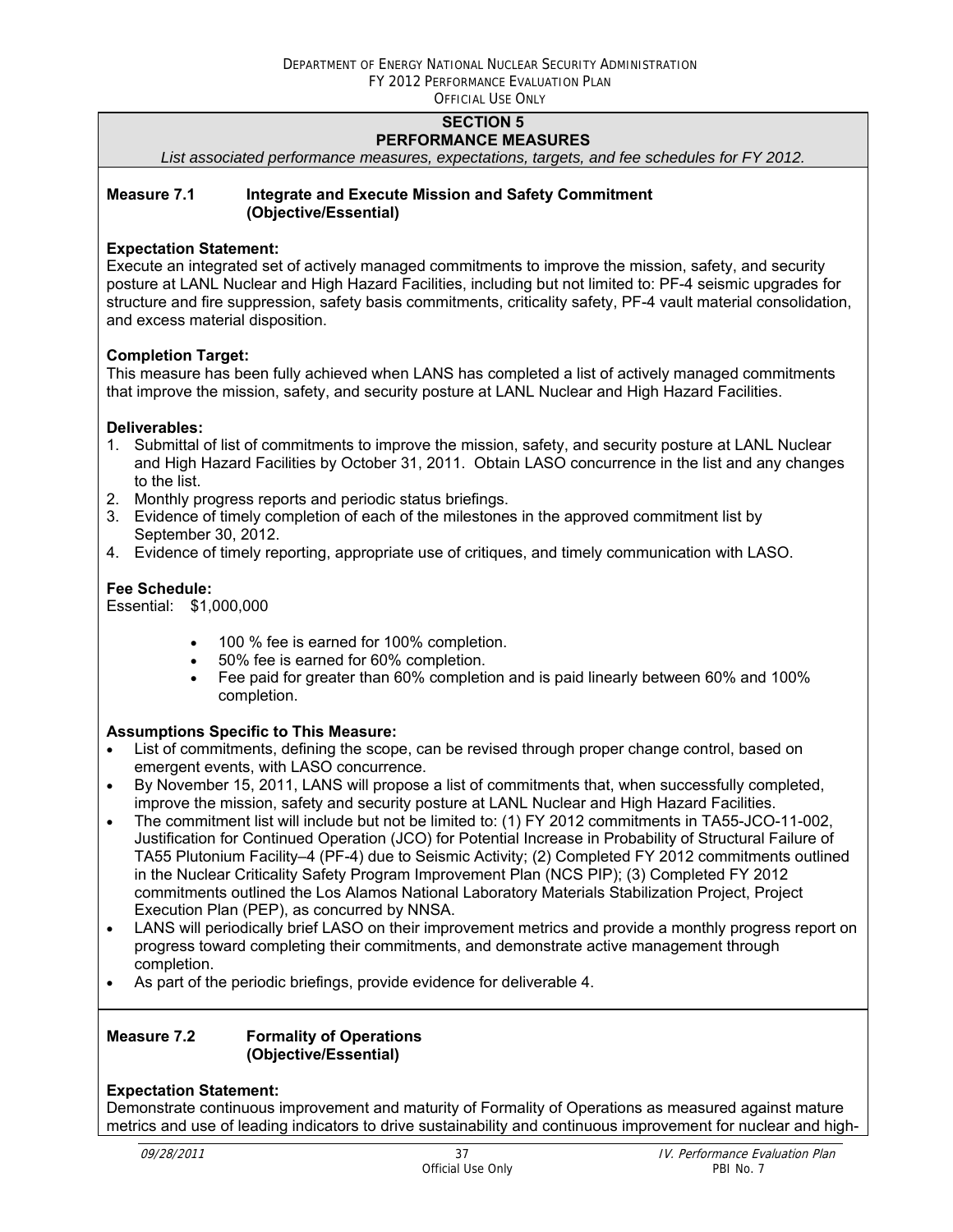## SECTION 5
## PERFORMANCE MEASURES

*List associated performance measures, expectations, targets, and fee schedules for FY 2012.*

### Measure 7.1 Integrate and Execute Mission and Safety Commitment (Objective/Essential)

**Expectation Statement:**
Execute an integrated set of actively managed commitments to improve the mission, safety, and security posture at LANL Nuclear and High Hazard Facilities, including but not limited to: PF-4 seismic upgrades for structure and fire suppression, safety basis commitments, criticality safety, PF-4 vault material consolidation, and excess material disposition.

**Completion Target:**
This measure has been fully achieved when LANS has completed a list of actively managed commitments that improve the mission, safety, and security posture at LANL Nuclear and High Hazard Facilities.

**Deliverables:**

1. Submittal of list of commitments to improve the mission, safety, and security posture at LANL Nuclear and High Hazard Facilities by October 31, 2011. Obtain LASO concurrence in the list and any changes to the list.
2. Monthly progress reports and periodic status briefings.
3. Evidence of timely completion of each of the milestones in the approved commitment list by September 30, 2012.
4. Evidence of timely reporting, appropriate use of critiques, and timely communication with LASO.

**Fee Schedule:**
Essential: $1,000,000

- 100 % fee is earned for 100% completion.
- 50% fee is earned for 60% completion.
- Fee paid for greater than 60% completion and is paid linearly between 60% and 100% completion.

**Assumptions Specific to This Measure:**

- List of commitments, defining the scope, can be revised through proper change control, based on emergent events, with LASO concurrence.
- By November 15, 2011, LANS will propose a list of commitments that, when successfully completed, improve the mission, safety and security posture at LANL Nuclear and High Hazard Facilities.
- The commitment list will include but not be limited to: (1) FY 2012 commitments in TA55-JCO-11-002, Justification for Continued Operation (JCO) for Potential Increase in Probability of Structural Failure of TA55 Plutonium Facility–4 (PF-4) due to Seismic Activity; (2) Completed FY 2012 commitments outlined in the Nuclear Criticality Safety Program Improvement Plan (NCS PIP); (3) Completed FY 2012 commitments outlined the Los Alamos National Laboratory Materials Stabilization Project, Project Execution Plan (PEP), as concurred by NNSA.
- LANS will periodically brief LASO on their improvement metrics and provide a monthly progress report on progress toward completing their commitments, and demonstrate active management through completion.
- As part of the periodic briefings, provide evidence for deliverable 4.

### Measure 7.2 Formality of Operations (Objective/Essential)

**Expectation Statement:**
Demonstrate continuous improvement and maturity of Formality of Operations as measured against mature metrics and use of leading indicators to drive sustainability and continuous improvement for nuclear and high-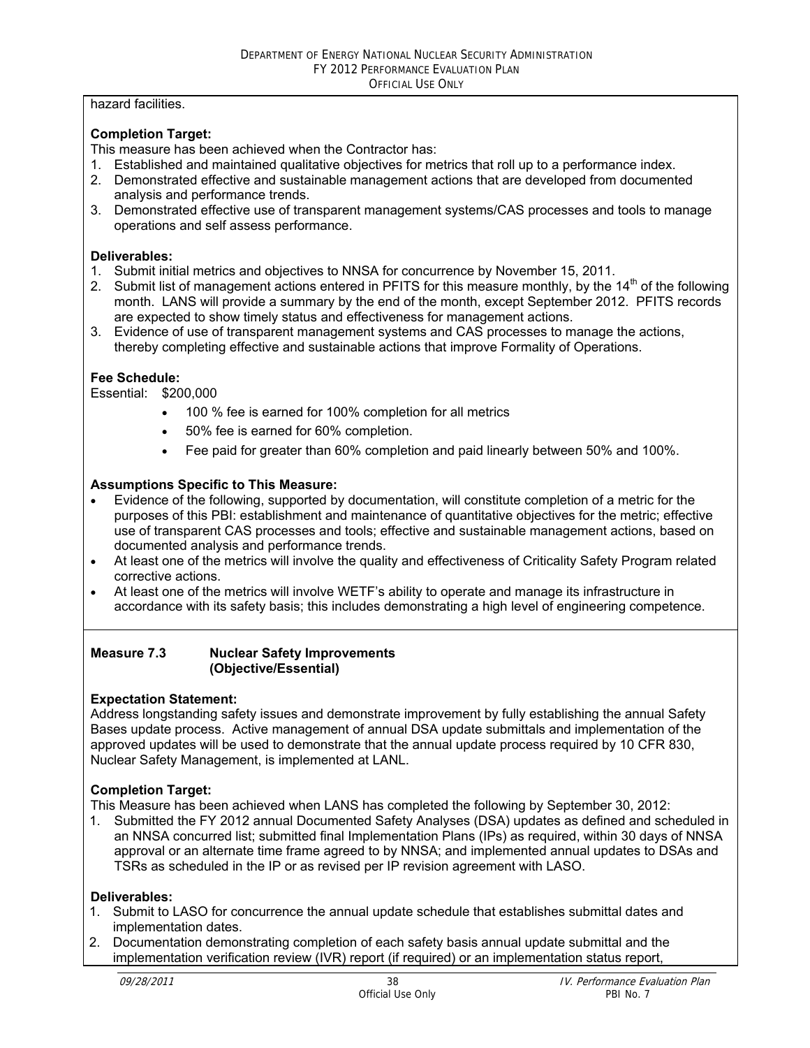hazard facilities.

**Completion Target:**
This measure has been achieved when the Contractor has:

1. Established and maintained qualitative objectives for metrics that roll up to a performance index.
2. Demonstrated effective and sustainable management actions that are developed from documented analysis and performance trends.
3. Demonstrated effective use of transparent management systems/CAS processes and tools to manage operations and self assess performance.

**Deliverables:**

1. Submit initial metrics and objectives to NNSA for concurrence by November 15, 2011.
2. Submit list of management actions entered in PFITS for this measure monthly, by the 14th of the following month. LANS will provide a summary by the end of the month, except September 2012. PFITS records are expected to show timely status and effectiveness for management actions.
3. Evidence of use of transparent management systems and CAS processes to manage the actions, thereby completing effective and sustainable actions that improve Formality of Operations.

**Fee Schedule:**
Essential: $200,000

- 100 % fee is earned for 100% completion for all metrics
- 50% fee is earned for 60% completion.
- Fee paid for greater than 60% completion and paid linearly between 50% and 100%.

**Assumptions Specific to This Measure:**

- Evidence of the following, supported by documentation, will constitute completion of a metric for the purposes of this PBI: establishment and maintenance of quantitative objectives for the metric; effective use of transparent CAS processes and tools; effective and sustainable management actions, based on documented analysis and performance trends.
- At least one of the metrics will involve the quality and effectiveness of Criticality Safety Program related corrective actions.
- At least one of the metrics will involve WETF's ability to operate and manage its infrastructure in accordance with its safety basis; this includes demonstrating a high level of engineering competence.

**Measure 7.3 Nuclear Safety Improvements (Objective/Essential)**

**Expectation Statement:**
Address longstanding safety issues and demonstrate improvement by fully establishing the annual Safety Bases update process. Active management of annual DSA update submittals and implementation of the approved updates will be used to demonstrate that the annual update process required by 10 CFR 830, Nuclear Safety Management, is implemented at LANL.

**Completion Target:**
This Measure has been achieved when LANS has completed the following by September 30, 2012:

1. Submitted the FY 2012 annual Documented Safety Analyses (DSA) updates as defined and scheduled in an NNSA concurred list; submitted final Implementation Plans (IPs) as required, within 30 days of NNSA approval or an alternate time frame agreed to by NNSA; and implemented annual updates to DSAs and TSRs as scheduled in the IP or as revised per IP revision agreement with LASO.

**Deliverables:**

1. Submit to LASO for concurrence the annual update schedule that establishes submittal dates and implementation dates.
2. Documentation demonstrating completion of each safety basis annual update submittal and the implementation verification review (IVR) report (if required) or an implementation status report,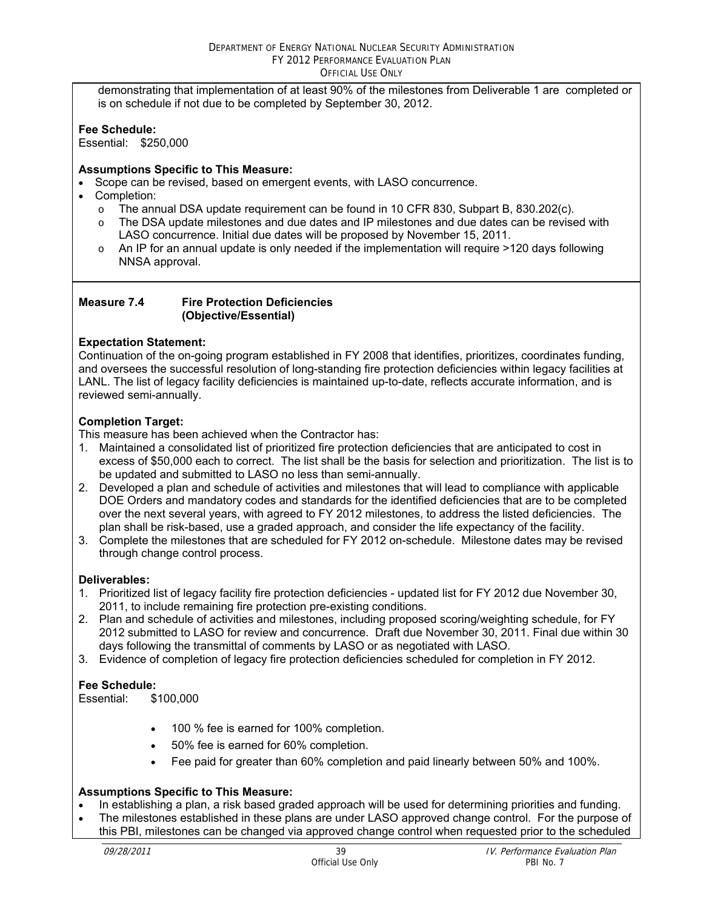demonstrating that implementation of at least 90% of the milestones from Deliverable 1 are completed or is on schedule if not due to be completed by September 30, 2012.

**Fee Schedule:**
Essential: $250,000

**Assumptions Specific to This Measure:**

- Scope can be revised, based on emergent events, with LASO concurrence.
- Completion:
  - The annual DSA update requirement can be found in 10 CFR 830, Subpart B, 830.202(c).
  - The DSA update milestones and due dates and IP milestones and due dates can be revised with LASO concurrence. Initial due dates will be proposed by November 15, 2011.
  - An IP for an annual update is only needed if the implementation will require >120 days following NNSA approval.

**Measure 7.4 Fire Protection Deficiencies (Objective/Essential)**

**Expectation Statement:**
Continuation of the on-going program established in FY 2008 that identifies, prioritizes, coordinates funding, and oversees the successful resolution of long-standing fire protection deficiencies within legacy facilities at LANL. The list of legacy facility deficiencies is maintained up-to-date, reflects accurate information, and is reviewed semi-annually.

**Completion Target:**
This measure has been achieved when the Contractor has:

1. Maintained a consolidated list of prioritized fire protection deficiencies that are anticipated to cost in excess of $50,000 each to correct. The list shall be the basis for selection and prioritization. The list is to be updated and submitted to LASO no less than semi-annually.
2. Developed a plan and schedule of activities and milestones that will lead to compliance with applicable DOE Orders and mandatory codes and standards for the identified deficiencies that are to be completed over the next several years, with agreed to FY 2012 milestones, to address the listed deficiencies. The plan shall be risk-based, use a graded approach, and consider the life expectancy of the facility.
3. Complete the milestones that are scheduled for FY 2012 on-schedule. Milestone dates may be revised through change control process.

**Deliverables:**

1. Prioritized list of legacy facility fire protection deficiencies - updated list for FY 2012 due November 30, 2011, to include remaining fire protection pre-existing conditions.
2. Plan and schedule of activities and milestones, including proposed scoring/weighting schedule, for FY 2012 submitted to LASO for review and concurrence. Draft due November 30, 2011. Final due within 30 days following the transmittal of comments by LASO or as negotiated with LASO.
3. Evidence of completion of legacy fire protection deficiencies scheduled for completion in FY 2012.

**Fee Schedule:**
Essential: $100,000

- 100 % fee is earned for 100% completion.
- 50% fee is earned for 60% completion.
- Fee paid for greater than 60% completion and paid linearly between 50% and 100%.

**Assumptions Specific to This Measure:**

- In establishing a plan, a risk based graded approach will be used for determining priorities and funding.
- The milestones established in these plans are under LASO approved change control. For the purpose of this PBI, milestones can be changed via approved change control when requested prior to the scheduled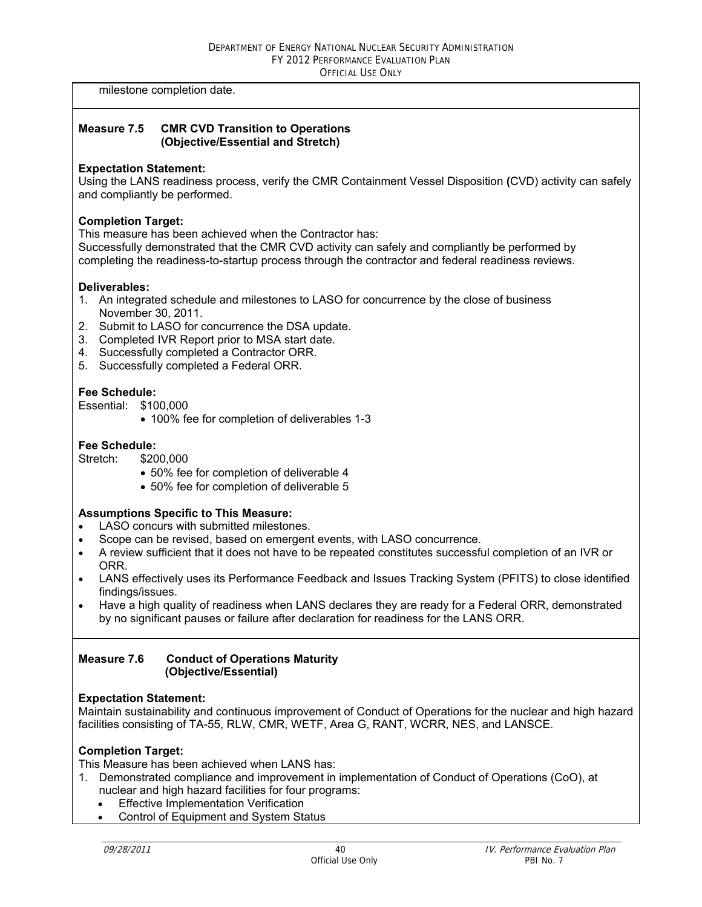milestone completion date.

**Measure 7.5 CMR CVD Transition to Operations (Objective/Essential and Stretch)**

**Expectation Statement:**
Using the LANS readiness process, verify the CMR Containment Vessel Disposition (CVD) activity can safely and compliantly be performed.

**Completion Target:**
This measure has been achieved when the Contractor has:
Successfully demonstrated that the CMR CVD activity can safely and compliantly be performed by completing the readiness-to-startup process through the contractor and federal readiness reviews.

**Deliverables:**

1. An integrated schedule and milestones to LASO for concurrence by the close of business November 30, 2011.
2. Submit to LASO for concurrence the DSA update.
3. Completed IVR Report prior to MSA start date.
4. Successfully completed a Contractor ORR.
5. Successfully completed a Federal ORR.

**Fee Schedule:**
Essential: $100,000

- 100% fee for completion of deliverables 1-3

**Fee Schedule:**
Stretch: $200,000

- 50% fee for completion of deliverable 4
- 50% fee for completion of deliverable 5

**Assumptions Specific to This Measure:**

- LASO concurs with submitted milestones.
- Scope can be revised, based on emergent events, with LASO concurrence.
- A review sufficient that it does not have to be repeated constitutes successful completion of an IVR or ORR.
- LANS effectively uses its Performance Feedback and Issues Tracking System (PFITS) to close identified findings/issues.
- Have a high quality of readiness when LANS declares they are ready for a Federal ORR, demonstrated by no significant pauses or failure after declaration for readiness for the LANS ORR.

**Measure 7.6 Conduct of Operations Maturity (Objective/Essential)**

**Expectation Statement:**
Maintain sustainability and continuous improvement of Conduct of Operations for the nuclear and high hazard facilities consisting of TA-55, RLW, CMR, WETF, Area G, RANT, WCRR, NES, and LANSCE.

**Completion Target:**
This Measure has been achieved when LANS has:

1. Demonstrated compliance and improvement in implementation of Conduct of Operations (CoO), at nuclear and high hazard facilities for four programs:
   - Effective Implementation Verification
   - Control of Equipment and System Status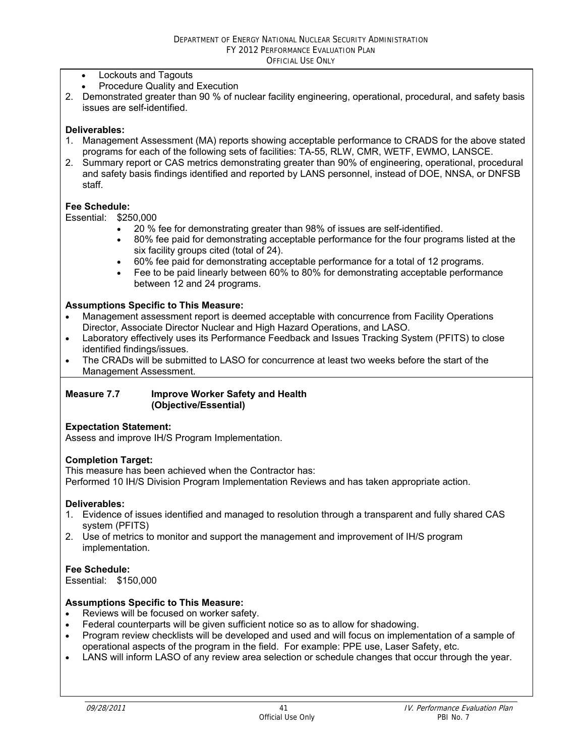- Lockouts and Tagouts
- Procedure Quality and Execution

2. Demonstrated greater than 90 % of nuclear facility engineering, operational, procedural, and safety basis issues are self-identified.

**Deliverables:**

1. Management Assessment (MA) reports showing acceptable performance to CRADS for the above stated programs for each of the following sets of facilities: TA-55, RLW, CMR, WETF, EWMO, LANSCE.
2. Summary report or CAS metrics demonstrating greater than 90% of engineering, operational, procedural and safety basis findings identified and reported by LANS personnel, instead of DOE, NNSA, or DNFSB staff.

**Fee Schedule:**

Essential: $250,000

- 20 % fee for demonstrating greater than 98% of issues are self-identified.
- 80% fee paid for demonstrating acceptable performance for the four programs listed at the six facility groups cited (total of 24).
- 60% fee paid for demonstrating acceptable performance for a total of 12 programs.
- Fee to be paid linearly between 60% to 80% for demonstrating acceptable performance between 12 and 24 programs.

**Assumptions Specific to This Measure:**

- Management assessment report is deemed acceptable with concurrence from Facility Operations Director, Associate Director Nuclear and High Hazard Operations, and LASO.
- Laboratory effectively uses its Performance Feedback and Issues Tracking System (PFITS) to close identified findings/issues.
- The CRADs will be submitted to LASO for concurrence at least two weeks before the start of the Management Assessment.

**Measure 7.7 Improve Worker Safety and Health (Objective/Essential)**

**Expectation Statement:**

Assess and improve IH/S Program Implementation.

**Completion Target:**

This measure has been achieved when the Contractor has:

Performed 10 IH/S Division Program Implementation Reviews and has taken appropriate action.

**Deliverables:**

1. Evidence of issues identified and managed to resolution through a transparent and fully shared CAS system (PFITS)
2. Use of metrics to monitor and support the management and improvement of IH/S program implementation.

**Fee Schedule:**

Essential: $150,000

**Assumptions Specific to This Measure:**

- Reviews will be focused on worker safety.
- Federal counterparts will be given sufficient notice so as to allow for shadowing.
- Program review checklists will be developed and used and will focus on implementation of a sample of operational aspects of the program in the field. For example: PPE use, Laser Safety, etc.
- LANS will inform LASO of any review area selection or schedule changes that occur through the year.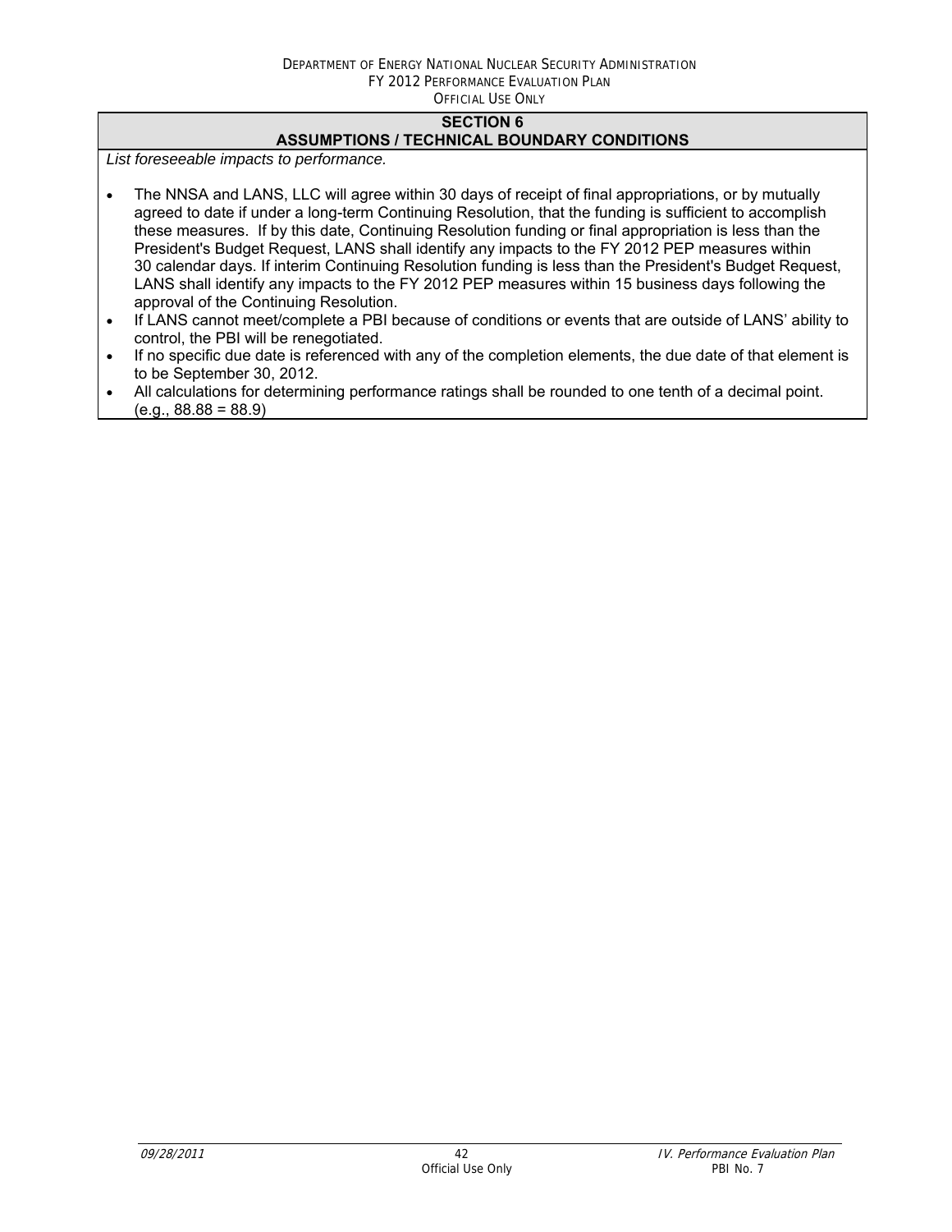## SECTION 6
## ASSUMPTIONS / TECHNICAL BOUNDARY CONDITIONS

*List foreseeable impacts to performance.*

- The NNSA and LANS, LLC will agree within 30 days of receipt of final appropriations, or by mutually agreed to date if under a long-term Continuing Resolution, that the funding is sufficient to accomplish these measures. If by this date, Continuing Resolution funding or final appropriation is less than the President's Budget Request, LANS shall identify any impacts to the FY 2012 PEP measures within 30 calendar days. If interim Continuing Resolution funding is less than the President's Budget Request, LANS shall identify any impacts to the FY 2012 PEP measures within 15 business days following the approval of the Continuing Resolution.
- If LANS cannot meet/complete a PBI because of conditions or events that are outside of LANS' ability to control, the PBI will be renegotiated.
- If no specific due date is referenced with any of the completion elements, the due date of that element is to be September 30, 2012.
- All calculations for determining performance ratings shall be rounded to one tenth of a decimal point. (e.g., 88.88 = 88.9)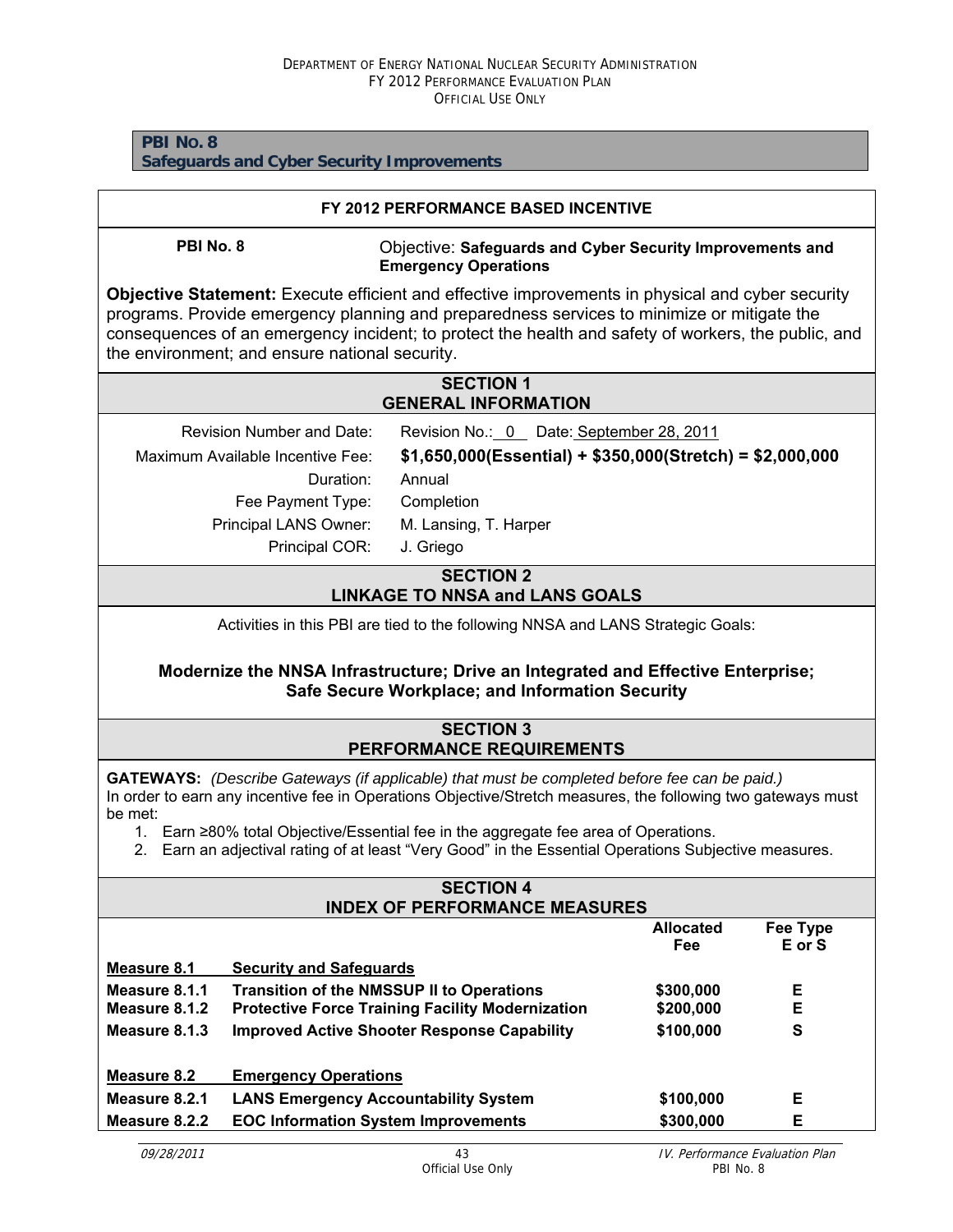**PBI No. 8**
**Safeguards and Cyber Security Improvements**

## FY 2012 PERFORMANCE BASED INCENTIVE

**PBI No. 8** Objective: **Safeguards and Cyber Security Improvements and Emergency Operations**

**Objective Statement:** Execute efficient and effective improvements in physical and cyber security programs. Provide emergency planning and preparedness services to minimize or mitigate the consequences of an emergency incident; to protect the health and safety of workers, the public, and the environment; and ensure national security.

## SECTION 1
## GENERAL INFORMATION

| | |
|---|---|
| Revision Number and Date: | Revision No.: 0 Date: September 28, 2011 |
| Maximum Available Incentive Fee: | **$1,650,000(Essential) + $350,000(Stretch) = $2,000,000** |
| Duration: | Annual |
| Fee Payment Type: | Completion |
| Principal LANS Owner: | M. Lansing, T. Harper |
| Principal COR: | J. Griego |

## SECTION 2
## LINKAGE TO NNSA and LANS GOALS

Activities in this PBI are tied to the following NNSA and LANS Strategic Goals:

**Modernize the NNSA Infrastructure; Drive an Integrated and Effective Enterprise; Safe Secure Workplace; and Information Security**

## SECTION 3
## PERFORMANCE REQUIREMENTS

**GATEWAYS:** *(Describe Gateways (if applicable) that must be completed before fee can be paid.)*
In order to earn any incentive fee in Operations Objective/Stretch measures, the following two gateways must be met:

1. Earn ≥80% total Objective/Essential fee in the aggregate fee area of Operations.
2. Earn an adjectival rating of at least "Very Good" in the Essential Operations Subjective measures.

## SECTION 4
## INDEX OF PERFORMANCE MEASURES

| | | Allocated Fee | Fee Type E or S |
|---|---|---|---|
| **Measure 8.1** | **Security and Safeguards** | | |
| **Measure 8.1.1** | **Transition of the NMSSUP II to Operations** | **$300,000** | **E** |
| **Measure 8.1.2** | **Protective Force Training Facility Modernization** | **$200,000** | **E** |
| **Measure 8.1.3** | **Improved Active Shooter Response Capability** | **$100,000** | **S** |
| **Measure 8.2** | **Emergency Operations** | | |
| **Measure 8.2.1** | **LANS Emergency Accountability System** | **$100,000** | **E** |
| **Measure 8.2.2** | **EOC Information System Improvements** | **$300,000** | **E** |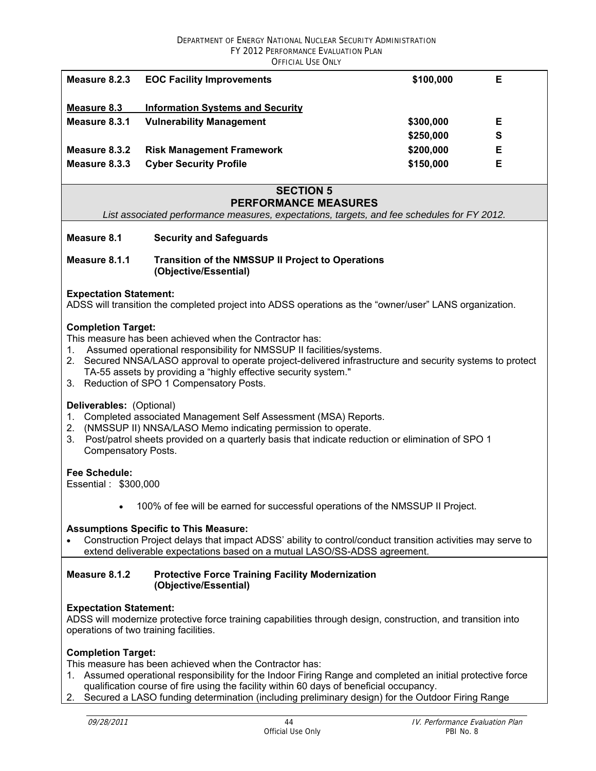| | | | |
|---|---|---|---|
| **Measure 8.2.3** | **EOC Facility Improvements** | **$100,000** | **E** |
| **Measure 8.3** | **Information Systems and Security** | | |
| **Measure 8.3.1** | **Vulnerability Management** | **$300,000** | **E** |
| | | **$250,000** | **S** |
| **Measure 8.3.2** | **Risk Management Framework** | **$200,000** | **E** |
| **Measure 8.3.3** | **Cyber Security Profile** | **$150,000** | **E** |

## SECTION 5
## PERFORMANCE MEASURES

*List associated performance measures, expectations, targets, and fee schedules for FY 2012.*

**Measure 8.1 Security and Safeguards**

**Measure 8.1.1 Transition of the NMSSUP II Project to Operations (Objective/Essential)**

**Expectation Statement:**
ADSS will transition the completed project into ADSS operations as the "owner/user" LANS organization.

**Completion Target:**
This measure has been achieved when the Contractor has:
1. Assumed operational responsibility for NMSSUP II facilities/systems.
2. Secured NNSA/LASO approval to operate project-delivered infrastructure and security systems to protect TA-55 assets by providing a "highly effective security system."
3. Reduction of SPO 1 Compensatory Posts.

**Deliverables:** (Optional)
1. Completed associated Management Self Assessment (MSA) Reports.
2. (NMSSUP II) NNSA/LASO Memo indicating permission to operate.
3. Post/patrol sheets provided on a quarterly basis that indicate reduction or elimination of SPO 1 Compensatory Posts.

**Fee Schedule:**
Essential : $300,000

- 100% of fee will be earned for successful operations of the NMSSUP II Project.

**Assumptions Specific to This Measure:**
- Construction Project delays that impact ADSS' ability to control/conduct transition activities may serve to extend deliverable expectations based on a mutual LASO/SS-ADSS agreement.

**Measure 8.1.2 Protective Force Training Facility Modernization (Objective/Essential)**

**Expectation Statement:**
ADSS will modernize protective force training capabilities through design, construction, and transition into operations of two training facilities.

**Completion Target:**
This measure has been achieved when the Contractor has:
1. Assumed operational responsibility for the Indoor Firing Range and completed an initial protective force qualification course of fire using the facility within 60 days of beneficial occupancy.
2. Secured a LASO funding determination (including preliminary design) for the Outdoor Firing Range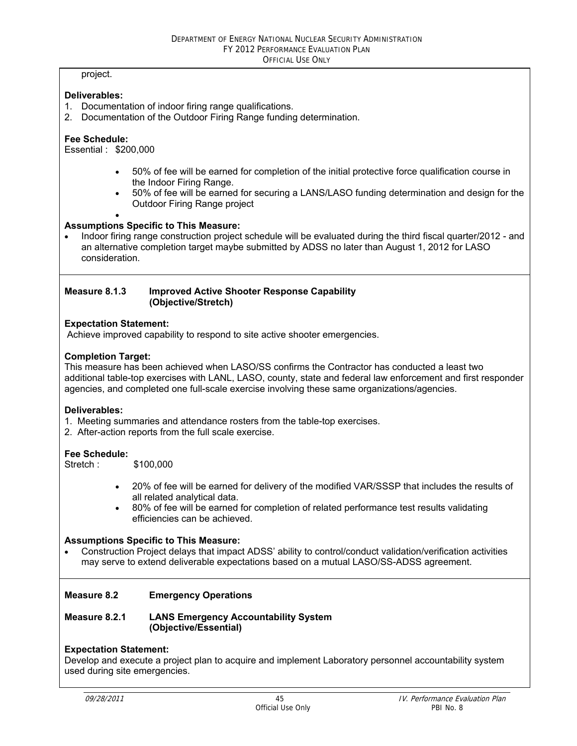project.

**Deliverables:**

1. Documentation of indoor firing range qualifications.
2. Documentation of the Outdoor Firing Range funding determination.

**Fee Schedule:**
Essential : $200,000

- 50% of fee will be earned for completion of the initial protective force qualification course in the Indoor Firing Range.
- 50% of fee will be earned for securing a LANS/LASO funding determination and design for the Outdoor Firing Range project
-

**Assumptions Specific to This Measure:**

- Indoor firing range construction project schedule will be evaluated during the third fiscal quarter/2012 - and an alternative completion target maybe submitted by ADSS no later than August 1, 2012 for LASO consideration.

**Measure 8.1.3 Improved Active Shooter Response Capability (Objective/Stretch)**

**Expectation Statement:**
Achieve improved capability to respond to site active shooter emergencies.

**Completion Target:**
This measure has been achieved when LASO/SS confirms the Contractor has conducted a least two additional table-top exercises with LANL, LASO, county, state and federal law enforcement and first responder agencies, and completed one full-scale exercise involving these same organizations/agencies.

**Deliverables:**

1. Meeting summaries and attendance rosters from the table-top exercises.
2. After-action reports from the full scale exercise.

**Fee Schedule:**
Stretch : $100,000

- 20% of fee will be earned for delivery of the modified VAR/SSSP that includes the results of all related analytical data.
- 80% of fee will be earned for completion of related performance test results validating efficiencies can be achieved.

**Assumptions Specific to This Measure:**

- Construction Project delays that impact ADSS' ability to control/conduct validation/verification activities may serve to extend deliverable expectations based on a mutual LASO/SS-ADSS agreement.

**Measure 8.2 Emergency Operations**

**Measure 8.2.1 LANS Emergency Accountability System (Objective/Essential)**

**Expectation Statement:**
Develop and execute a project plan to acquire and implement Laboratory personnel accountability system used during site emergencies.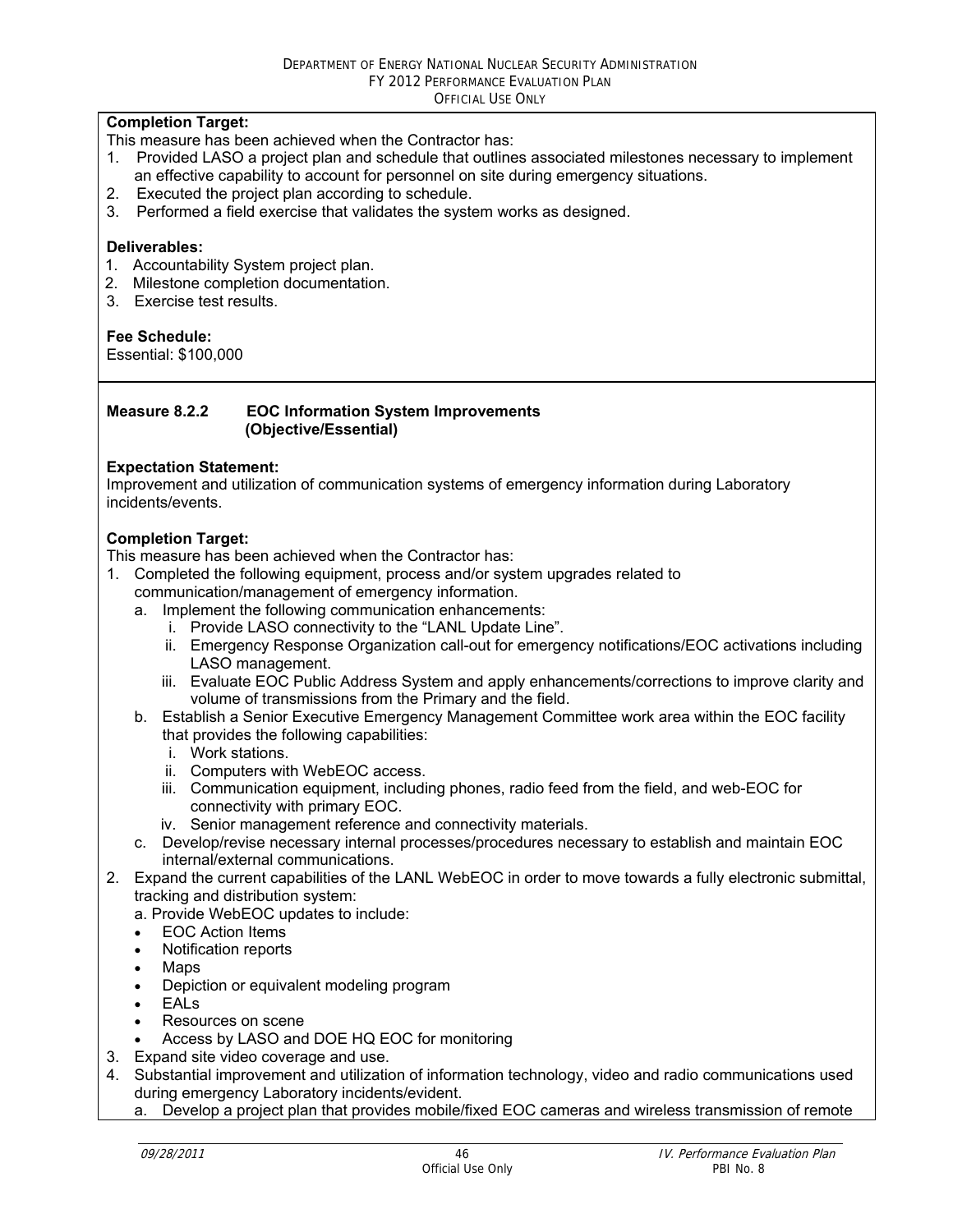**Completion Target:**
This measure has been achieved when the Contractor has:
1. Provided LASO a project plan and schedule that outlines associated milestones necessary to implement an effective capability to account for personnel on site during emergency situations.
2. Executed the project plan according to schedule.
3. Performed a field exercise that validates the system works as designed.

**Deliverables:**
1. Accountability System project plan.
2. Milestone completion documentation.
3. Exercise test results.

**Fee Schedule:**
Essential: $100,000

**Measure 8.2.2 EOC Information System Improvements (Objective/Essential)**

**Expectation Statement:**
Improvement and utilization of communication systems of emergency information during Laboratory incidents/events.

**Completion Target:**
This measure has been achieved when the Contractor has:
1. Completed the following equipment, process and/or system upgrades related to communication/management of emergency information.
   a. Implement the following communication enhancements:
      i. Provide LASO connectivity to the "LANL Update Line".
      ii. Emergency Response Organization call-out for emergency notifications/EOC activations including LASO management.
      iii. Evaluate EOC Public Address System and apply enhancements/corrections to improve clarity and volume of transmissions from the Primary and the field.
   b. Establish a Senior Executive Emergency Management Committee work area within the EOC facility that provides the following capabilities:
      i. Work stations.
      ii. Computers with WebEOC access.
      iii. Communication equipment, including phones, radio feed from the field, and web-EOC for connectivity with primary EOC.
      iv. Senior management reference and connectivity materials.
   c. Develop/revise necessary internal processes/procedures necessary to establish and maintain EOC internal/external communications.
2. Expand the current capabilities of the LANL WebEOC in order to move towards a fully electronic submittal, tracking and distribution system:
   a. Provide WebEOC updates to include:
   - EOC Action Items
   - Notification reports
   - Maps
   - Depiction or equivalent modeling program
   - EALs
   - Resources on scene
   - Access by LASO and DOE HQ EOC for monitoring
3. Expand site video coverage and use.
4. Substantial improvement and utilization of information technology, video and radio communications used during emergency Laboratory incidents/evident.
   a. Develop a project plan that provides mobile/fixed EOC cameras and wireless transmission of remote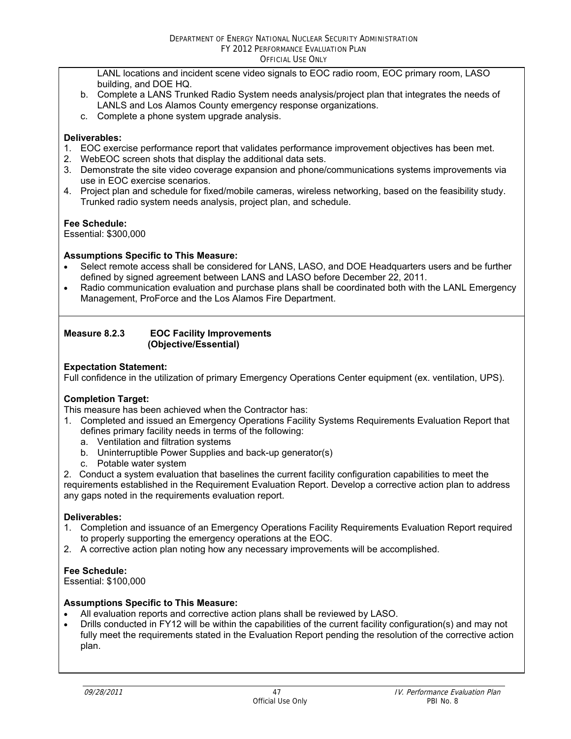LANL locations and incident scene video signals to EOC radio room, EOC primary room, LASO building, and DOE HQ.

b. Complete a LANS Trunked Radio System needs analysis/project plan that integrates the needs of LANLS and Los Alamos County emergency response organizations.

c. Complete a phone system upgrade analysis.

**Deliverables:**

1. EOC exercise performance report that validates performance improvement objectives has been met.
2. WebEOC screen shots that display the additional data sets.
3. Demonstrate the site video coverage expansion and phone/communications systems improvements via use in EOC exercise scenarios.
4. Project plan and schedule for fixed/mobile cameras, wireless networking, based on the feasibility study. Trunked radio system needs analysis, project plan, and schedule.

**Fee Schedule:**
Essential: $300,000

**Assumptions Specific to This Measure:**

- Select remote access shall be considered for LANS, LASO, and DOE Headquarters users and be further defined by signed agreement between LANS and LASO before December 22, 2011.
- Radio communication evaluation and purchase plans shall be coordinated both with the LANL Emergency Management, ProForce and the Los Alamos Fire Department.

**Measure 8.2.3 EOC Facility Improvements (Objective/Essential)**

**Expectation Statement:**
Full confidence in the utilization of primary Emergency Operations Center equipment (ex. ventilation, UPS).

**Completion Target:**
This measure has been achieved when the Contractor has:

1. Completed and issued an Emergency Operations Facility Systems Requirements Evaluation Report that defines primary facility needs in terms of the following:
   a. Ventilation and filtration systems
   b. Uninterruptible Power Supplies and back-up generator(s)
   c. Potable water system
2. Conduct a system evaluation that baselines the current facility configuration capabilities to meet the requirements established in the Requirement Evaluation Report. Develop a corrective action plan to address any gaps noted in the requirements evaluation report.

**Deliverables:**

1. Completion and issuance of an Emergency Operations Facility Requirements Evaluation Report required to properly supporting the emergency operations at the EOC.
2. A corrective action plan noting how any necessary improvements will be accomplished.

**Fee Schedule:**
Essential: $100,000

**Assumptions Specific to This Measure:**

- All evaluation reports and corrective action plans shall be reviewed by LASO.
- Drills conducted in FY12 will be within the capabilities of the current facility configuration(s) and may not fully meet the requirements stated in the Evaluation Report pending the resolution of the corrective action plan.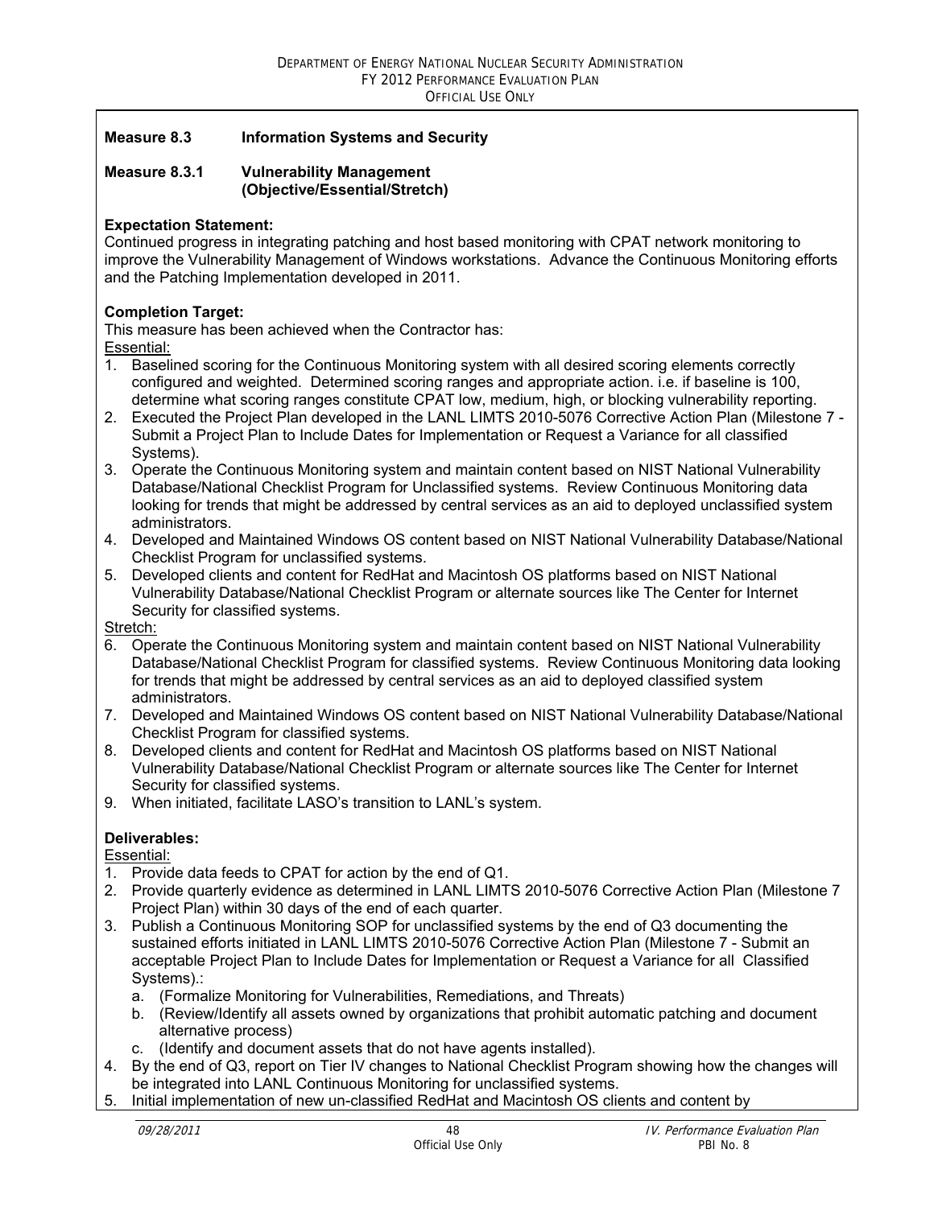**Measure 8.3 Information Systems and Security**

**Measure 8.3.1 Vulnerability Management (Objective/Essential/Stretch)**

**Expectation Statement:**
Continued progress in integrating patching and host based monitoring with CPAT network monitoring to improve the Vulnerability Management of Windows workstations. Advance the Continuous Monitoring efforts and the Patching Implementation developed in 2011.

**Completion Target:**
This measure has been achieved when the Contractor has:
Essential:

1. Baselined scoring for the Continuous Monitoring system with all desired scoring elements correctly configured and weighted. Determined scoring ranges and appropriate action. i.e. if baseline is 100, determine what scoring ranges constitute CPAT low, medium, high, or blocking vulnerability reporting.
2. Executed the Project Plan developed in the LANL LIMTS 2010-5076 Corrective Action Plan (Milestone 7 - Submit a Project Plan to Include Dates for Implementation or Request a Variance for all classified Systems).
3. Operate the Continuous Monitoring system and maintain content based on NIST National Vulnerability Database/National Checklist Program for Unclassified systems. Review Continuous Monitoring data looking for trends that might be addressed by central services as an aid to deployed unclassified system administrators.
4. Developed and Maintained Windows OS content based on NIST National Vulnerability Database/National Checklist Program for unclassified systems.
5. Developed clients and content for RedHat and Macintosh OS platforms based on NIST National Vulnerability Database/National Checklist Program or alternate sources like The Center for Internet Security for classified systems.

Stretch:

6. Operate the Continuous Monitoring system and maintain content based on NIST National Vulnerability Database/National Checklist Program for classified systems. Review Continuous Monitoring data looking for trends that might be addressed by central services as an aid to deployed classified system administrators.
7. Developed and Maintained Windows OS content based on NIST National Vulnerability Database/National Checklist Program for classified systems.
8. Developed clients and content for RedHat and Macintosh OS platforms based on NIST National Vulnerability Database/National Checklist Program or alternate sources like The Center for Internet Security for classified systems.
9. When initiated, facilitate LASO's transition to LANL's system.

**Deliverables:**
Essential:

1. Provide data feeds to CPAT for action by the end of Q1.
2. Provide quarterly evidence as determined in LANL LIMTS 2010-5076 Corrective Action Plan (Milestone 7 Project Plan) within 30 days of the end of each quarter.
3. Publish a Continuous Monitoring SOP for unclassified systems by the end of Q3 documenting the sustained efforts initiated in LANL LIMTS 2010-5076 Corrective Action Plan (Milestone 7 - Submit an acceptable Project Plan to Include Dates for Implementation or Request a Variance for all Classified Systems).:
   a. (Formalize Monitoring for Vulnerabilities, Remediations, and Threats)
   b. (Review/Identify all assets owned by organizations that prohibit automatic patching and document alternative process)
   c. (Identify and document assets that do not have agents installed).
4. By the end of Q3, report on Tier IV changes to National Checklist Program showing how the changes will be integrated into LANL Continuous Monitoring for unclassified systems.
5. Initial implementation of new un-classified RedHat and Macintosh OS clients and content by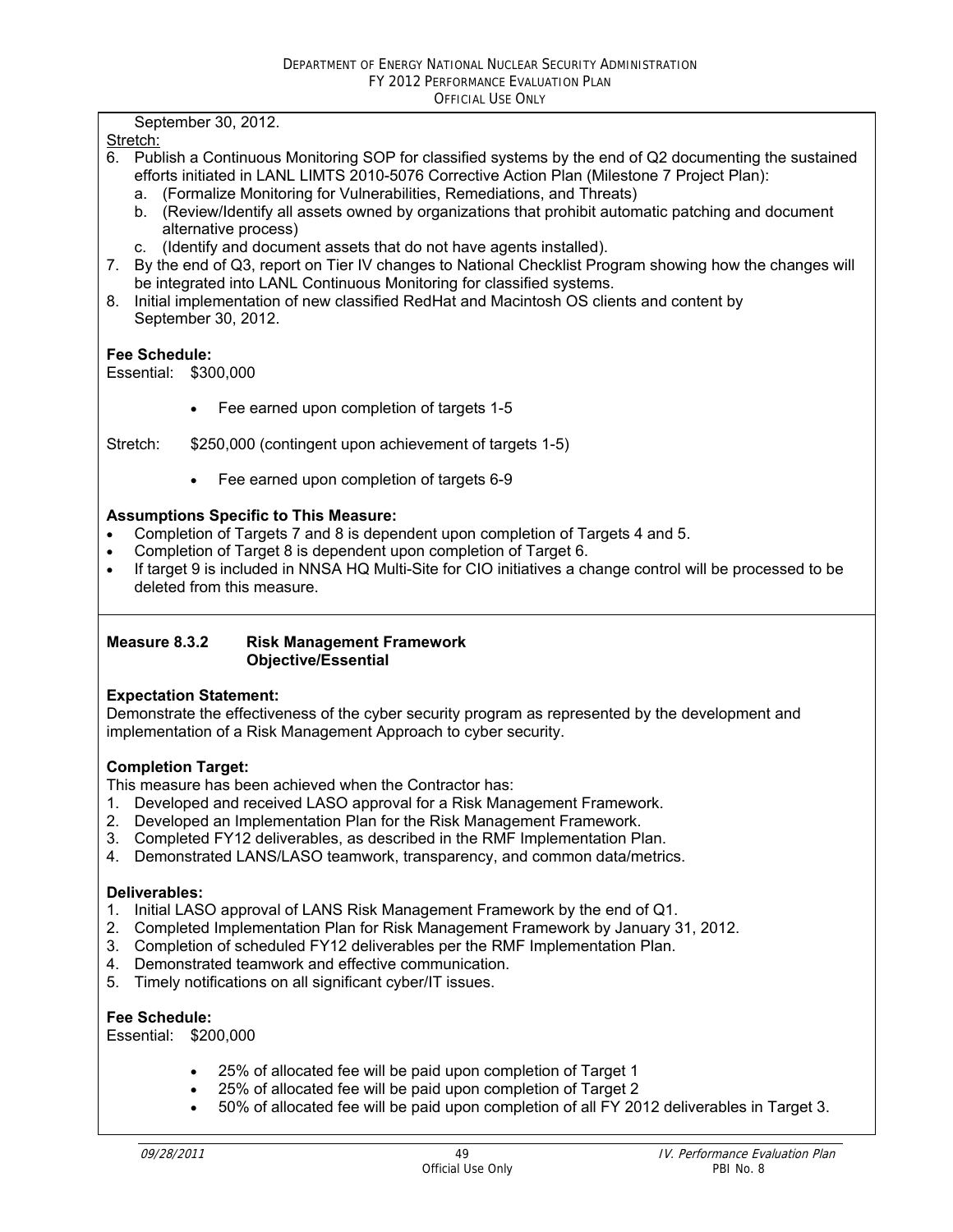September 30, 2012.

Stretch:

6. Publish a Continuous Monitoring SOP for classified systems by the end of Q2 documenting the sustained efforts initiated in LANL LIMTS 2010-5076 Corrective Action Plan (Milestone 7 Project Plan):
   a. (Formalize Monitoring for Vulnerabilities, Remediations, and Threats)
   b. (Review/Identify all assets owned by organizations that prohibit automatic patching and document alternative process)
   c. (Identify and document assets that do not have agents installed).
7. By the end of Q3, report on Tier IV changes to National Checklist Program showing how the changes will be integrated into LANL Continuous Monitoring for classified systems.
8. Initial implementation of new classified RedHat and Macintosh OS clients and content by September 30, 2012.

**Fee Schedule:**

Essential: $300,000

- Fee earned upon completion of targets 1-5

Stretch: $250,000 (contingent upon achievement of targets 1-5)

- Fee earned upon completion of targets 6-9

**Assumptions Specific to This Measure:**

- Completion of Targets 7 and 8 is dependent upon completion of Targets 4 and 5.
- Completion of Target 8 is dependent upon completion of Target 6.
- If target 9 is included in NNSA HQ Multi-Site for CIO initiatives a change control will be processed to be deleted from this measure.

**Measure 8.3.2 Risk Management Framework**
**Objective/Essential**

**Expectation Statement:**

Demonstrate the effectiveness of the cyber security program as represented by the development and implementation of a Risk Management Approach to cyber security.

**Completion Target:**

This measure has been achieved when the Contractor has:

1. Developed and received LASO approval for a Risk Management Framework.
2. Developed an Implementation Plan for the Risk Management Framework.
3. Completed FY12 deliverables, as described in the RMF Implementation Plan.
4. Demonstrated LANS/LASO teamwork, transparency, and common data/metrics.

**Deliverables:**

1. Initial LASO approval of LANS Risk Management Framework by the end of Q1.
2. Completed Implementation Plan for Risk Management Framework by January 31, 2012.
3. Completion of scheduled FY12 deliverables per the RMF Implementation Plan.
4. Demonstrated teamwork and effective communication.
5. Timely notifications on all significant cyber/IT issues.

**Fee Schedule:**

Essential: $200,000

- 25% of allocated fee will be paid upon completion of Target 1
- 25% of allocated fee will be paid upon completion of Target 2
- 50% of allocated fee will be paid upon completion of all FY 2012 deliverables in Target 3.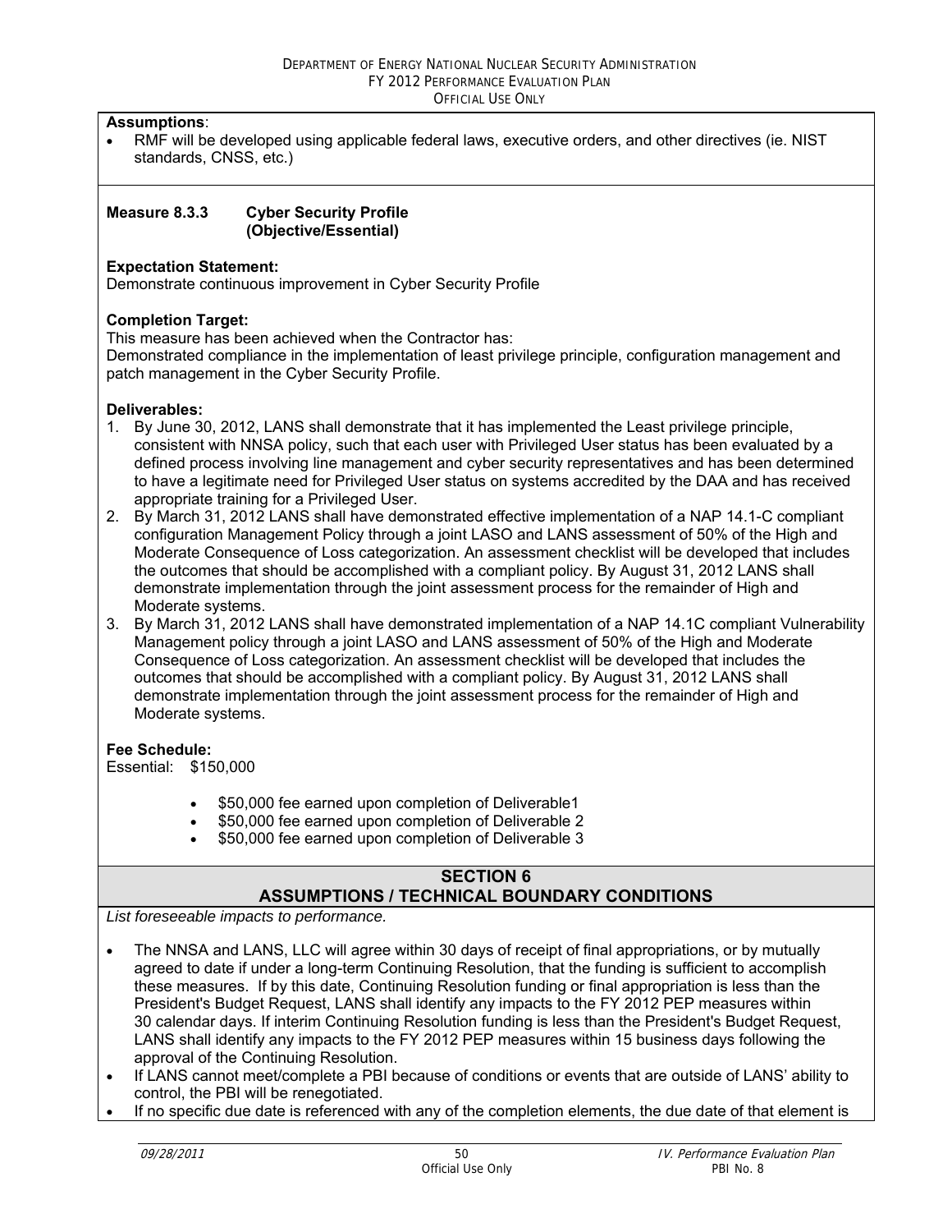**Assumptions**:

- RMF will be developed using applicable federal laws, executive orders, and other directives (ie. NIST standards, CNSS, etc.)

**Measure 8.3.3 Cyber Security Profile (Objective/Essential)**

**Expectation Statement:**
Demonstrate continuous improvement in Cyber Security Profile

**Completion Target:**
This measure has been achieved when the Contractor has:
Demonstrated compliance in the implementation of least privilege principle, configuration management and patch management in the Cyber Security Profile.

**Deliverables:**

1. By June 30, 2012, LANS shall demonstrate that it has implemented the Least privilege principle, consistent with NNSA policy, such that each user with Privileged User status has been evaluated by a defined process involving line management and cyber security representatives and has been determined to have a legitimate need for Privileged User status on systems accredited by the DAA and has received appropriate training for a Privileged User.
2. By March 31, 2012 LANS shall have demonstrated effective implementation of a NAP 14.1-C compliant configuration Management Policy through a joint LASO and LANS assessment of 50% of the High and Moderate Consequence of Loss categorization. An assessment checklist will be developed that includes the outcomes that should be accomplished with a compliant policy. By August 31, 2012 LANS shall demonstrate implementation through the joint assessment process for the remainder of High and Moderate systems.
3. By March 31, 2012 LANS shall have demonstrated implementation of a NAP 14.1C compliant Vulnerability Management policy through a joint LASO and LANS assessment of 50% of the High and Moderate Consequence of Loss categorization. An assessment checklist will be developed that includes the outcomes that should be accomplished with a compliant policy. By August 31, 2012 LANS shall demonstrate implementation through the joint assessment process for the remainder of High and Moderate systems.

**Fee Schedule:**
Essential: $150,000

- $50,000 fee earned upon completion of Deliverable1
- $50,000 fee earned upon completion of Deliverable 2
- $50,000 fee earned upon completion of Deliverable 3

## SECTION 6
## ASSUMPTIONS / TECHNICAL BOUNDARY CONDITIONS

*List foreseeable impacts to performance.*

- The NNSA and LANS, LLC will agree within 30 days of receipt of final appropriations, or by mutually agreed to date if under a long-term Continuing Resolution, that the funding is sufficient to accomplish these measures. If by this date, Continuing Resolution funding or final appropriation is less than the President's Budget Request, LANS shall identify any impacts to the FY 2012 PEP measures within 30 calendar days. If interim Continuing Resolution funding is less than the President's Budget Request, LANS shall identify any impacts to the FY 2012 PEP measures within 15 business days following the approval of the Continuing Resolution.
- If LANS cannot meet/complete a PBI because of conditions or events that are outside of LANS' ability to control, the PBI will be renegotiated.
- If no specific due date is referenced with any of the completion elements, the due date of that element is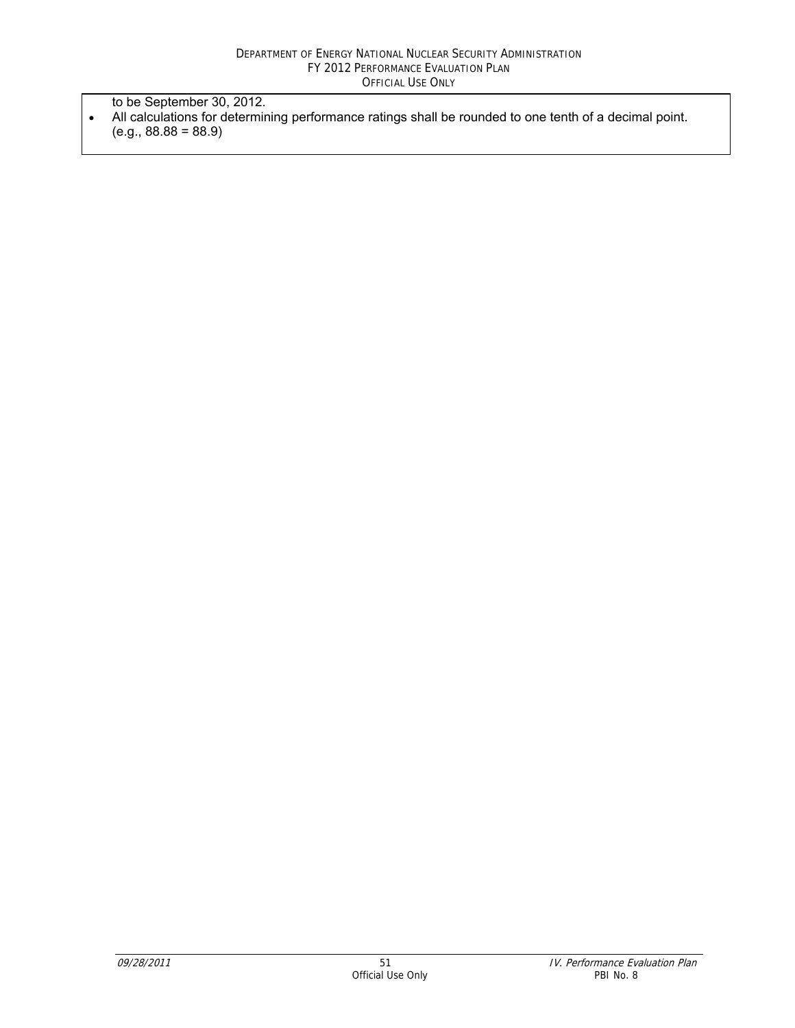to be September 30, 2012.

- All calculations for determining performance ratings shall be rounded to one tenth of a decimal point. (e.g., 88.88 = 88.9)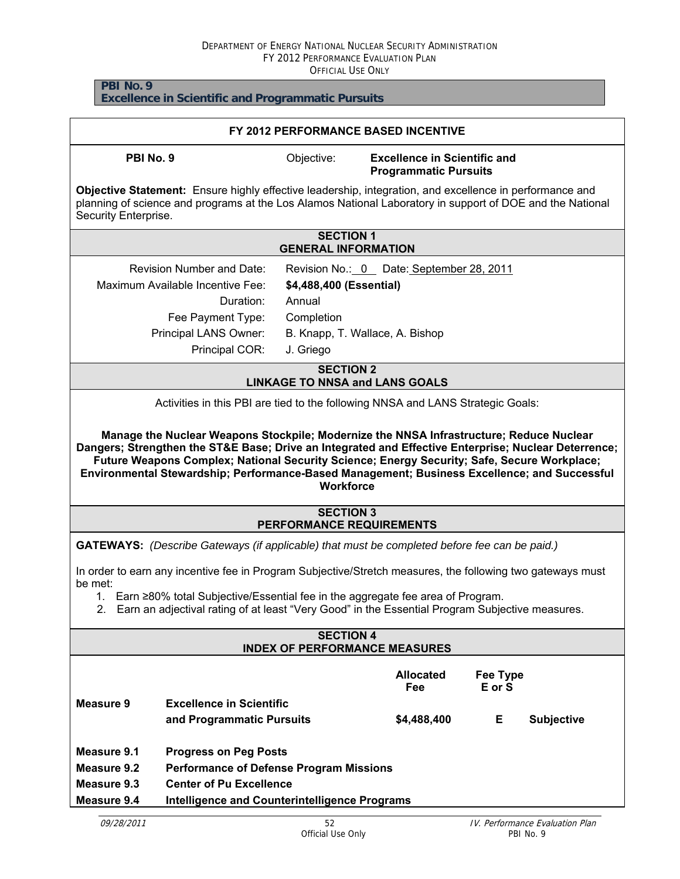**PBI No. 9**
**Excellence in Scientific and Programmatic Pursuits**

## FY 2012 PERFORMANCE BASED INCENTIVE

**PBI No. 9** Objective: **Excellence in Scientific and Programmatic Pursuits**

**Objective Statement:** Ensure highly effective leadership, integration, and excellence in performance and planning of science and programs at the Los Alamos National Laboratory in support of DOE and the National Security Enterprise.

### SECTION 1 GENERAL INFORMATION

| | |
|---|---|
| Revision Number and Date: | Revision No.: 0 Date: September 28, 2011 |
| Maximum Available Incentive Fee: | **$4,488,400 (Essential)** |
| Duration: | Annual |
| Fee Payment Type: | Completion |
| Principal LANS Owner: | B. Knapp, T. Wallace, A. Bishop |
| Principal COR: | J. Griego |

### SECTION 2 LINKAGE TO NNSA and LANS GOALS

Activities in this PBI are tied to the following NNSA and LANS Strategic Goals:

**Manage the Nuclear Weapons Stockpile; Modernize the NNSA Infrastructure; Reduce Nuclear Dangers; Strengthen the ST&E Base; Drive an Integrated and Effective Enterprise; Nuclear Deterrence; Future Weapons Complex; National Security Science; Energy Security; Safe, Secure Workplace; Environmental Stewardship; Performance-Based Management; Business Excellence; and Successful Workforce**

### SECTION 3 PERFORMANCE REQUIREMENTS

**GATEWAYS:** *(Describe Gateways (if applicable) that must be completed before fee can be paid.)*

In order to earn any incentive fee in Program Subjective/Stretch measures, the following two gateways must be met:

1. Earn ≥80% total Subjective/Essential fee in the aggregate fee area of Program.
2. Earn an adjectival rating of at least "Very Good" in the Essential Program Subjective measures.

### SECTION 4 INDEX OF PERFORMANCE MEASURES

| | | Allocated Fee | Fee Type E or S | |
|---|---|---|---|---|
| **Measure 9** | **Excellence in Scientific and Programmatic Pursuits** | **$4,488,400** | **E** | **Subjective** |
| **Measure 9.1** | **Progress on Peg Posts** | | | |
| **Measure 9.2** | **Performance of Defense Program Missions** | | | |
| **Measure 9.3** | **Center of Pu Excellence** | | | |
| **Measure 9.4** | **Intelligence and Counterintelligence Programs** | | | |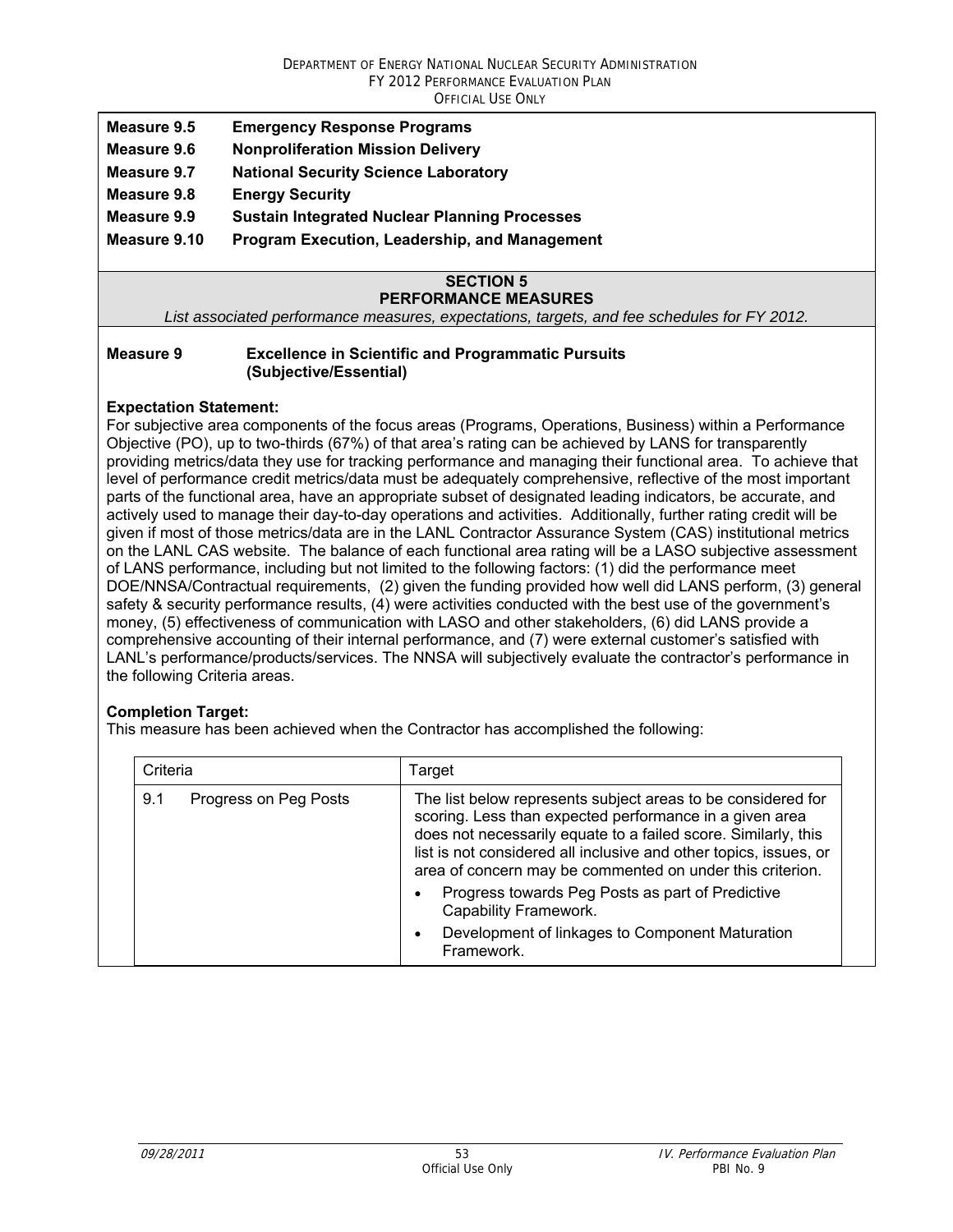**Measure 9.5** **Emergency Response Programs**

**Measure 9.6** **Nonproliferation Mission Delivery**

**Measure 9.7** **National Security Science Laboratory**

**Measure 9.8** **Energy Security**

**Measure 9.9** **Sustain Integrated Nuclear Planning Processes**

**Measure 9.10** **Program Execution, Leadership, and Management**

## SECTION 5
## PERFORMANCE MEASURES

*List associated performance measures, expectations, targets, and fee schedules for FY 2012.*

**Measure 9** **Excellence in Scientific and Programmatic Pursuits (Subjective/Essential)**

**Expectation Statement:**

For subjective area components of the focus areas (Programs, Operations, Business) within a Performance Objective (PO), up to two-thirds (67%) of that area's rating can be achieved by LANS for transparently providing metrics/data they use for tracking performance and managing their functional area. To achieve that level of performance credit metrics/data must be adequately comprehensive, reflective of the most important parts of the functional area, have an appropriate subset of designated leading indicators, be accurate, and actively used to manage their day-to-day operations and activities. Additionally, further rating credit will be given if most of those metrics/data are in the LANL Contractor Assurance System (CAS) institutional metrics on the LANL CAS website. The balance of each functional area rating will be a LASO subjective assessment of LANS performance, including but not limited to the following factors: (1) did the performance meet DOE/NNSA/Contractual requirements, (2) given the funding provided how well did LANS perform, (3) general safety & security performance results, (4) were activities conducted with the best use of the government's money, (5) effectiveness of communication with LASO and other stakeholders, (6) did LANS provide a comprehensive accounting of their internal performance, and (7) were external customer's satisfied with LANL's performance/products/services. The NNSA will subjectively evaluate the contractor's performance in the following Criteria areas.

**Completion Target:**

This measure has been achieved when the Contractor has accomplished the following:

| Criteria | Target |
|---|---|
| 9.1 Progress on Peg Posts | The list below represents subject areas to be considered for scoring. Less than expected performance in a given area does not necessarily equate to a failed score. Similarly, this list is not considered all inclusive and other topics, issues, or area of concern may be commented on under this criterion.<br>• Progress towards Peg Posts as part of Predictive Capability Framework.<br>• Development of linkages to Component Maturation Framework. |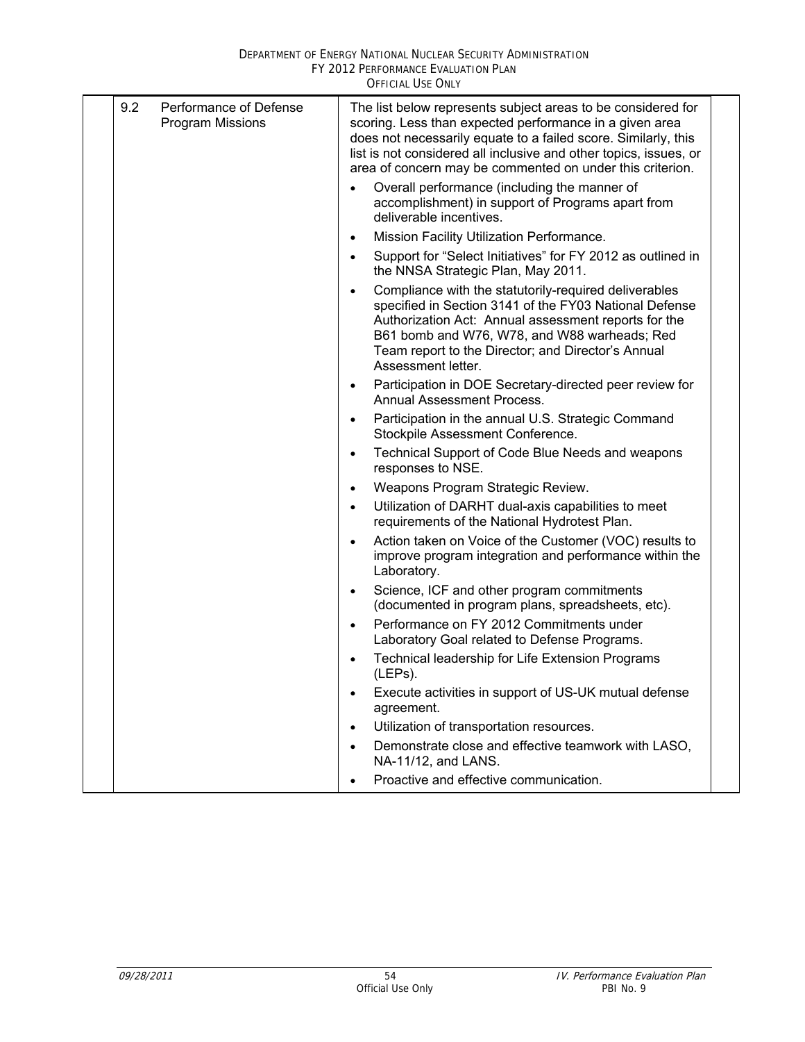| | | |
|---|---|---|
| 9.2 | Performance of Defense Program Missions | The list below represents subject areas to be considered for scoring. Less than expected performance in a given area does not necessarily equate to a failed score. Similarly, this list is not considered all inclusive and other topics, issues, or area of concern may be commented on under this criterion.<br>• Overall performance (including the manner of accomplishment) in support of Programs apart from deliverable incentives.<br>• Mission Facility Utilization Performance.<br>• Support for "Select Initiatives" for FY 2012 as outlined in the NNSA Strategic Plan, May 2011.<br>• Compliance with the statutorily-required deliverables specified in Section 3141 of the FY03 National Defense Authorization Act: Annual assessment reports for the B61 bomb and W76, W78, and W88 warheads; Red Team report to the Director; and Director's Annual Assessment letter.<br>• Participation in DOE Secretary-directed peer review for Annual Assessment Process.<br>• Participation in the annual U.S. Strategic Command Stockpile Assessment Conference.<br>• Technical Support of Code Blue Needs and weapons responses to NSE.<br>• Weapons Program Strategic Review.<br>• Utilization of DARHT dual-axis capabilities to meet requirements of the National Hydrotest Plan.<br>• Action taken on Voice of the Customer (VOC) results to improve program integration and performance within the Laboratory.<br>• Science, ICF and other program commitments (documented in program plans, spreadsheets, etc).<br>• Performance on FY 2012 Commitments under Laboratory Goal related to Defense Programs.<br>• Technical leadership for Life Extension Programs (LEPs).<br>• Execute activities in support of US-UK mutual defense agreement.<br>• Utilization of transportation resources.<br>• Demonstrate close and effective teamwork with LASO, NA-11/12, and LANS.<br>• Proactive and effective communication. |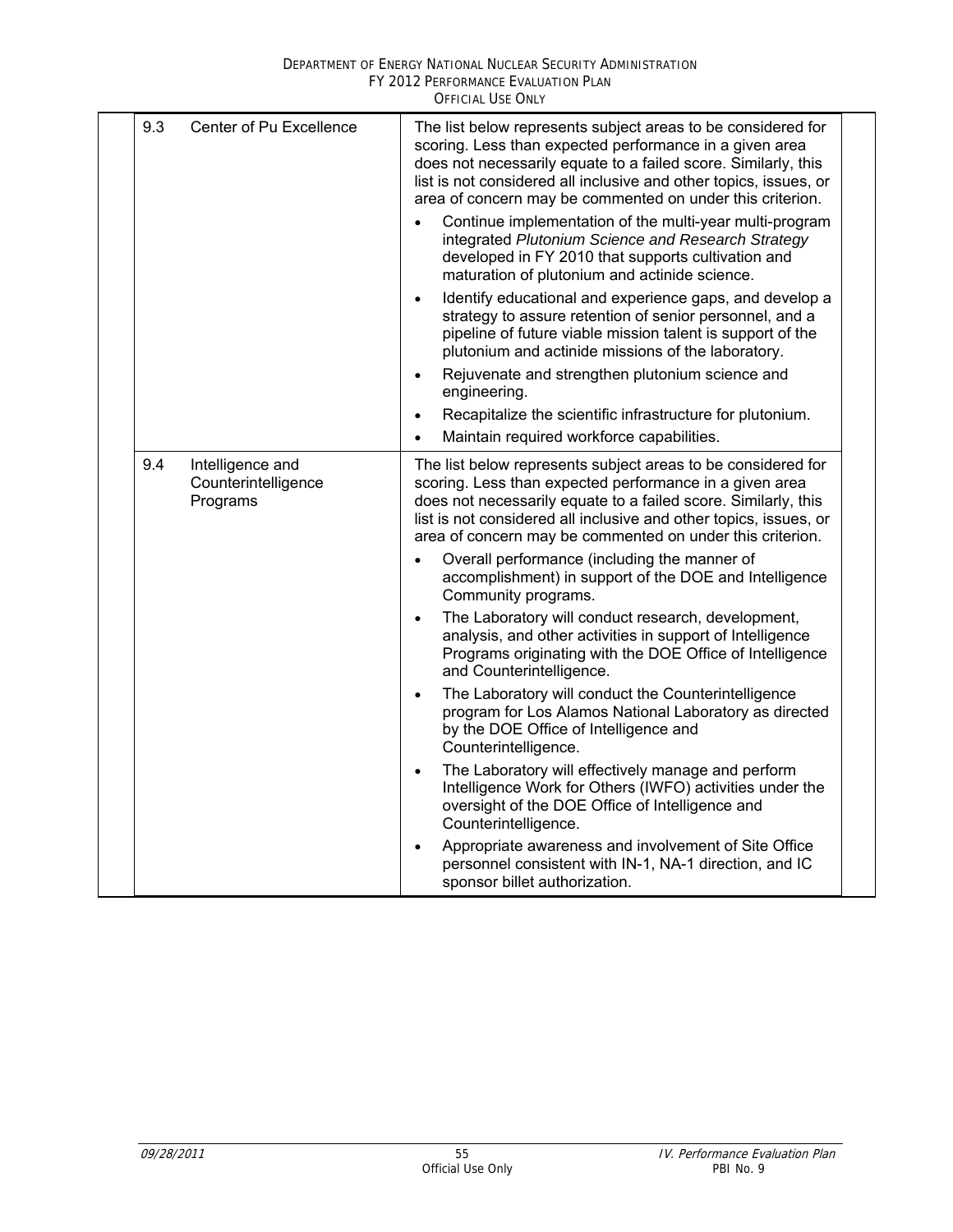| | | |
|---|---|---|
| 9.3 | Center of Pu Excellence | The list below represents subject areas to be considered for scoring. Less than expected performance in a given area does not necessarily equate to a failed score. Similarly, this list is not considered all inclusive and other topics, issues, or area of concern may be commented on under this criterion.<br>• Continue implementation of the multi-year multi-program integrated *Plutonium Science and Research Strategy* developed in FY 2010 that supports cultivation and maturation of plutonium and actinide science.<br>• Identify educational and experience gaps, and develop a strategy to assure retention of senior personnel, and a pipeline of future viable mission talent is support of the plutonium and actinide missions of the laboratory.<br>• Rejuvenate and strengthen plutonium science and engineering.<br>• Recapitalize the scientific infrastructure for plutonium.<br>• Maintain required workforce capabilities. |
| 9.4 | Intelligence and Counterintelligence Programs | The list below represents subject areas to be considered for scoring. Less than expected performance in a given area does not necessarily equate to a failed score. Similarly, this list is not considered all inclusive and other topics, issues, or area of concern may be commented on under this criterion.<br>• Overall performance (including the manner of accomplishment) in support of the DOE and Intelligence Community programs.<br>• The Laboratory will conduct research, development, analysis, and other activities in support of Intelligence Programs originating with the DOE Office of Intelligence and Counterintelligence.<br>• The Laboratory will conduct the Counterintelligence program for Los Alamos National Laboratory as directed by the DOE Office of Intelligence and Counterintelligence.<br>• The Laboratory will effectively manage and perform Intelligence Work for Others (IWFO) activities under the oversight of the DOE Office of Intelligence and Counterintelligence.<br>• Appropriate awareness and involvement of Site Office personnel consistent with IN-1, NA-1 direction, and IC sponsor billet authorization. |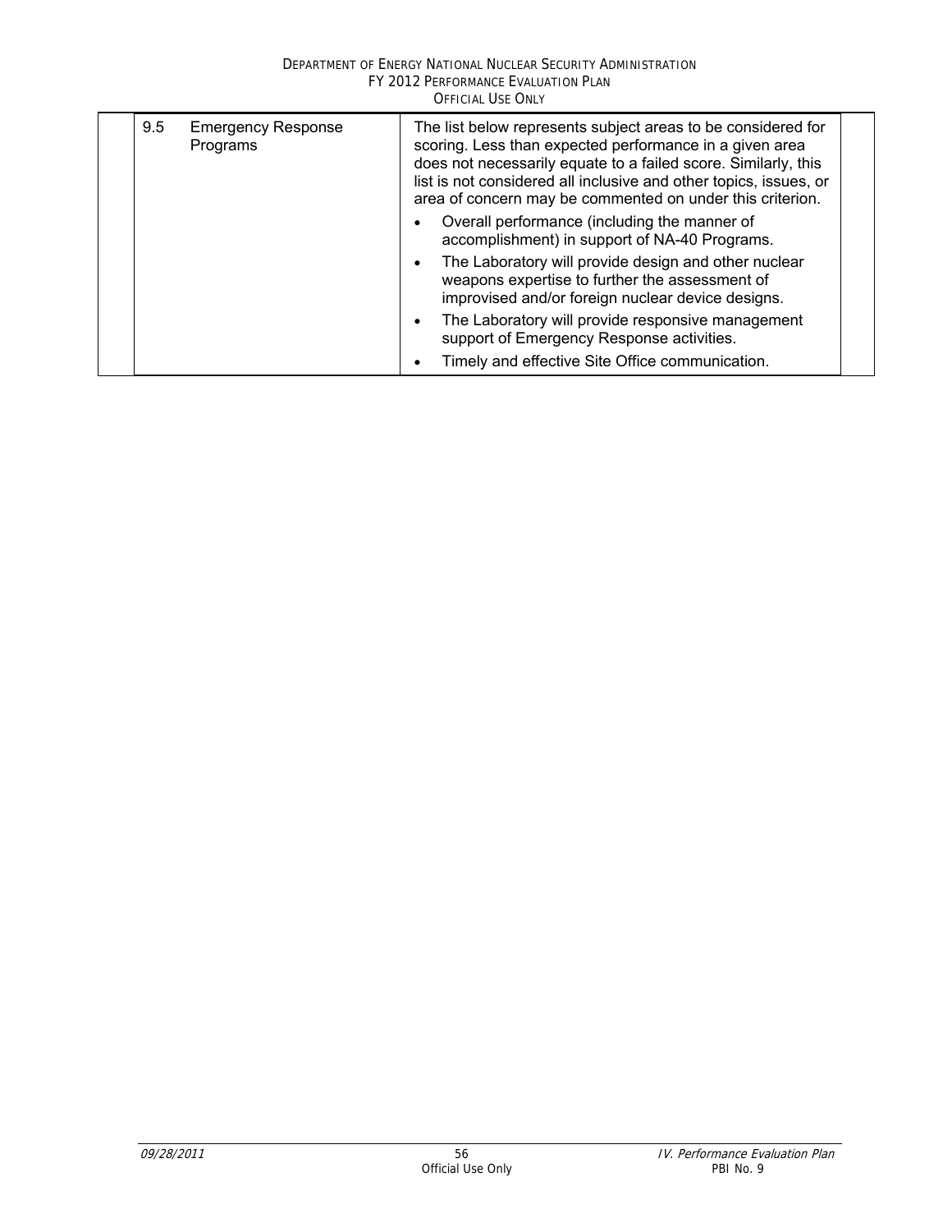| | | | | |
|---|---|---|---|---|
| | 9.5 | Emergency Response Programs | The list below represents subject areas to be considered for scoring. Less than expected performance in a given area does not necessarily equate to a failed score. Similarly, this list is not considered all inclusive and other topics, issues, or area of concern may be commented on under this criterion.<br>• Overall performance (including the manner of accomplishment) in support of NA-40 Programs.<br>• The Laboratory will provide design and other nuclear weapons expertise to further the assessment of improvised and/or foreign nuclear device designs.<br>• The Laboratory will provide responsive management support of Emergency Response activities.<br>• Timely and effective Site Office communication. | |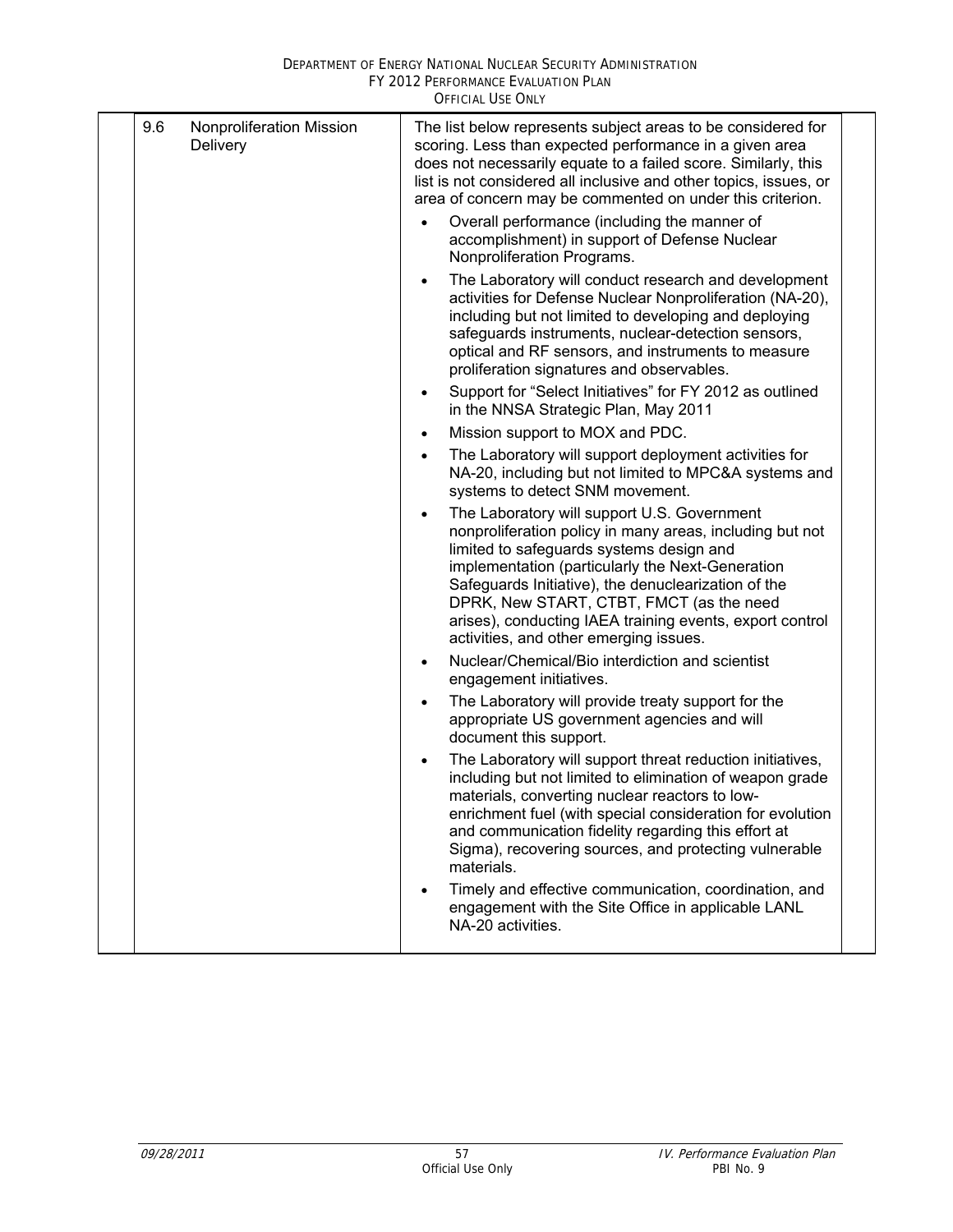| | | | |
|---|---|---|---|
| 9.6 | Nonproliferation Mission Delivery | The list below represents subject areas to be considered for scoring. Less than expected performance in a given area does not necessarily equate to a failed score. Similarly, this list is not considered all inclusive and other topics, issues, or area of concern may be commented on under this criterion.<br><br>• Overall performance (including the manner of accomplishment) in support of Defense Nuclear Nonproliferation Programs.<br>• The Laboratory will conduct research and development activities for Defense Nuclear Nonproliferation (NA-20), including but not limited to developing and deploying safeguards instruments, nuclear-detection sensors, optical and RF sensors, and instruments to measure proliferation signatures and observables.<br>• Support for "Select Initiatives" for FY 2012 as outlined in the NNSA Strategic Plan, May 2011<br>• Mission support to MOX and PDC.<br>• The Laboratory will support deployment activities for NA-20, including but not limited to MPC&A systems and systems to detect SNM movement.<br>• The Laboratory will support U.S. Government nonproliferation policy in many areas, including but not limited to safeguards systems design and implementation (particularly the Next-Generation Safeguards Initiative), the denuclearization of the DPRK, New START, CTBT, FMCT (as the need arises), conducting IAEA training events, export control activities, and other emerging issues.<br>• Nuclear/Chemical/Bio interdiction and scientist engagement initiatives.<br>• The Laboratory will provide treaty support for the appropriate US government agencies and will document this support.<br>• The Laboratory will support threat reduction initiatives, including but not limited to elimination of weapon grade materials, converting nuclear reactors to low-enrichment fuel (with special consideration for evolution and communication fidelity regarding this effort at Sigma), recovering sources, and protecting vulnerable materials.<br>• Timely and effective communication, coordination, and engagement with the Site Office in applicable LANL NA-20 activities. | |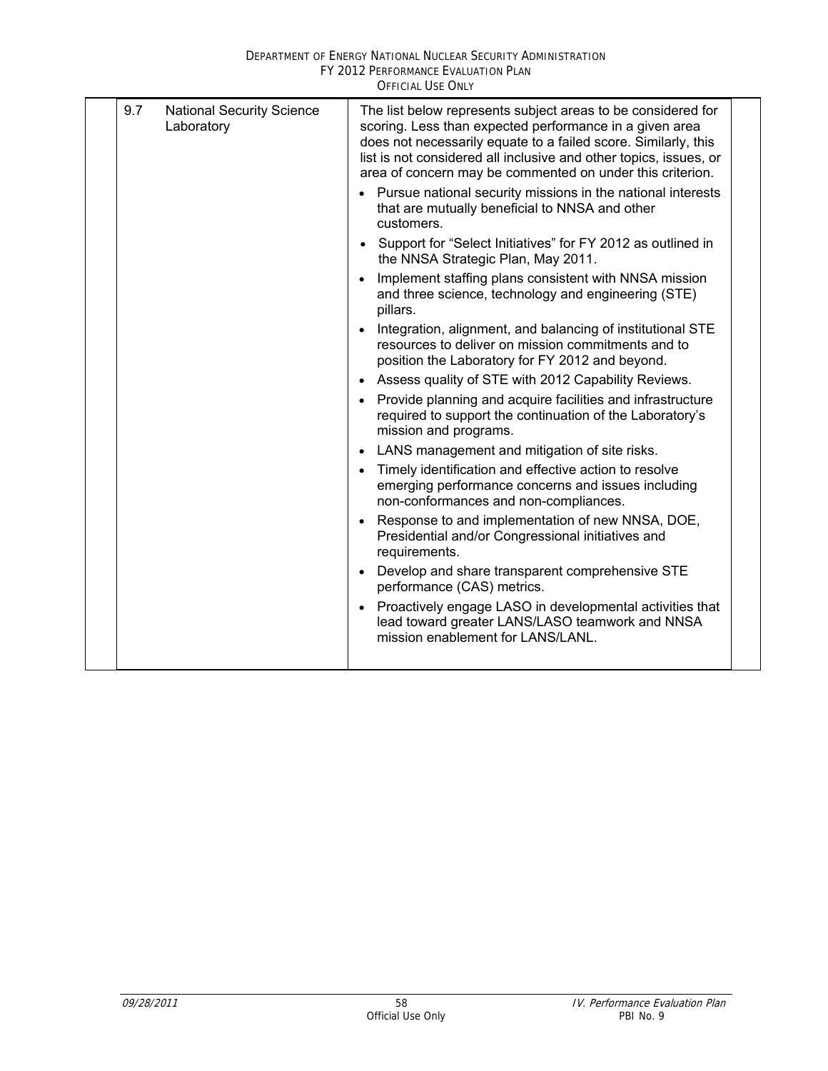| | | | |
|---|---|---|---|
| 9.7 | National Security Science Laboratory | The list below represents subject areas to be considered for scoring. Less than expected performance in a given area does not necessarily equate to a failed score. Similarly, this list is not considered all inclusive and other topics, issues, or area of concern may be commented on under this criterion.<br>• Pursue national security missions in the national interests that are mutually beneficial to NNSA and other customers.<br>• Support for "Select Initiatives" for FY 2012 as outlined in the NNSA Strategic Plan, May 2011.<br>• Implement staffing plans consistent with NNSA mission and three science, technology and engineering (STE) pillars.<br>• Integration, alignment, and balancing of institutional STE resources to deliver on mission commitments and to position the Laboratory for FY 2012 and beyond.<br>• Assess quality of STE with 2012 Capability Reviews.<br>• Provide planning and acquire facilities and infrastructure required to support the continuation of the Laboratory's mission and programs.<br>• LANS management and mitigation of site risks.<br>• Timely identification and effective action to resolve emerging performance concerns and issues including non-conformances and non-compliances.<br>• Response to and implementation of new NNSA, DOE, Presidential and/or Congressional initiatives and requirements.<br>• Develop and share transparent comprehensive STE performance (CAS) metrics.<br>• Proactively engage LASO in developmental activities that lead toward greater LANS/LASO teamwork and NNSA mission enablement for LANS/LANL. | |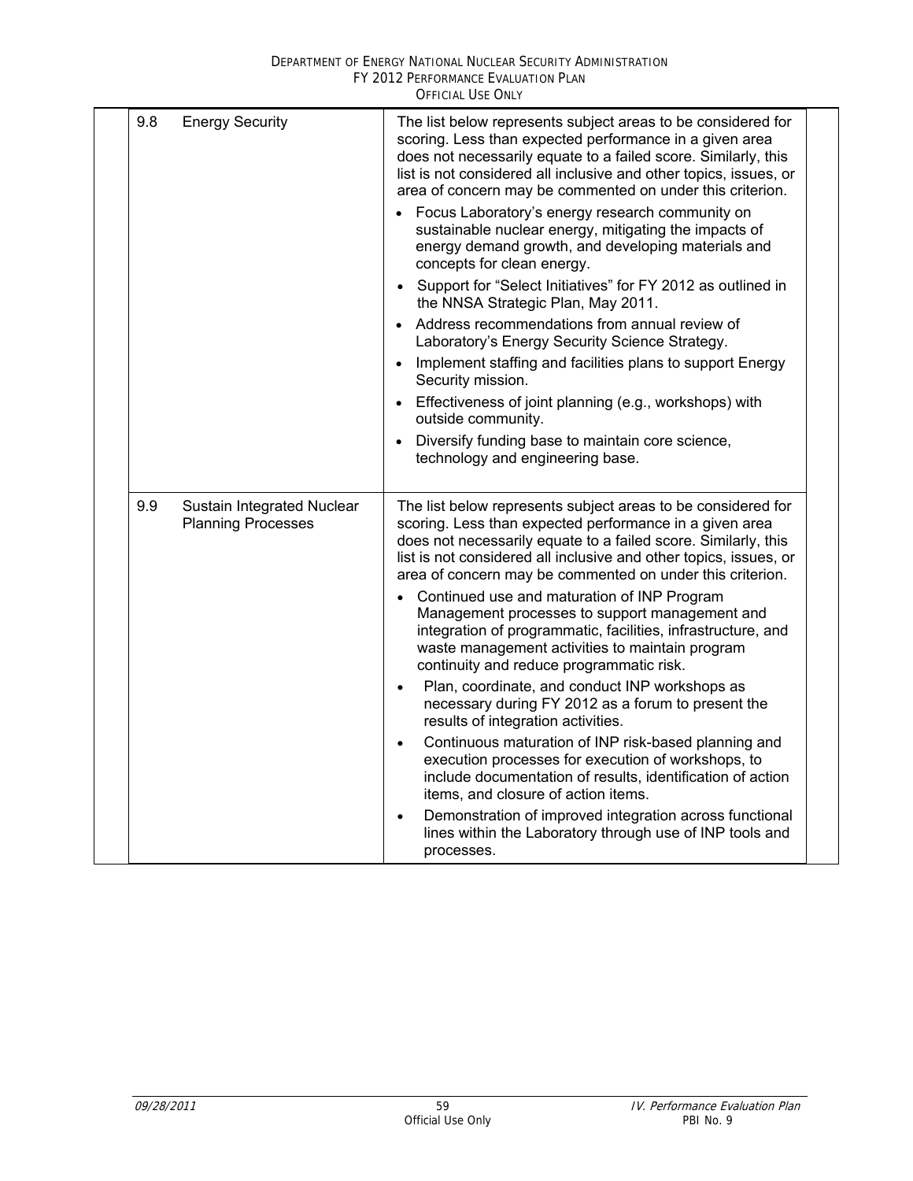| | | |
|---|---|---|
| 9.8 | Energy Security | The list below represents subject areas to be considered for scoring. Less than expected performance in a given area does not necessarily equate to a failed score. Similarly, this list is not considered all inclusive and other topics, issues, or area of concern may be commented on under this criterion.<br>• Focus Laboratory's energy research community on sustainable nuclear energy, mitigating the impacts of energy demand growth, and developing materials and concepts for clean energy.<br>• Support for "Select Initiatives" for FY 2012 as outlined in the NNSA Strategic Plan, May 2011.<br>• Address recommendations from annual review of Laboratory's Energy Security Science Strategy.<br>• Implement staffing and facilities plans to support Energy Security mission.<br>• Effectiveness of joint planning (e.g., workshops) with outside community.<br>• Diversify funding base to maintain core science, technology and engineering base. |
| 9.9 | Sustain Integrated Nuclear Planning Processes | The list below represents subject areas to be considered for scoring. Less than expected performance in a given area does not necessarily equate to a failed score. Similarly, this list is not considered all inclusive and other topics, issues, or area of concern may be commented on under this criterion.<br>• Continued use and maturation of INP Program Management processes to support management and integration of programmatic, facilities, infrastructure, and waste management activities to maintain program continuity and reduce programmatic risk.<br>• Plan, coordinate, and conduct INP workshops as necessary during FY 2012 as a forum to present the results of integration activities.<br>• Continuous maturation of INP risk-based planning and execution processes for execution of workshops, to include documentation of results, identification of action items, and closure of action items.<br>• Demonstration of improved integration across functional lines within the Laboratory through use of INP tools and processes. |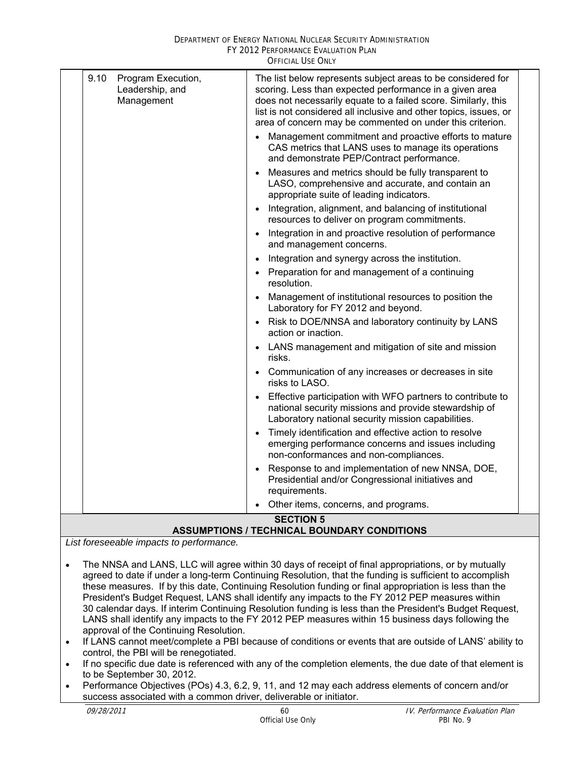| | |
|---|---|
| 9.10 Program Execution, Leadership, and Management | The list below represents subject areas to be considered for scoring. Less than expected performance in a given area does not necessarily equate to a failed score. Similarly, this list is not considered all inclusive and other topics, issues, or area of concern may be commented on under this criterion.<br>• Management commitment and proactive efforts to mature CAS metrics that LANS uses to manage its operations and demonstrate PEP/Contract performance.<br>• Measures and metrics should be fully transparent to LASO, comprehensive and accurate, and contain an appropriate suite of leading indicators.<br>• Integration, alignment, and balancing of institutional resources to deliver on program commitments.<br>• Integration in and proactive resolution of performance and management concerns.<br>• Integration and synergy across the institution.<br>• Preparation for and management of a continuing resolution.<br>• Management of institutional resources to position the Laboratory for FY 2012 and beyond.<br>• Risk to DOE/NNSA and laboratory continuity by LANS action or inaction.<br>• LANS management and mitigation of site and mission risks.<br>• Communication of any increases or decreases in site risks to LASO.<br>• Effective participation with WFO partners to contribute to national security missions and provide stewardship of Laboratory national security mission capabilities.<br>• Timely identification and effective action to resolve emerging performance concerns and issues including non-conformances and non-compliances.<br>• Response to and implementation of new NNSA, DOE, Presidential and/or Congressional initiatives and requirements.<br>• Other items, concerns, and programs. |

## SECTION 5
## ASSUMPTIONS / TECHNICAL BOUNDARY CONDITIONS

*List foreseeable impacts to performance.*

- The NNSA and LANS, LLC will agree within 30 days of receipt of final appropriations, or by mutually agreed to date if under a long-term Continuing Resolution, that the funding is sufficient to accomplish these measures. If by this date, Continuing Resolution funding or final appropriation is less than the President's Budget Request, LANS shall identify any impacts to the FY 2012 PEP measures within 30 calendar days. If interim Continuing Resolution funding is less than the President's Budget Request, LANS shall identify any impacts to the FY 2012 PEP measures within 15 business days following the approval of the Continuing Resolution.
- If LANS cannot meet/complete a PBI because of conditions or events that are outside of LANS' ability to control, the PBI will be renegotiated.
- If no specific due date is referenced with any of the completion elements, the due date of that element is to be September 30, 2012.
- Performance Objectives (POs) 4.3, 6.2, 9, 11, and 12 may each address elements of concern and/or success associated with a common driver, deliverable or initiator.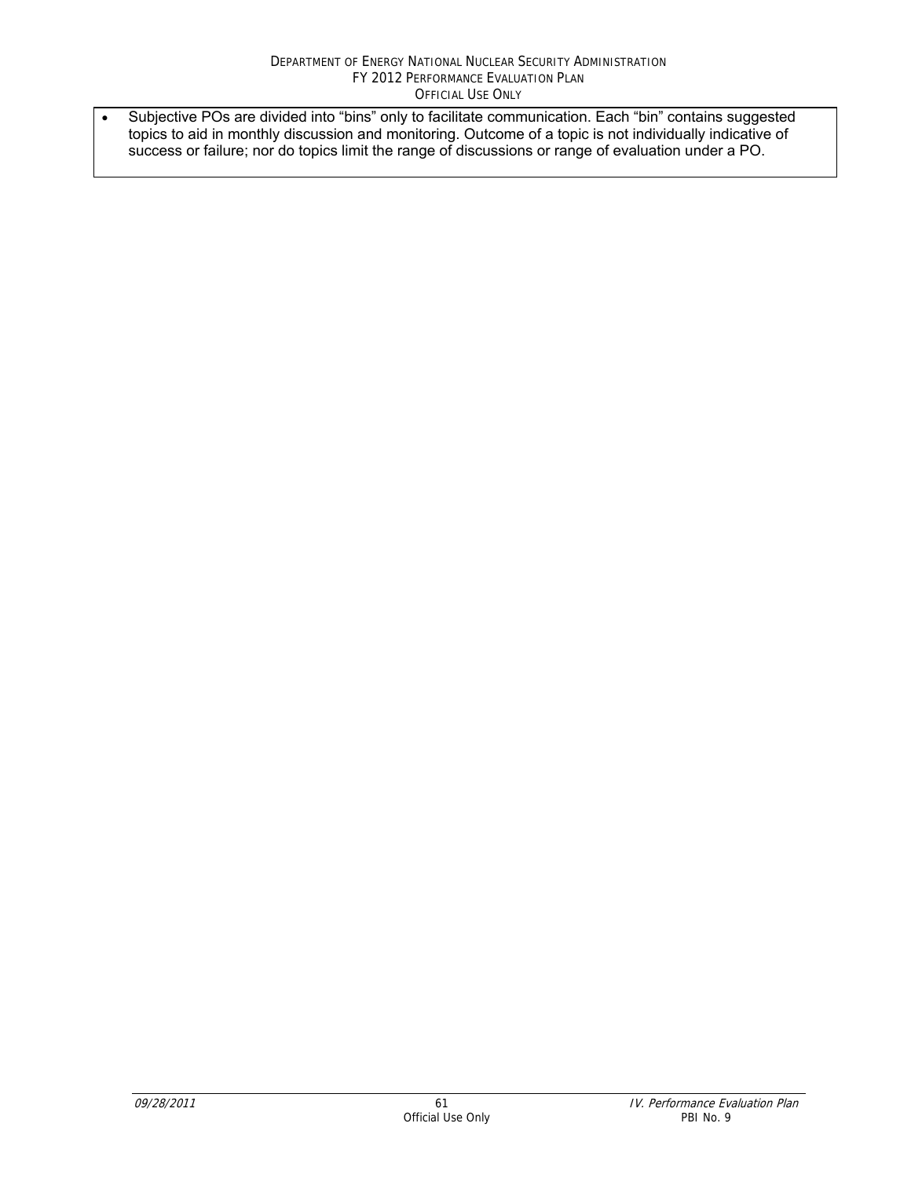- Subjective POs are divided into "bins" only to facilitate communication. Each "bin" contains suggested topics to aid in monthly discussion and monitoring. Outcome of a topic is not individually indicative of success or failure; nor do topics limit the range of discussions or range of evaluation under a PO.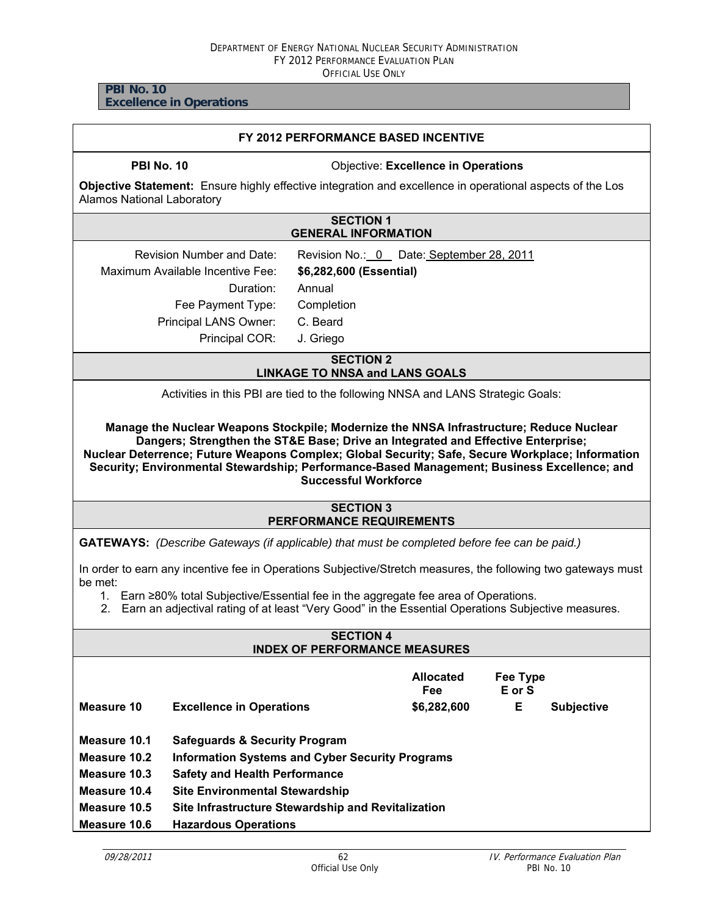**PBI No. 10**
**Excellence in Operations**

## FY 2012 PERFORMANCE BASED INCENTIVE

**PBI No. 10** Objective: **Excellence in Operations**

**Objective Statement:** Ensure highly effective integration and excellence in operational aspects of the Los Alamos National Laboratory

### SECTION 1 GENERAL INFORMATION

| | |
|---|---|
| Revision Number and Date: | Revision No.: 0 Date: September 28, 2011 |
| Maximum Available Incentive Fee: | **$6,282,600 (Essential)** |
| Duration: | Annual |
| Fee Payment Type: | Completion |
| Principal LANS Owner: | C. Beard |
| Principal COR: | J. Griego |

### SECTION 2 LINKAGE TO NNSA and LANS GOALS

Activities in this PBI are tied to the following NNSA and LANS Strategic Goals:

**Manage the Nuclear Weapons Stockpile; Modernize the NNSA Infrastructure; Reduce Nuclear Dangers; Strengthen the ST&E Base; Drive an Integrated and Effective Enterprise; Nuclear Deterrence; Future Weapons Complex; Global Security; Safe, Secure Workplace; Information Security; Environmental Stewardship; Performance-Based Management; Business Excellence; and Successful Workforce**

### SECTION 3 PERFORMANCE REQUIREMENTS

**GATEWAYS:** *(Describe Gateways (if applicable) that must be completed before fee can be paid.)*

In order to earn any incentive fee in Operations Subjective/Stretch measures, the following two gateways must be met:

1. Earn ≥80% total Subjective/Essential fee in the aggregate fee area of Operations.
2. Earn an adjectival rating of at least "Very Good" in the Essential Operations Subjective measures.

### SECTION 4 INDEX OF PERFORMANCE MEASURES

| | | Allocated Fee | Fee Type E or S | |
|---|---|---|---|---|
| **Measure 10** | **Excellence in Operations** | **$6,282,600** | **E** | **Subjective** |
| **Measure 10.1** | **Safeguards & Security Program** | | | |
| **Measure 10.2** | **Information Systems and Cyber Security Programs** | | | |
| **Measure 10.3** | **Safety and Health Performance** | | | |
| **Measure 10.4** | **Site Environmental Stewardship** | | | |
| **Measure 10.5** | **Site Infrastructure Stewardship and Revitalization** | | | |
| **Measure 10.6** | **Hazardous Operations** | | | |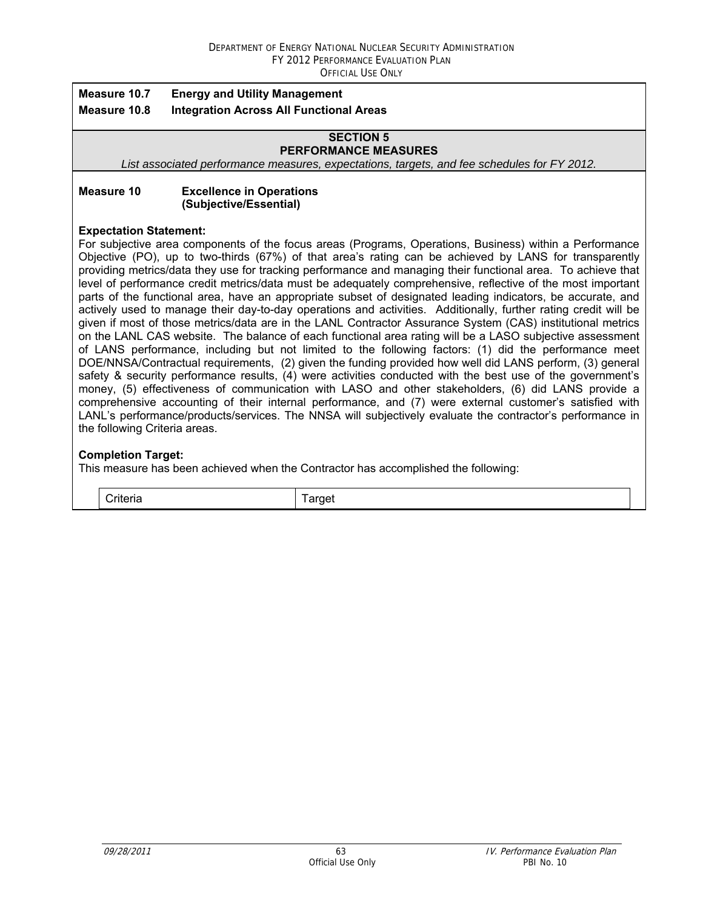**Measure 10.7 Energy and Utility Management**

**Measure 10.8 Integration Across All Functional Areas**

## SECTION 5
## PERFORMANCE MEASURES

*List associated performance measures, expectations, targets, and fee schedules for FY 2012.*

**Measure 10 Excellence in Operations (Subjective/Essential)**

**Expectation Statement:**

For subjective area components of the focus areas (Programs, Operations, Business) within a Performance Objective (PO), up to two-thirds (67%) of that area's rating can be achieved by LANS for transparently providing metrics/data they use for tracking performance and managing their functional area. To achieve that level of performance credit metrics/data must be adequately comprehensive, reflective of the most important parts of the functional area, have an appropriate subset of designated leading indicators, be accurate, and actively used to manage their day-to-day operations and activities. Additionally, further rating credit will be given if most of those metrics/data are in the LANL Contractor Assurance System (CAS) institutional metrics on the LANL CAS website. The balance of each functional area rating will be a LASO subjective assessment of LANS performance, including but not limited to the following factors: (1) did the performance meet DOE/NNSA/Contractual requirements, (2) given the funding provided how well did LANS perform, (3) general safety & security performance results, (4) were activities conducted with the best use of the government's money, (5) effectiveness of communication with LASO and other stakeholders, (6) did LANS provide a comprehensive accounting of their internal performance, and (7) were external customer's satisfied with LANL's performance/products/services. The NNSA will subjectively evaluate the contractor's performance in the following Criteria areas.

**Completion Target:**

This measure has been achieved when the Contractor has accomplished the following:

| Criteria | Target |
|---|---|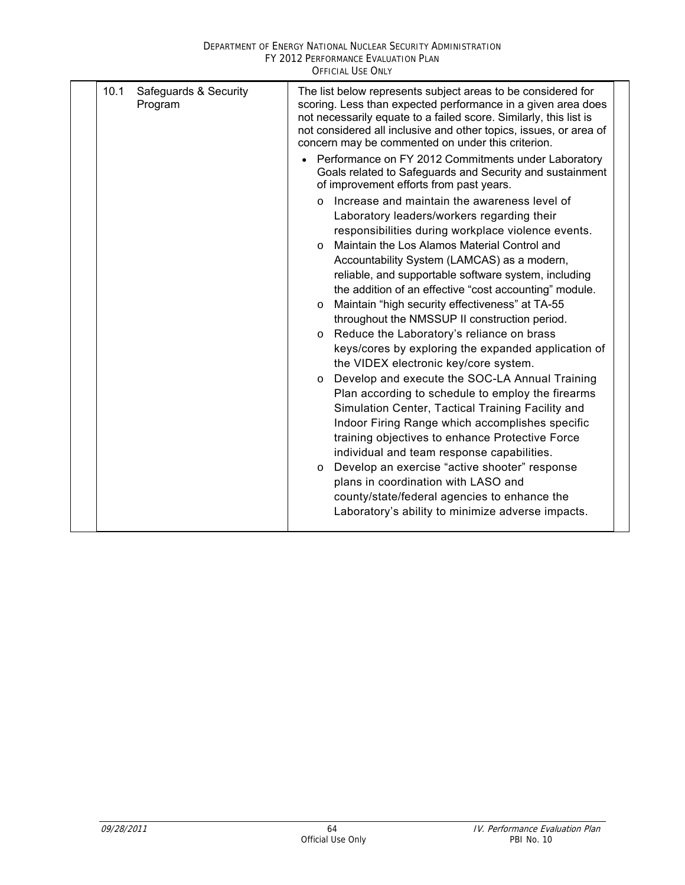| 10.1 | Safeguards & Security Program | The list below represents subject areas to be considered for scoring. Less than expected performance in a given area does not necessarily equate to a failed score. Similarly, this list is not considered all inclusive and other topics, issues, or area of concern may be commented on under this criterion.<br><br>• Performance on FY 2012 Commitments under Laboratory Goals related to Safeguards and Security and sustainment of improvement efforts from past years.<br>  o Increase and maintain the awareness level of Laboratory leaders/workers regarding their responsibilities during workplace violence events.<br>  o Maintain the Los Alamos Material Control and Accountability System (LAMCAS) as a modern, reliable, and supportable software system, including the addition of an effective "cost accounting" module.<br>  o Maintain "high security effectiveness" at TA-55 throughout the NMSSUP II construction period.<br>  o Reduce the Laboratory's reliance on brass keys/cores by exploring the expanded application of the VIDEX electronic key/core system.<br>  o Develop and execute the SOC-LA Annual Training Plan according to schedule to employ the firearms Simulation Center, Tactical Training Facility and Indoor Firing Range which accomplishes specific training objectives to enhance Protective Force individual and team response capabilities.<br>  o Develop an exercise "active shooter" response plans in coordination with LASO and county/state/federal agencies to enhance the Laboratory's ability to minimize adverse impacts. |
|---|---|---|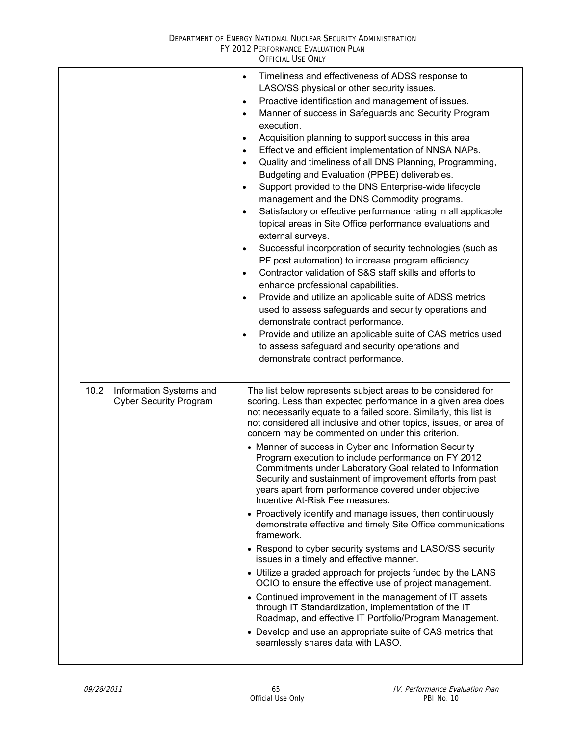| | |
|---|---|
| | • Timeliness and effectiveness of ADSS response to LASO/SS physical or other security issues.<br>• Proactive identification and management of issues.<br>• Manner of success in Safeguards and Security Program execution.<br>• Acquisition planning to support success in this area<br>• Effective and efficient implementation of NNSA NAPs.<br>• Quality and timeliness of all DNS Planning, Programming, Budgeting and Evaluation (PPBE) deliverables.<br>• Support provided to the DNS Enterprise-wide lifecycle management and the DNS Commodity programs.<br>• Satisfactory or effective performance rating in all applicable topical areas in Site Office performance evaluations and external surveys.<br>• Successful incorporation of security technologies (such as PF post automation) to increase program efficiency.<br>• Contractor validation of S&S staff skills and efforts to enhance professional capabilities.<br>• Provide and utilize an applicable suite of ADSS metrics used to assess safeguards and security operations and demonstrate contract performance.<br>• Provide and utilize an applicable suite of CAS metrics used to assess safeguard and security operations and demonstrate contract performance. |
| 10.2 Information Systems and Cyber Security Program | The list below represents subject areas to be considered for scoring. Less than expected performance in a given area does not necessarily equate to a failed score. Similarly, this list is not considered all inclusive and other topics, issues, or area of concern may be commented on under this criterion.<br>• Manner of success in Cyber and Information Security Program execution to include performance on FY 2012 Commitments under Laboratory Goal related to Information Security and sustainment of improvement efforts from past years apart from performance covered under objective Incentive At-Risk Fee measures.<br>• Proactively identify and manage issues, then continuously demonstrate effective and timely Site Office communications framework.<br>• Respond to cyber security systems and LASO/SS security issues in a timely and effective manner.<br>• Utilize a graded approach for projects funded by the LANS OCIO to ensure the effective use of project management.<br>• Continued improvement in the management of IT assets through IT Standardization, implementation of the IT Roadmap, and effective IT Portfolio/Program Management.<br>• Develop and use an appropriate suite of CAS metrics that seamlessly shares data with LASO. |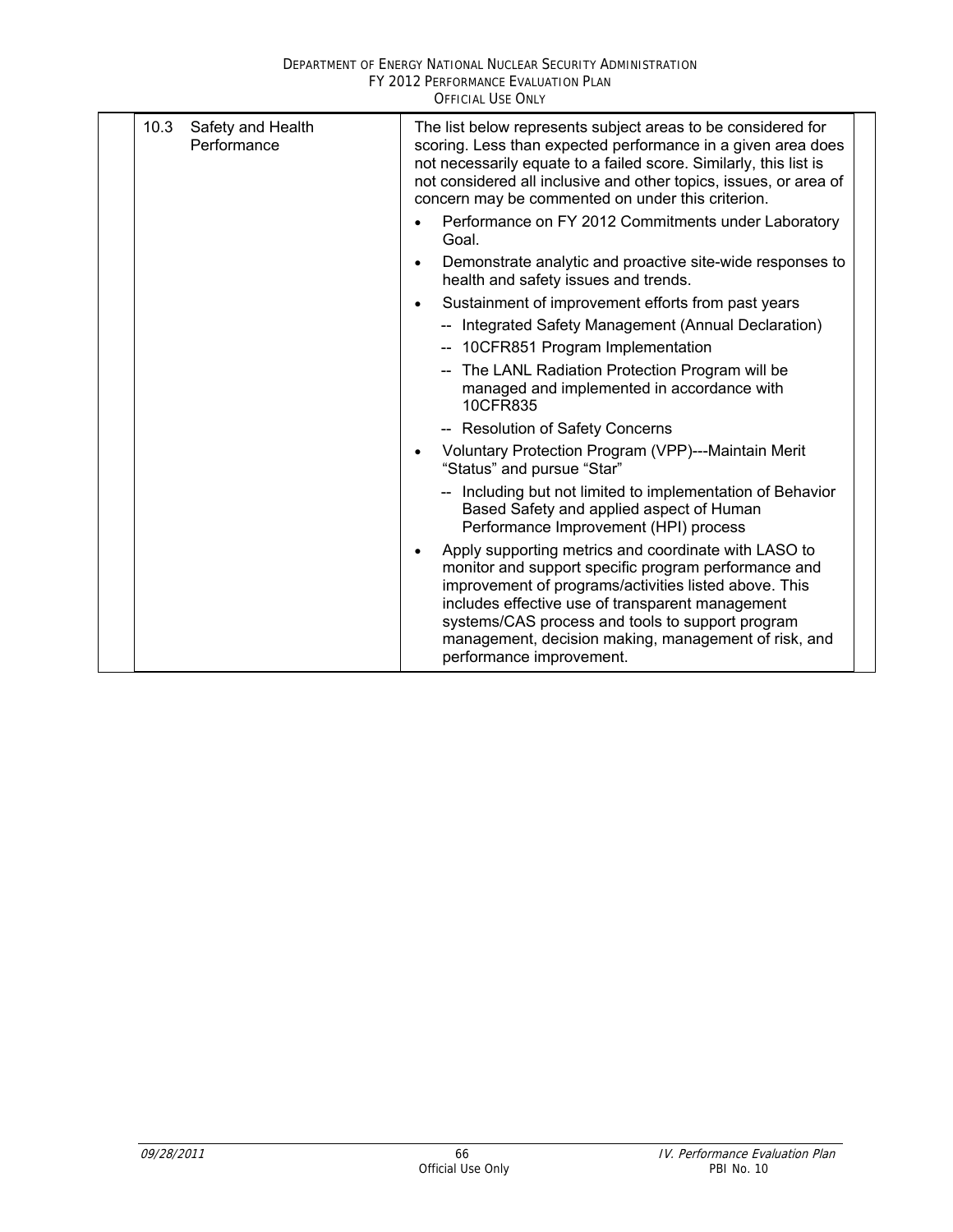| | 10.3 Safety and Health Performance | The list below represents subject areas to be considered for scoring. Less than expected performance in a given area does not necessarily equate to a failed score. Similarly, this list is not considered all inclusive and other topics, issues, or area of concern may be commented on under this criterion.<br>• Performance on FY 2012 Commitments under Laboratory Goal.<br>• Demonstrate analytic and proactive site-wide responses to health and safety issues and trends.<br>• Sustainment of improvement efforts from past years<br>-- Integrated Safety Management (Annual Declaration)<br>-- 10CFR851 Program Implementation<br>-- The LANL Radiation Protection Program will be managed and implemented in accordance with 10CFR835<br>-- Resolution of Safety Concerns<br>• Voluntary Protection Program (VPP)---Maintain Merit "Status" and pursue "Star"<br>-- Including but not limited to implementation of Behavior Based Safety and applied aspect of Human Performance Improvement (HPI) process<br>• Apply supporting metrics and coordinate with LASO to monitor and support specific program performance and improvement of programs/activities listed above. This includes effective use of transparent management systems/CAS process and tools to support program management, decision making, management of risk, and performance improvement. | |
|---|---|---|---|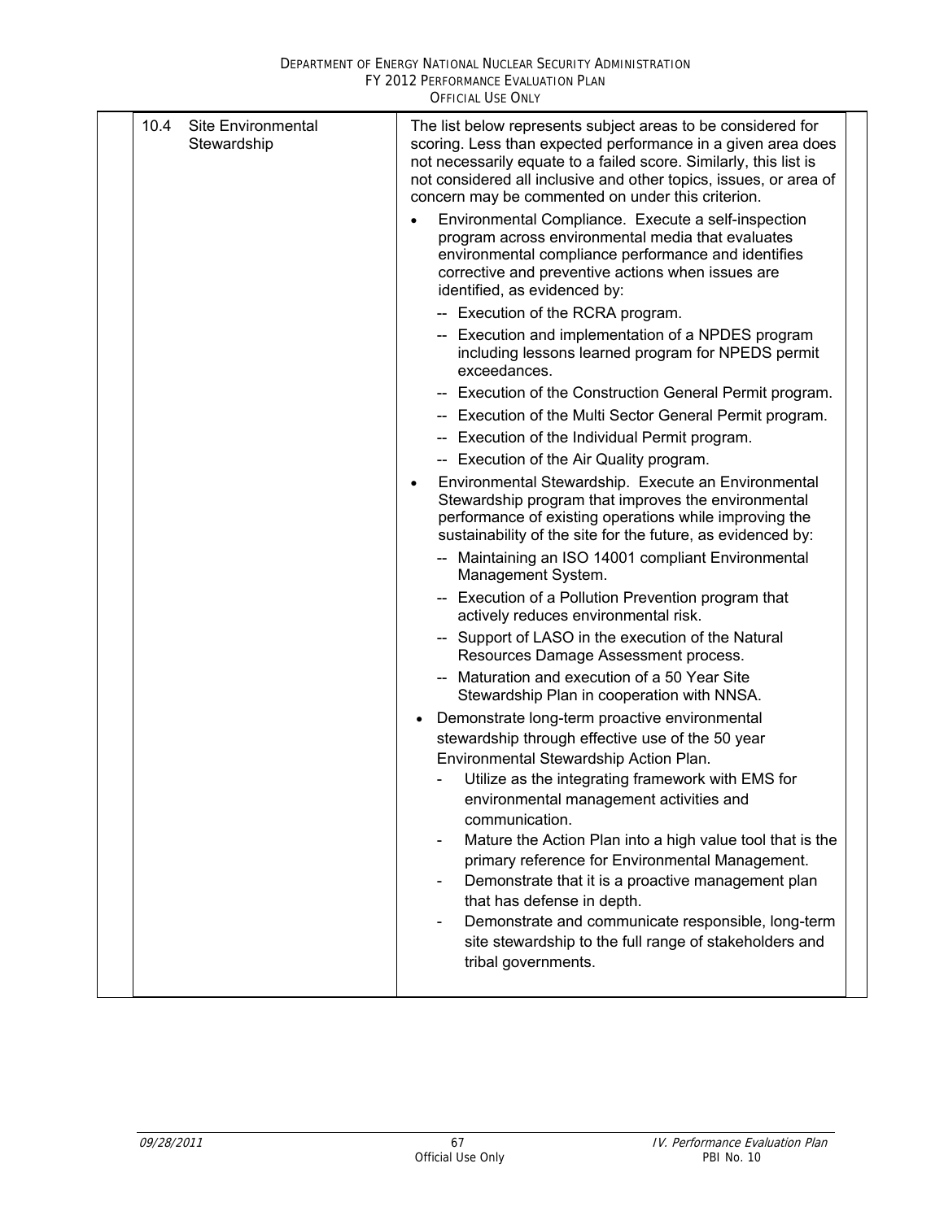| 10.4 Site Environmental Stewardship | The list below represents subject areas to be considered for scoring. Less than expected performance in a given area does not necessarily equate to a failed score. Similarly, this list is not considered all inclusive and other topics, issues, or area of concern may be commented on under this criterion.<br><br>• Environmental Compliance. Execute a self-inspection program across environmental media that evaluates environmental compliance performance and identifies corrective and preventive actions when issues are identified, as evidenced by:<br>-- Execution of the RCRA program.<br>-- Execution and implementation of a NPDES program including lessons learned program for NPEDS permit exceedances.<br>-- Execution of the Construction General Permit program.<br>-- Execution of the Multi Sector General Permit program.<br>-- Execution of the Individual Permit program.<br>-- Execution of the Air Quality program.<br><br>• Environmental Stewardship. Execute an Environmental Stewardship program that improves the environmental performance of existing operations while improving the sustainability of the site for the future, as evidenced by:<br>-- Maintaining an ISO 14001 compliant Environmental Management System.<br>-- Execution of a Pollution Prevention program that actively reduces environmental risk.<br>-- Support of LASO in the execution of the Natural Resources Damage Assessment process.<br>-- Maturation and execution of a 50 Year Site Stewardship Plan in cooperation with NNSA.<br><br>• Demonstrate long-term proactive environmental stewardship through effective use of the 50 year Environmental Stewardship Action Plan.<br>- Utilize as the integrating framework with EMS for environmental management activities and communication.<br>- Mature the Action Plan into a high value tool that is the primary reference for Environmental Management.<br>- Demonstrate that it is a proactive management plan that has defense in depth.<br>- Demonstrate and communicate responsible, long-term site stewardship to the full range of stakeholders and tribal governments. |
|---|---|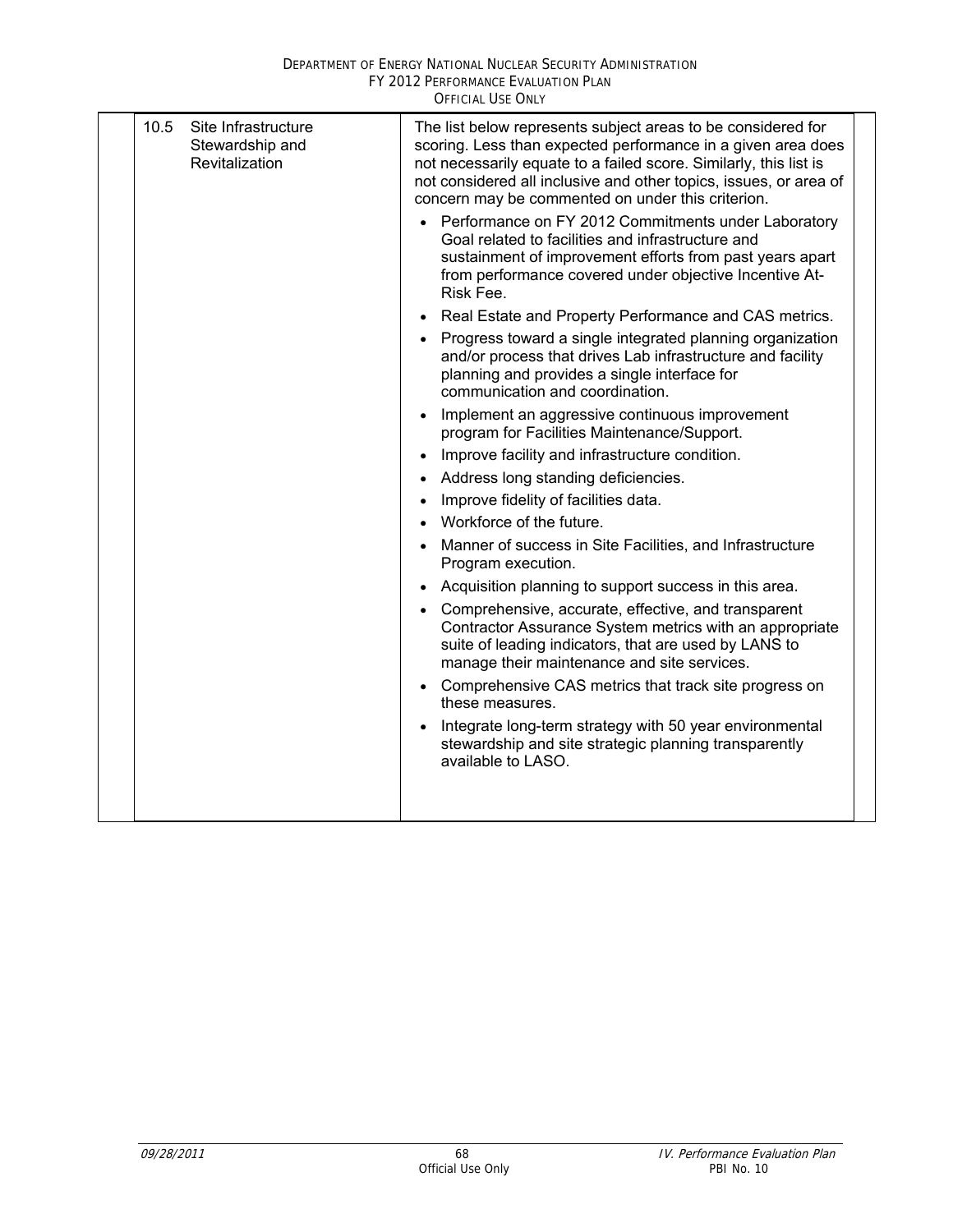| | | |
|---|---|---|
| 10.5 | Site Infrastructure Stewardship and Revitalization | The list below represents subject areas to be considered for scoring. Less than expected performance in a given area does not necessarily equate to a failed score. Similarly, this list is not considered all inclusive and other topics, issues, or area of concern may be commented on under this criterion.<br><br>• Performance on FY 2012 Commitments under Laboratory Goal related to facilities and infrastructure and sustainment of improvement efforts from past years apart from performance covered under objective Incentive At-Risk Fee.<br>• Real Estate and Property Performance and CAS metrics.<br>• Progress toward a single integrated planning organization and/or process that drives Lab infrastructure and facility planning and provides a single interface for communication and coordination.<br>• Implement an aggressive continuous improvement program for Facilities Maintenance/Support.<br>• Improve facility and infrastructure condition.<br>• Address long standing deficiencies.<br>• Improve fidelity of facilities data.<br>• Workforce of the future.<br>• Manner of success in Site Facilities, and Infrastructure Program execution.<br>• Acquisition planning to support success in this area.<br>• Comprehensive, accurate, effective, and transparent Contractor Assurance System metrics with an appropriate suite of leading indicators, that are used by LANS to manage their maintenance and site services.<br>• Comprehensive CAS metrics that track site progress on these measures.<br>• Integrate long-term strategy with 50 year environmental stewardship and site strategic planning transparently available to LASO. |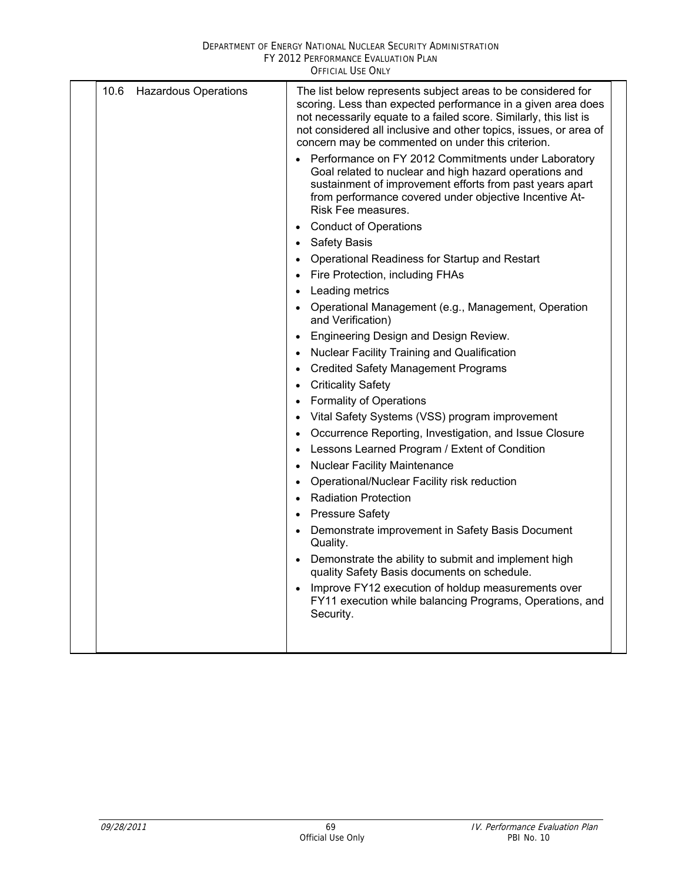| 10.6 Hazardous Operations | The list below represents subject areas to be considered for scoring. Less than expected performance in a given area does not necessarily equate to a failed score. Similarly, this list is not considered all inclusive and other topics, issues, or area of concern may be commented on under this criterion.<br>• Performance on FY 2012 Commitments under Laboratory Goal related to nuclear and high hazard operations and sustainment of improvement efforts from past years apart from performance covered under objective Incentive At-Risk Fee measures.<br>• Conduct of Operations<br>• Safety Basis<br>• Operational Readiness for Startup and Restart<br>• Fire Protection, including FHAs<br>• Leading metrics<br>• Operational Management (e.g., Management, Operation and Verification)<br>• Engineering Design and Design Review.<br>• Nuclear Facility Training and Qualification<br>• Credited Safety Management Programs<br>• Criticality Safety<br>• Formality of Operations<br>• Vital Safety Systems (VSS) program improvement<br>• Occurrence Reporting, Investigation, and Issue Closure<br>• Lessons Learned Program / Extent of Condition<br>• Nuclear Facility Maintenance<br>• Operational/Nuclear Facility risk reduction<br>• Radiation Protection<br>• Pressure Safety<br>• Demonstrate improvement in Safety Basis Document Quality.<br>• Demonstrate the ability to submit and implement high quality Safety Basis documents on schedule.<br>• Improve FY12 execution of holdup measurements over FY11 execution while balancing Programs, Operations, and Security. |
|---|---|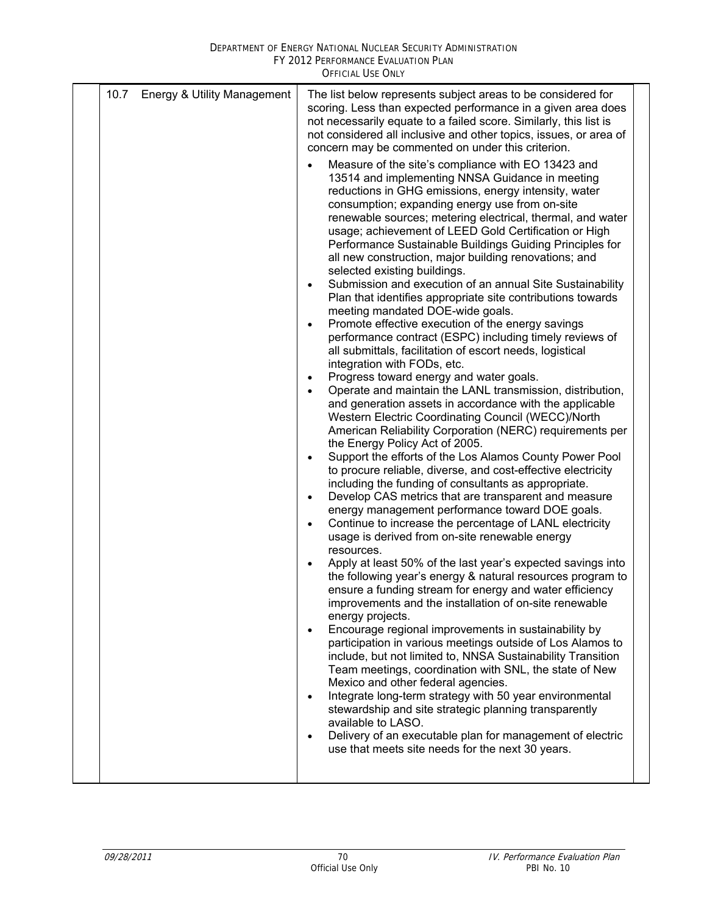| | 10.7 Energy & Utility Management | The list below represents subject areas to be considered for scoring. Less than expected performance in a given area does not necessarily equate to a failed score. Similarly, this list is not considered all inclusive and other topics, issues, or area of concern may be commented on under this criterion.<br><br>• Measure of the site's compliance with EO 13423 and 13514 and implementing NNSA Guidance in meeting reductions in GHG emissions, energy intensity, water consumption; expanding energy use from on-site renewable sources; metering electrical, thermal, and water usage; achievement of LEED Gold Certification or High Performance Sustainable Buildings Guiding Principles for all new construction, major building renovations; and selected existing buildings.<br>• Submission and execution of an annual Site Sustainability Plan that identifies appropriate site contributions towards meeting mandated DOE-wide goals.<br>• Promote effective execution of the energy savings performance contract (ESPC) including timely reviews of all submittals, facilitation of escort needs, logistical integration with FODs, etc.<br>• Progress toward energy and water goals.<br>• Operate and maintain the LANL transmission, distribution, and generation assets in accordance with the applicable Western Electric Coordinating Council (WECC)/North American Reliability Corporation (NERC) requirements per the Energy Policy Act of 2005.<br>• Support the efforts of the Los Alamos County Power Pool to procure reliable, diverse, and cost-effective electricity including the funding of consultants as appropriate.<br>• Develop CAS metrics that are transparent and measure energy management performance toward DOE goals.<br>• Continue to increase the percentage of LANL electricity usage is derived from on-site renewable energy resources.<br>• Apply at least 50% of the last year's expected savings into the following year's energy & natural resources program to ensure a funding stream for energy and water efficiency improvements and the installation of on-site renewable energy projects.<br>• Encourage regional improvements in sustainability by participation in various meetings outside of Los Alamos to include, but not limited to, NNSA Sustainability Transition Team meetings, coordination with SNL, the state of New Mexico and other federal agencies.<br>• Integrate long-term strategy with 50 year environmental stewardship and site strategic planning transparently available to LASO.<br>• Delivery of an executable plan for management of electric use that meets site needs for the next 30 years. | |
|---|---|---|---|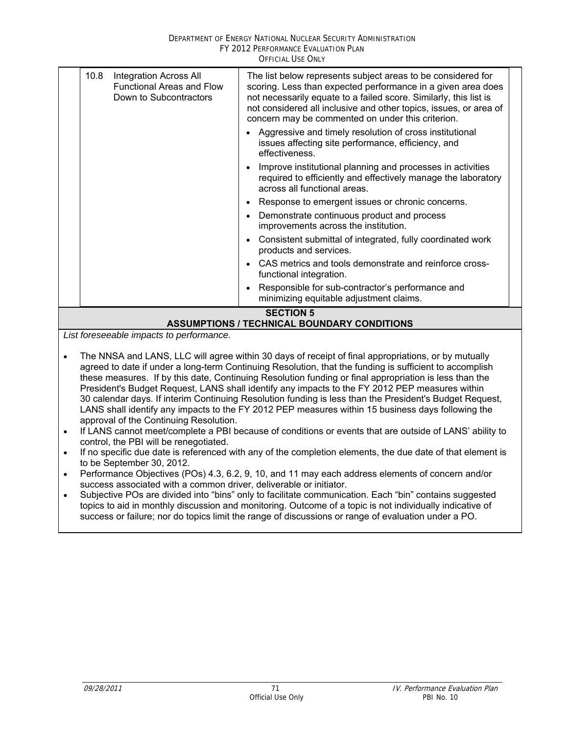| | | |
|---|---|---|
| 10.8 | Integration Across All Functional Areas and Flow Down to Subcontractors | The list below represents subject areas to be considered for scoring. Less than expected performance in a given area does not necessarily equate to a failed score. Similarly, this list is not considered all inclusive and other topics, issues, or area of concern may be commented on under this criterion.<br>• Aggressive and timely resolution of cross institutional issues affecting site performance, efficiency, and effectiveness.<br>• Improve institutional planning and processes in activities required to efficiently and effectively manage the laboratory across all functional areas.<br>• Response to emergent issues or chronic concerns.<br>• Demonstrate continuous product and process improvements across the institution.<br>• Consistent submittal of integrated, fully coordinated work products and services.<br>• CAS metrics and tools demonstrate and reinforce cross-functional integration.<br>• Responsible for sub-contractor's performance and minimizing equitable adjustment claims. |

## SECTION 5
## ASSUMPTIONS / TECHNICAL BOUNDARY CONDITIONS

*List foreseeable impacts to performance.*

- The NNSA and LANS, LLC will agree within 30 days of receipt of final appropriations, or by mutually agreed to date if under a long-term Continuing Resolution, that the funding is sufficient to accomplish these measures. If by this date, Continuing Resolution funding or final appropriation is less than the President's Budget Request, LANS shall identify any impacts to the FY 2012 PEP measures within 30 calendar days. If interim Continuing Resolution funding is less than the President's Budget Request, LANS shall identify any impacts to the FY 2012 PEP measures within 15 business days following the approval of the Continuing Resolution.
- If LANS cannot meet/complete a PBI because of conditions or events that are outside of LANS' ability to control, the PBI will be renegotiated.
- If no specific due date is referenced with any of the completion elements, the due date of that element is to be September 30, 2012.
- Performance Objectives (POs) 4.3, 6.2, 9, 10, and 11 may each address elements of concern and/or success associated with a common driver, deliverable or initiator.
- Subjective POs are divided into "bins" only to facilitate communication. Each "bin" contains suggested topics to aid in monthly discussion and monitoring. Outcome of a topic is not individually indicative of success or failure; nor do topics limit the range of discussions or range of evaluation under a PO.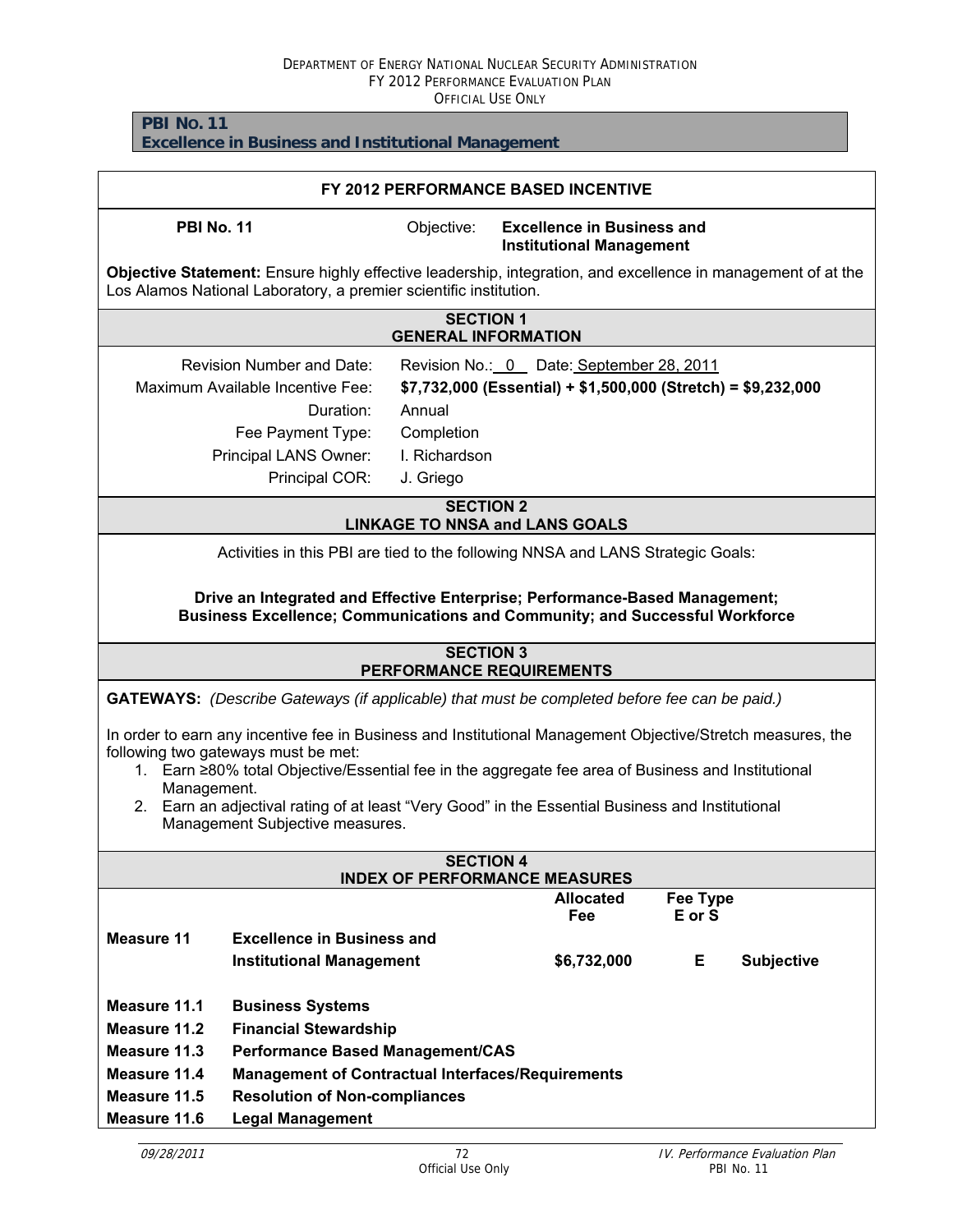**PBI No. 11**
**Excellence in Business and Institutional Management**

## FY 2012 PERFORMANCE BASED INCENTIVE

**PBI No. 11** Objective: **Excellence in Business and Institutional Management**

**Objective Statement:** Ensure highly effective leadership, integration, and excellence in management of at the Los Alamos National Laboratory, a premier scientific institution.

### SECTION 1
### GENERAL INFORMATION

| | |
|---|---|
| Revision Number and Date: | Revision No.: 0 Date: September 28, 2011 |
| Maximum Available Incentive Fee: | **$7,732,000 (Essential) + $1,500,000 (Stretch) = $9,232,000** |
| Duration: | Annual |
| Fee Payment Type: | Completion |
| Principal LANS Owner: | I. Richardson |
| Principal COR: | J. Griego |

### SECTION 2
### LINKAGE TO NNSA and LANS GOALS

Activities in this PBI are tied to the following NNSA and LANS Strategic Goals:

**Drive an Integrated and Effective Enterprise; Performance-Based Management; Business Excellence; Communications and Community; and Successful Workforce**

### SECTION 3
### PERFORMANCE REQUIREMENTS

**GATEWAYS:** *(Describe Gateways (if applicable) that must be completed before fee can be paid.)*

In order to earn any incentive fee in Business and Institutional Management Objective/Stretch measures, the following two gateways must be met:

1. Earn ≥80% total Objective/Essential fee in the aggregate fee area of Business and Institutional Management.
2. Earn an adjectival rating of at least "Very Good" in the Essential Business and Institutional Management Subjective measures.

### SECTION 4
### INDEX OF PERFORMANCE MEASURES

| | | Allocated Fee | Fee Type E or S | |
|---|---|---|---|---|
| **Measure 11** | **Excellence in Business and Institutional Management** | **$6,732,000** | **E** | **Subjective** |
| **Measure 11.1** | **Business Systems** | | | |
| **Measure 11.2** | **Financial Stewardship** | | | |
| **Measure 11.3** | **Performance Based Management/CAS** | | | |
| **Measure 11.4** | **Management of Contractual Interfaces/Requirements** | | | |
| **Measure 11.5** | **Resolution of Non-compliances** | | | |
| **Measure 11.6** | **Legal Management** | | | |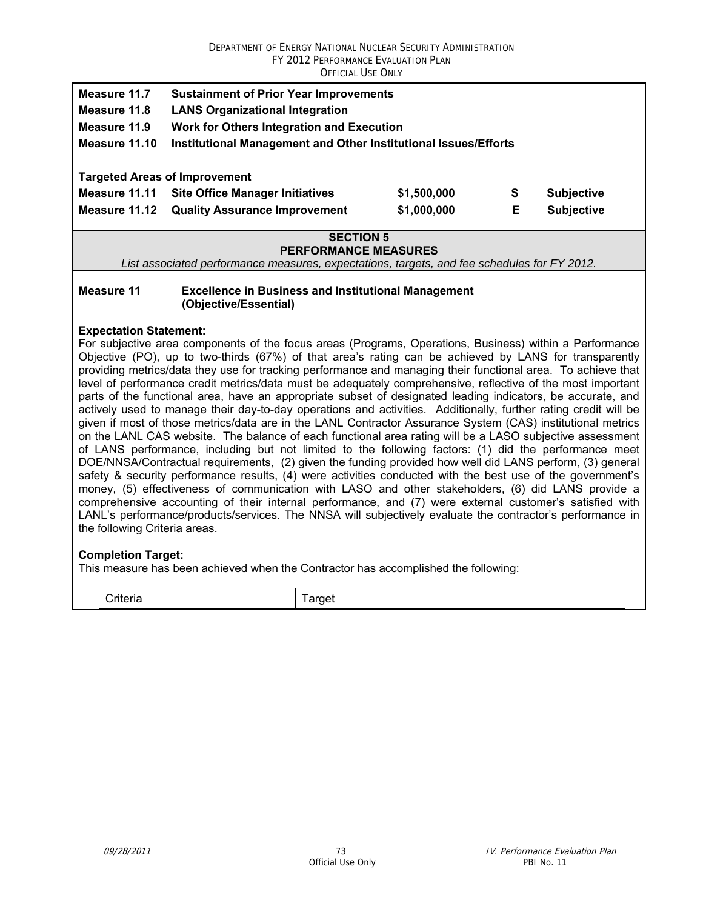| | | | | |
|---|---|---|---|---|
| **Measure 11.7** | **Sustainment of Prior Year Improvements** | | | |
| **Measure 11.8** | **LANS Organizational Integration** | | | |
| **Measure 11.9** | **Work for Others Integration and Execution** | | | |
| **Measure 11.10** | **Institutional Management and Other Institutional Issues/Efforts** | | | |

**Targeted Areas of Improvement**

| | | | | |
|---|---|---|---|---|
| **Measure 11.11** | **Site Office Manager Initiatives** | **$1,500,000** | **S** | **Subjective** |
| **Measure 11.12** | **Quality Assurance Improvement** | **$1,000,000** | **E** | **Subjective** |

## SECTION 5
## PERFORMANCE MEASURES

*List associated performance measures, expectations, targets, and fee schedules for FY 2012.*

**Measure 11 Excellence in Business and Institutional Management (Objective/Essential)**

**Expectation Statement:**

For subjective area components of the focus areas (Programs, Operations, Business) within a Performance Objective (PO), up to two-thirds (67%) of that area's rating can be achieved by LANS for transparently providing metrics/data they use for tracking performance and managing their functional area. To achieve that level of performance credit metrics/data must be adequately comprehensive, reflective of the most important parts of the functional area, have an appropriate subset of designated leading indicators, be accurate, and actively used to manage their day-to-day operations and activities. Additionally, further rating credit will be given if most of those metrics/data are in the LANL Contractor Assurance System (CAS) institutional metrics on the LANL CAS website. The balance of each functional area rating will be a LASO subjective assessment of LANS performance, including but not limited to the following factors: (1) did the performance meet DOE/NNSA/Contractual requirements, (2) given the funding provided how well did LANS perform, (3) general safety & security performance results, (4) were activities conducted with the best use of the government's money, (5) effectiveness of communication with LASO and other stakeholders, (6) did LANS provide a comprehensive accounting of their internal performance, and (7) were external customer's satisfied with LANL's performance/products/services. The NNSA will subjectively evaluate the contractor's performance in the following Criteria areas.

**Completion Target:**

This measure has been achieved when the Contractor has accomplished the following:

| Criteria | Target |
|---|---|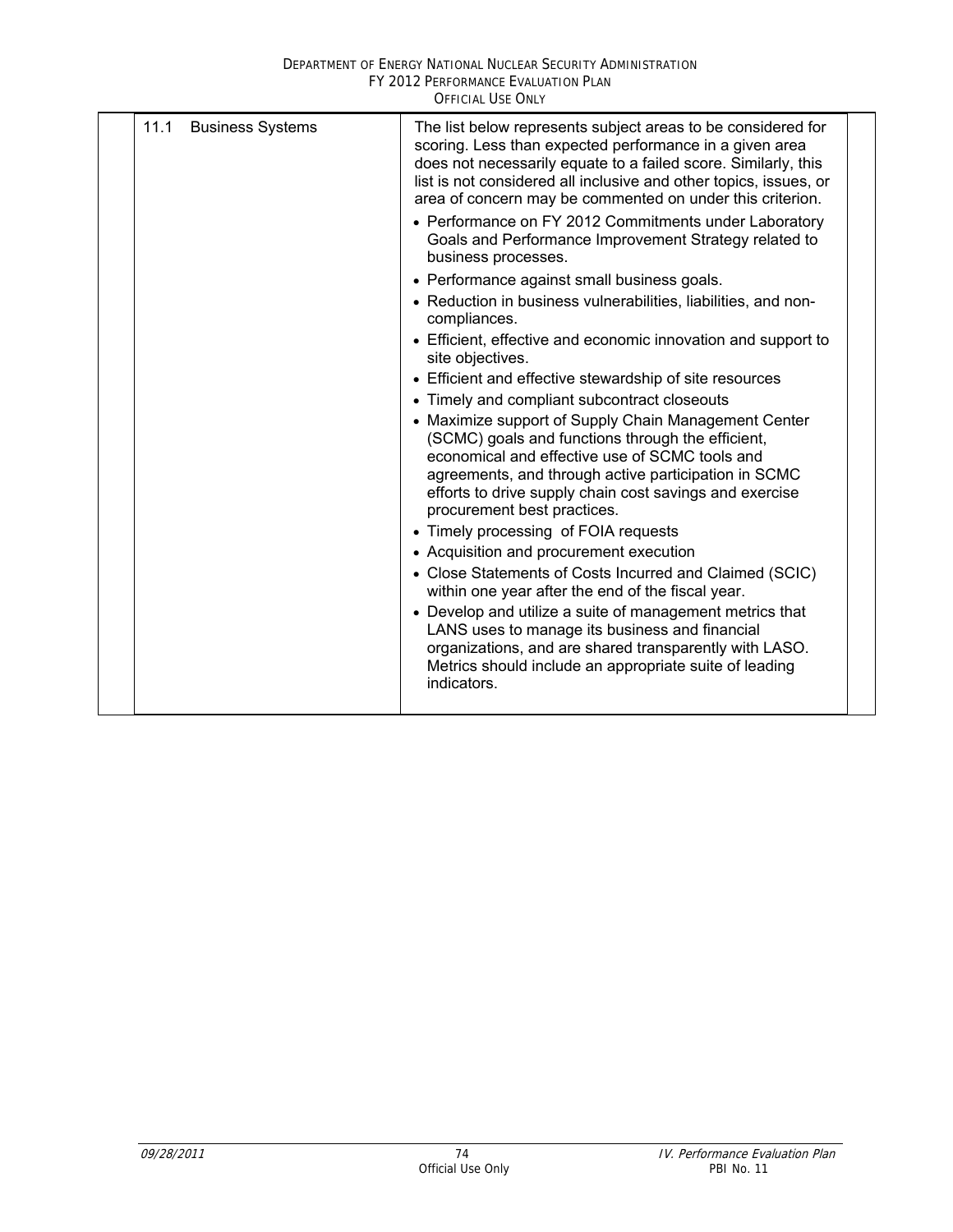| 11.1 Business Systems | The list below represents subject areas to be considered for scoring. Less than expected performance in a given area does not necessarily equate to a failed score. Similarly, this list is not considered all inclusive and other topics, issues, or area of concern may be commented on under this criterion.<br>• Performance on FY 2012 Commitments under Laboratory Goals and Performance Improvement Strategy related to business processes.<br>• Performance against small business goals.<br>• Reduction in business vulnerabilities, liabilities, and non-compliances.<br>• Efficient, effective and economic innovation and support to site objectives.<br>• Efficient and effective stewardship of site resources<br>• Timely and compliant subcontract closeouts<br>• Maximize support of Supply Chain Management Center (SCMC) goals and functions through the efficient, economical and effective use of SCMC tools and agreements, and through active participation in SCMC efforts to drive supply chain cost savings and exercise procurement best practices.<br>• Timely processing of FOIA requests<br>• Acquisition and procurement execution<br>• Close Statements of Costs Incurred and Claimed (SCIC) within one year after the end of the fiscal year.<br>• Develop and utilize a suite of management metrics that LANS uses to manage its business and financial organizations, and are shared transparently with LASO. Metrics should include an appropriate suite of leading indicators. |
|---|---|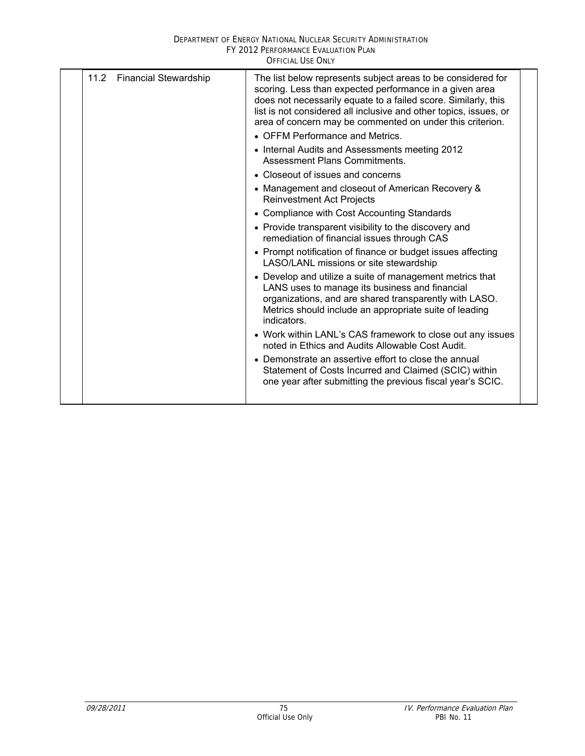| | | | |
|---|---|---|---|
| | 11.2 Financial Stewardship | The list below represents subject areas to be considered for scoring. Less than expected performance in a given area does not necessarily equate to a failed score. Similarly, this list is not considered all inclusive and other topics, issues, or area of concern may be commented on under this criterion.<br>• OFFM Performance and Metrics.<br>• Internal Audits and Assessments meeting 2012 Assessment Plans Commitments.<br>• Closeout of issues and concerns<br>• Management and closeout of American Recovery & Reinvestment Act Projects<br>• Compliance with Cost Accounting Standards<br>• Provide transparent visibility to the discovery and remediation of financial issues through CAS<br>• Prompt notification of finance or budget issues affecting LASO/LANL missions or site stewardship<br>• Develop and utilize a suite of management metrics that LANS uses to manage its business and financial organizations, and are shared transparently with LASO. Metrics should include an appropriate suite of leading indicators.<br>• Work within LANL's CAS framework to close out any issues noted in Ethics and Audits Allowable Cost Audit.<br>• Demonstrate an assertive effort to close the annual Statement of Costs Incurred and Claimed (SCIC) within one year after submitting the previous fiscal year's SCIC. | |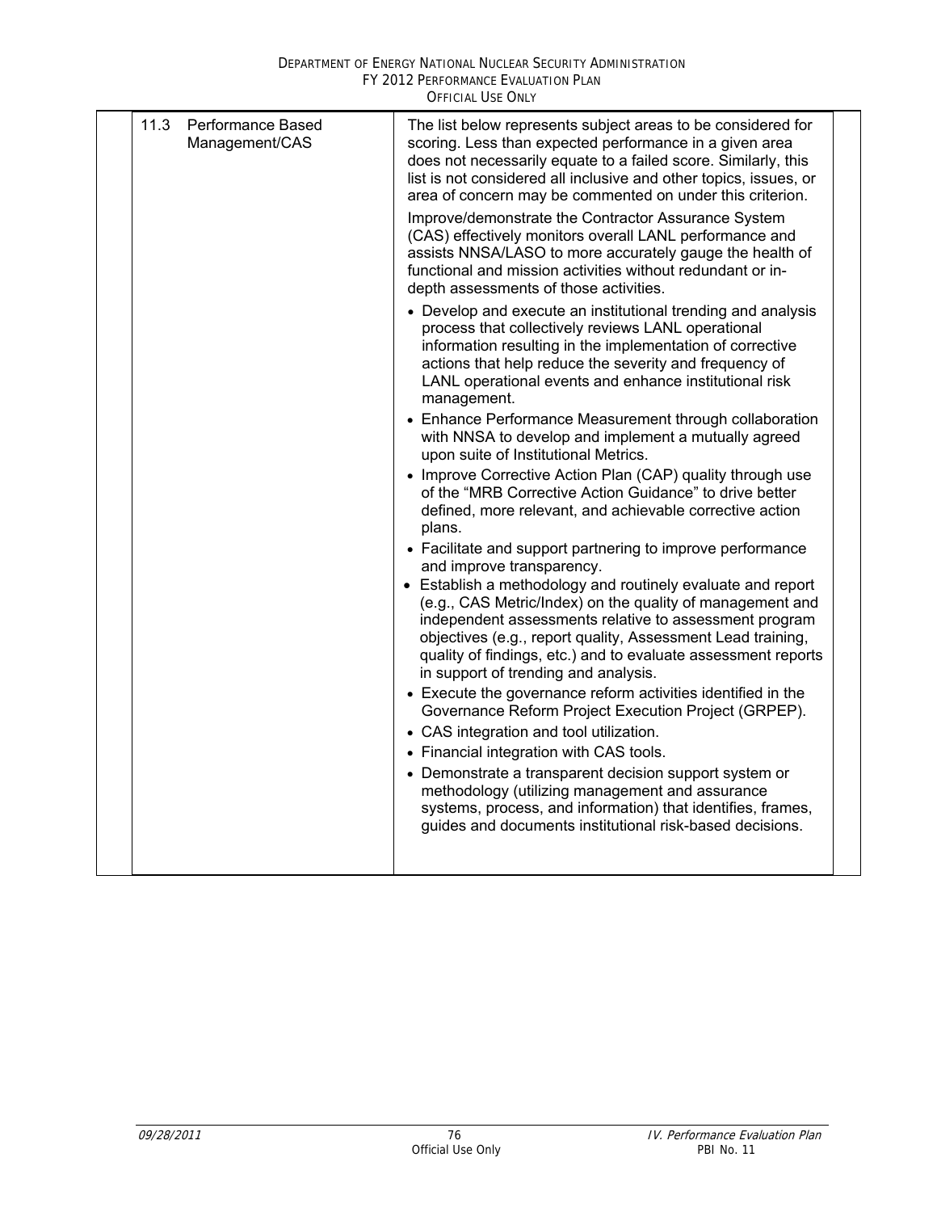| | | | |
|---|---|---|---|
| | 11.3 Performance Based Management/CAS | The list below represents subject areas to be considered for scoring. Less than expected performance in a given area does not necessarily equate to a failed score. Similarly, this list is not considered all inclusive and other topics, issues, or area of concern may be commented on under this criterion.<br><br>Improve/demonstrate the Contractor Assurance System (CAS) effectively monitors overall LANL performance and assists NNSA/LASO to more accurately gauge the health of functional and mission activities without redundant or in-depth assessments of those activities.<br><br>• Develop and execute an institutional trending and analysis process that collectively reviews LANL operational information resulting in the implementation of corrective actions that help reduce the severity and frequency of LANL operational events and enhance institutional risk management.<br>• Enhance Performance Measurement through collaboration with NNSA to develop and implement a mutually agreed upon suite of Institutional Metrics.<br>• Improve Corrective Action Plan (CAP) quality through use of the "MRB Corrective Action Guidance" to drive better defined, more relevant, and achievable corrective action plans.<br>• Facilitate and support partnering to improve performance and improve transparency.<br>• Establish a methodology and routinely evaluate and report (e.g., CAS Metric/Index) on the quality of management and independent assessments relative to assessment program objectives (e.g., report quality, Assessment Lead training, quality of findings, etc.) and to evaluate assessment reports in support of trending and analysis.<br>• Execute the governance reform activities identified in the Governance Reform Project Execution Project (GRPEP).<br>• CAS integration and tool utilization.<br>• Financial integration with CAS tools.<br>• Demonstrate a transparent decision support system or methodology (utilizing management and assurance systems, process, and information) that identifies, frames, guides and documents institutional risk-based decisions. | |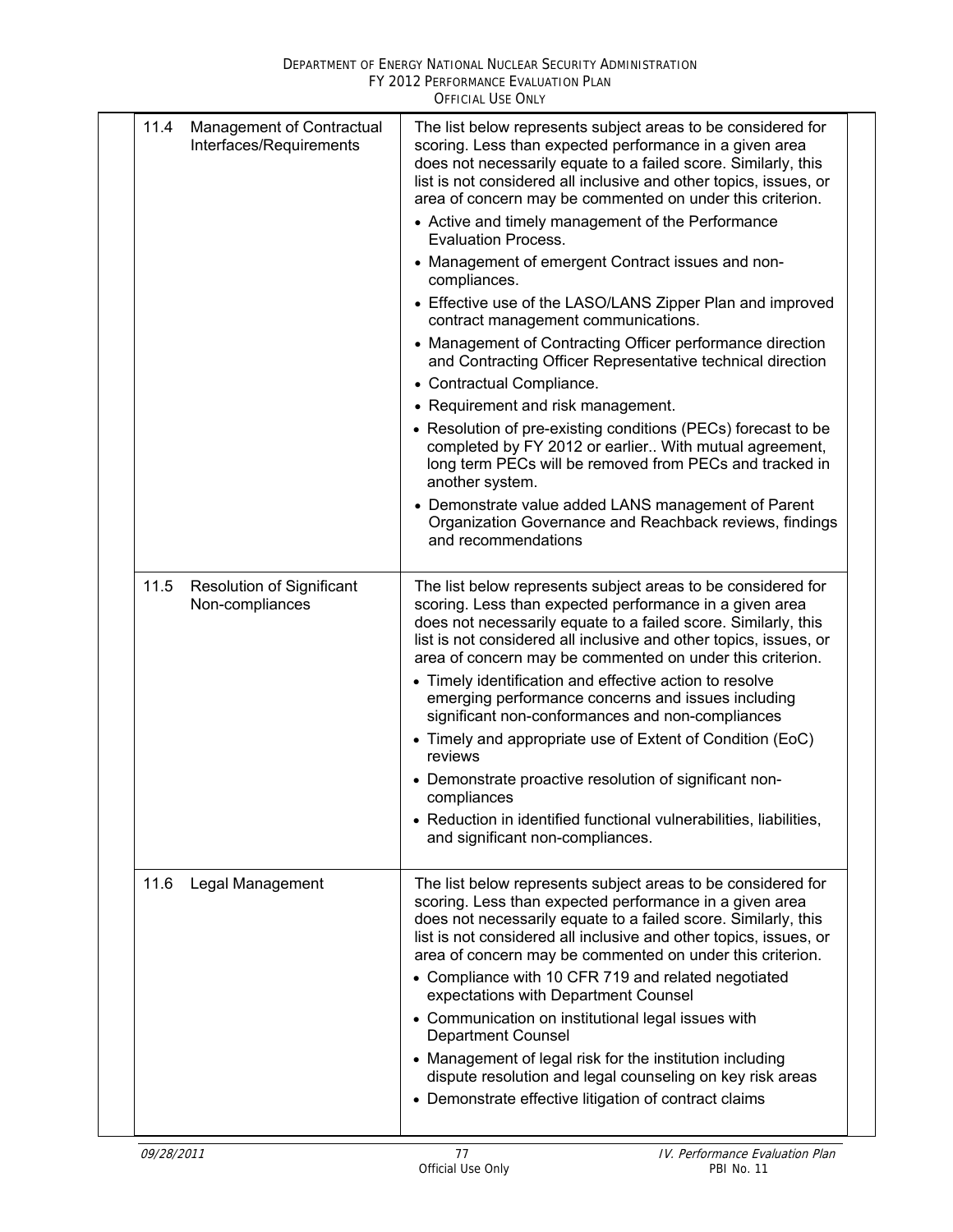| | |
|---|---|
| 11.4 Management of Contractual Interfaces/Requirements | The list below represents subject areas to be considered for scoring. Less than expected performance in a given area does not necessarily equate to a failed score. Similarly, this list is not considered all inclusive and other topics, issues, or area of concern may be commented on under this criterion.<br>• Active and timely management of the Performance Evaluation Process.<br>• Management of emergent Contract issues and non-compliances.<br>• Effective use of the LASO/LANS Zipper Plan and improved contract management communications.<br>• Management of Contracting Officer performance direction and Contracting Officer Representative technical direction<br>• Contractual Compliance.<br>• Requirement and risk management.<br>• Resolution of pre-existing conditions (PECs) forecast to be completed by FY 2012 or earlier.. With mutual agreement, long term PECs will be removed from PECs and tracked in another system.<br>• Demonstrate value added LANS management of Parent Organization Governance and Reachback reviews, findings and recommendations |
| 11.5 Resolution of Significant Non-compliances | The list below represents subject areas to be considered for scoring. Less than expected performance in a given area does not necessarily equate to a failed score. Similarly, this list is not considered all inclusive and other topics, issues, or area of concern may be commented on under this criterion.<br>• Timely identification and effective action to resolve emerging performance concerns and issues including significant non-conformances and non-compliances<br>• Timely and appropriate use of Extent of Condition (EoC) reviews<br>• Demonstrate proactive resolution of significant non-compliances<br>• Reduction in identified functional vulnerabilities, liabilities, and significant non-compliances. |
| 11.6 Legal Management | The list below represents subject areas to be considered for scoring. Less than expected performance in a given area does not necessarily equate to a failed score. Similarly, this list is not considered all inclusive and other topics, issues, or area of concern may be commented on under this criterion.<br>• Compliance with 10 CFR 719 and related negotiated expectations with Department Counsel<br>• Communication on institutional legal issues with Department Counsel<br>• Management of legal risk for the institution including dispute resolution and legal counseling on key risk areas<br>• Demonstrate effective litigation of contract claims |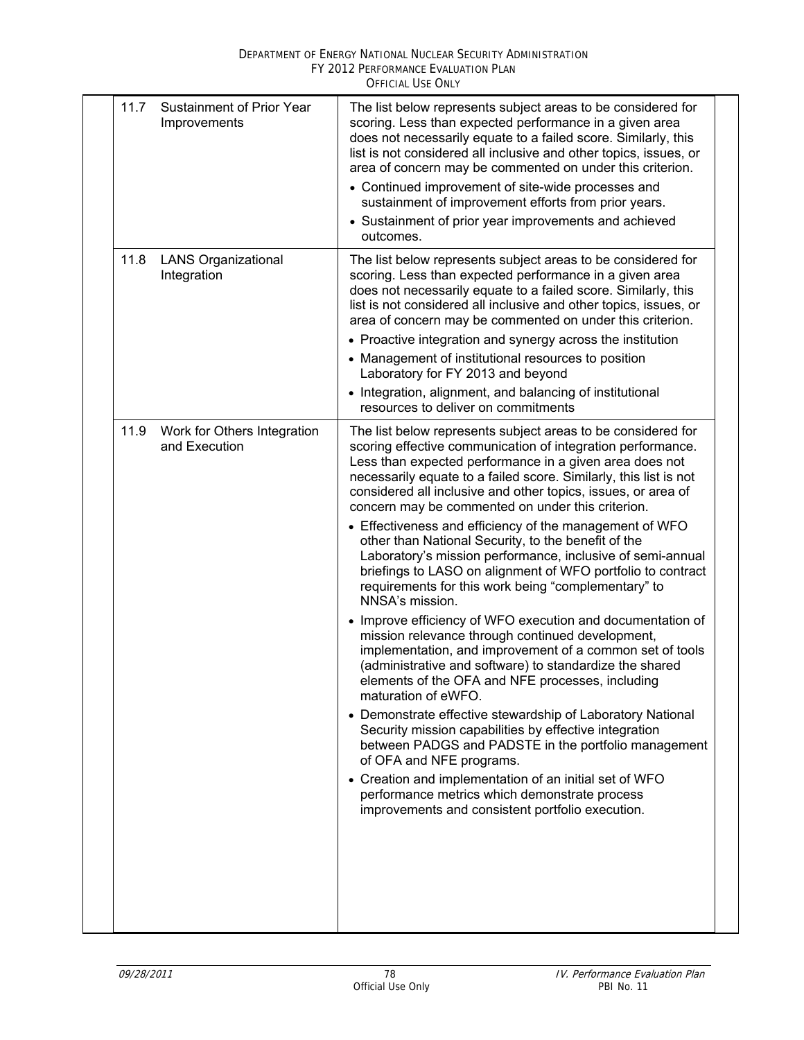| | | |
|---|---|---|
| 11.7 | Sustainment of Prior Year Improvements | The list below represents subject areas to be considered for scoring. Less than expected performance in a given area does not necessarily equate to a failed score. Similarly, this list is not considered all inclusive and other topics, issues, or area of concern may be commented on under this criterion.<br>• Continued improvement of site-wide processes and sustainment of improvement efforts from prior years.<br>• Sustainment of prior year improvements and achieved outcomes. |
| 11.8 | LANS Organizational Integration | The list below represents subject areas to be considered for scoring. Less than expected performance in a given area does not necessarily equate to a failed score. Similarly, this list is not considered all inclusive and other topics, issues, or area of concern may be commented on under this criterion.<br>• Proactive integration and synergy across the institution<br>• Management of institutional resources to position Laboratory for FY 2013 and beyond<br>• Integration, alignment, and balancing of institutional resources to deliver on commitments |
| 11.9 | Work for Others Integration and Execution | The list below represents subject areas to be considered for scoring effective communication of integration performance. Less than expected performance in a given area does not necessarily equate to a failed score. Similarly, this list is not considered all inclusive and other topics, issues, or area of concern may be commented on under this criterion.<br>• Effectiveness and efficiency of the management of WFO other than National Security, to the benefit of the Laboratory's mission performance, inclusive of semi-annual briefings to LASO on alignment of WFO portfolio to contract requirements for this work being "complementary" to NNSA's mission.<br>• Improve efficiency of WFO execution and documentation of mission relevance through continued development, implementation, and improvement of a common set of tools (administrative and software) to standardize the shared elements of the OFA and NFE processes, including maturation of eWFO.<br>• Demonstrate effective stewardship of Laboratory National Security mission capabilities by effective integration between PADGS and PADSTE in the portfolio management of OFA and NFE programs.<br>• Creation and implementation of an initial set of WFO performance metrics which demonstrate process improvements and consistent portfolio execution. |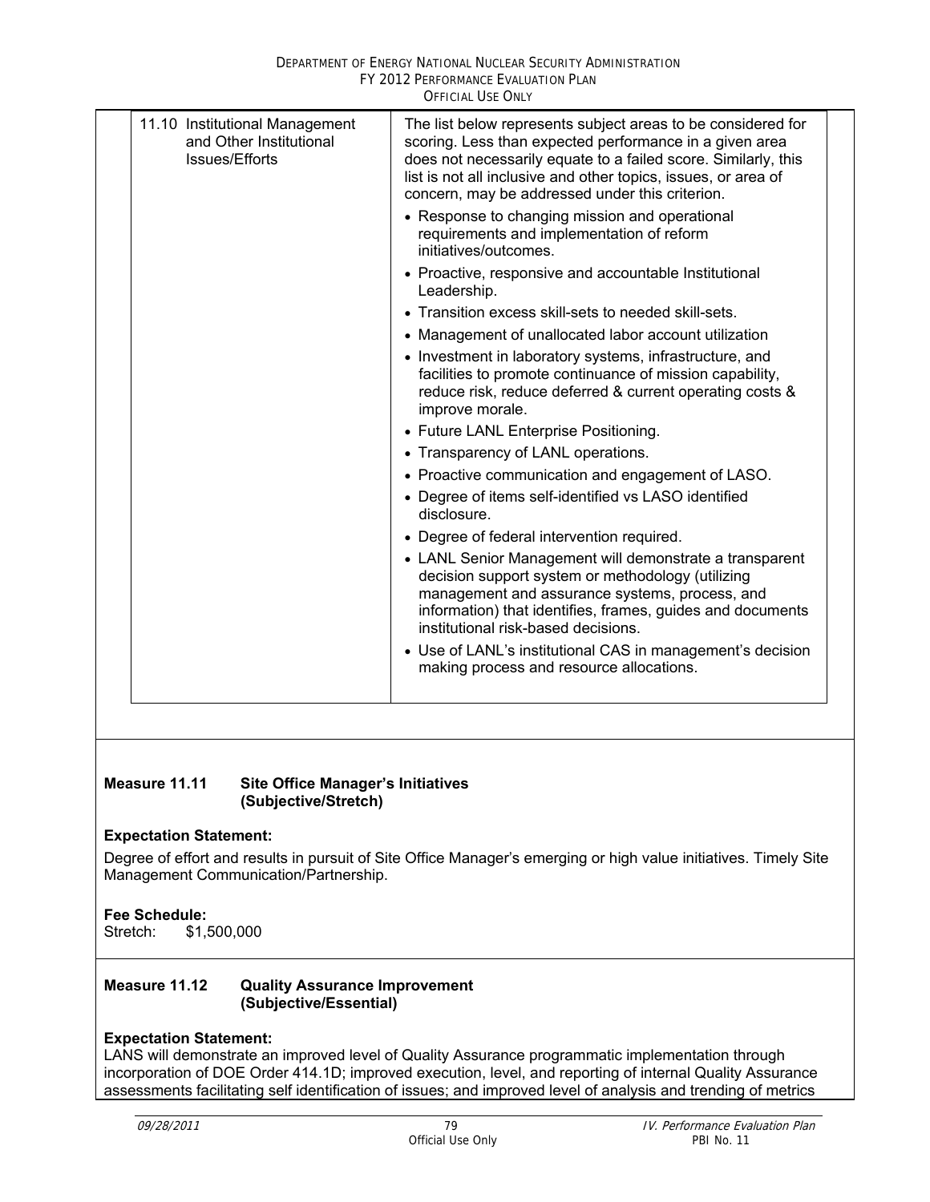| | |
|---|---|
| 11.10 Institutional Management and Other Institutional Issues/Efforts | The list below represents subject areas to be considered for scoring. Less than expected performance in a given area does not necessarily equate to a failed score. Similarly, this list is not all inclusive and other topics, issues, or area of concern, may be addressed under this criterion.<br>• Response to changing mission and operational requirements and implementation of reform initiatives/outcomes.<br>• Proactive, responsive and accountable Institutional Leadership.<br>• Transition excess skill-sets to needed skill-sets.<br>• Management of unallocated labor account utilization<br>• Investment in laboratory systems, infrastructure, and facilities to promote continuance of mission capability, reduce risk, reduce deferred & current operating costs & improve morale.<br>• Future LANL Enterprise Positioning.<br>• Transparency of LANL operations.<br>• Proactive communication and engagement of LASO.<br>• Degree of items self-identified vs LASO identified disclosure.<br>• Degree of federal intervention required.<br>• LANL Senior Management will demonstrate a transparent decision support system or methodology (utilizing management and assurance systems, process, and information) that identifies, frames, guides and documents institutional risk-based decisions.<br>• Use of LANL's institutional CAS in management's decision making process and resource allocations. |

**Measure 11.11 Site Office Manager's Initiatives (Subjective/Stretch)**

**Expectation Statement:**

Degree of effort and results in pursuit of Site Office Manager's emerging or high value initiatives. Timely Site Management Communication/Partnership.

**Fee Schedule:**

Stretch: $1,500,000

**Measure 11.12 Quality Assurance Improvement (Subjective/Essential)**

**Expectation Statement:**

LANS will demonstrate an improved level of Quality Assurance programmatic implementation through incorporation of DOE Order 414.1D; improved execution, level, and reporting of internal Quality Assurance assessments facilitating self identification of issues; and improved level of analysis and trending of metrics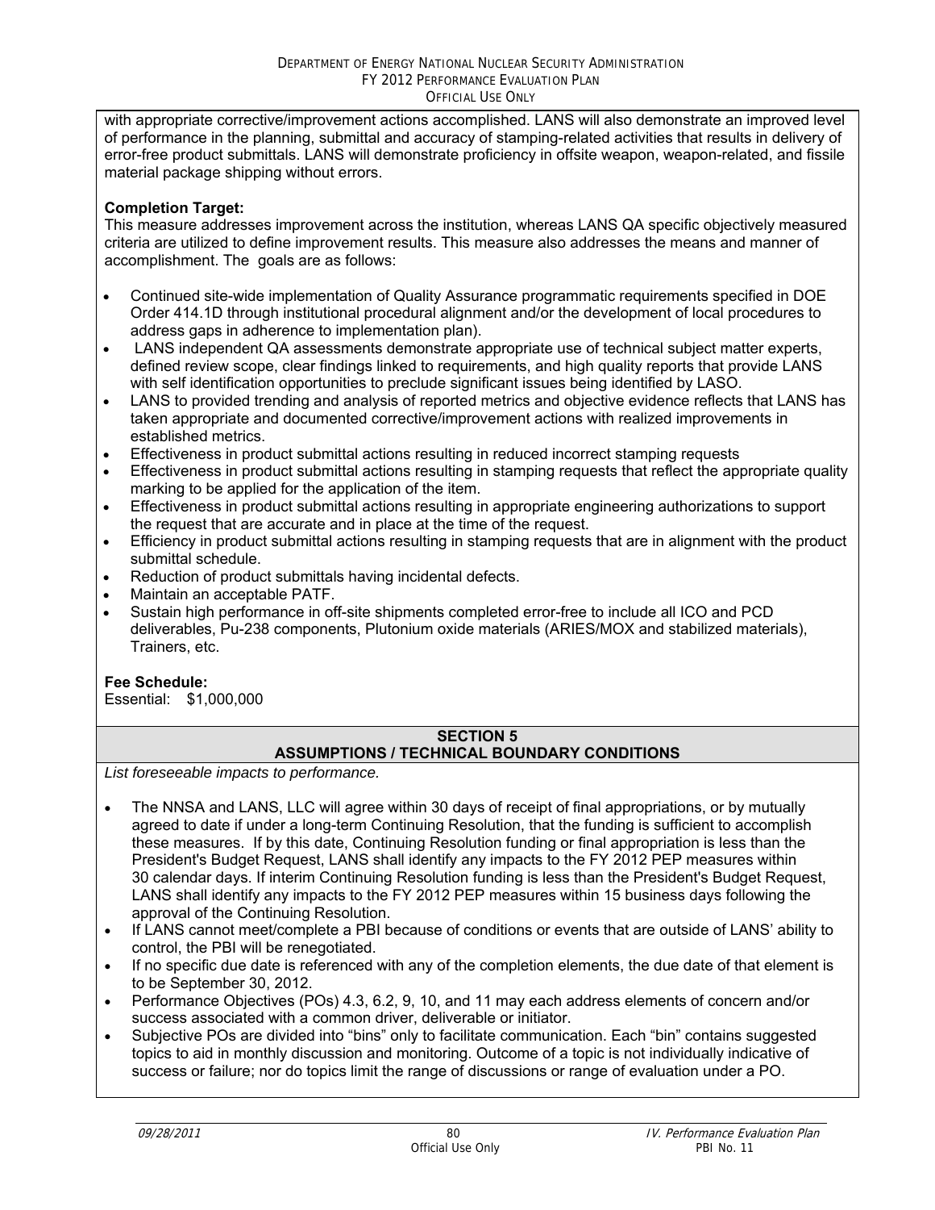with appropriate corrective/improvement actions accomplished. LANS will also demonstrate an improved level of performance in the planning, submittal and accuracy of stamping-related activities that results in delivery of error-free product submittals. LANS will demonstrate proficiency in offsite weapon, weapon-related, and fissile material package shipping without errors.

**Completion Target:**
This measure addresses improvement across the institution, whereas LANS QA specific objectively measured criteria are utilized to define improvement results. This measure also addresses the means and manner of accomplishment. The goals are as follows:

- Continued site-wide implementation of Quality Assurance programmatic requirements specified in DOE Order 414.1D through institutional procedural alignment and/or the development of local procedures to address gaps in adherence to implementation plan).
- LANS independent QA assessments demonstrate appropriate use of technical subject matter experts, defined review scope, clear findings linked to requirements, and high quality reports that provide LANS with self identification opportunities to preclude significant issues being identified by LASO.
- LANS to provided trending and analysis of reported metrics and objective evidence reflects that LANS has taken appropriate and documented corrective/improvement actions with realized improvements in established metrics.
- Effectiveness in product submittal actions resulting in reduced incorrect stamping requests
- Effectiveness in product submittal actions resulting in stamping requests that reflect the appropriate quality marking to be applied for the application of the item.
- Effectiveness in product submittal actions resulting in appropriate engineering authorizations to support the request that are accurate and in place at the time of the request.
- Efficiency in product submittal actions resulting in stamping requests that are in alignment with the product submittal schedule.
- Reduction of product submittals having incidental defects.
- Maintain an acceptable PATF.
- Sustain high performance in off-site shipments completed error-free to include all ICO and PCD deliverables, Pu-238 components, Plutonium oxide materials (ARIES/MOX and stabilized materials), Trainers, etc.

**Fee Schedule:**
Essential: $1,000,000

## SECTION 5
## ASSUMPTIONS / TECHNICAL BOUNDARY CONDITIONS

*List foreseeable impacts to performance.*

- The NNSA and LANS, LLC will agree within 30 days of receipt of final appropriations, or by mutually agreed to date if under a long-term Continuing Resolution, that the funding is sufficient to accomplish these measures. If by this date, Continuing Resolution funding or final appropriation is less than the President's Budget Request, LANS shall identify any impacts to the FY 2012 PEP measures within 30 calendar days. If interim Continuing Resolution funding is less than the President's Budget Request, LANS shall identify any impacts to the FY 2012 PEP measures within 15 business days following the approval of the Continuing Resolution.
- If LANS cannot meet/complete a PBI because of conditions or events that are outside of LANS' ability to control, the PBI will be renegotiated.
- If no specific due date is referenced with any of the completion elements, the due date of that element is to be September 30, 2012.
- Performance Objectives (POs) 4.3, 6.2, 9, 10, and 11 may each address elements of concern and/or success associated with a common driver, deliverable or initiator.
- Subjective POs are divided into "bins" only to facilitate communication. Each "bin" contains suggested topics to aid in monthly discussion and monitoring. Outcome of a topic is not individually indicative of success or failure; nor do topics limit the range of discussions or range of evaluation under a PO.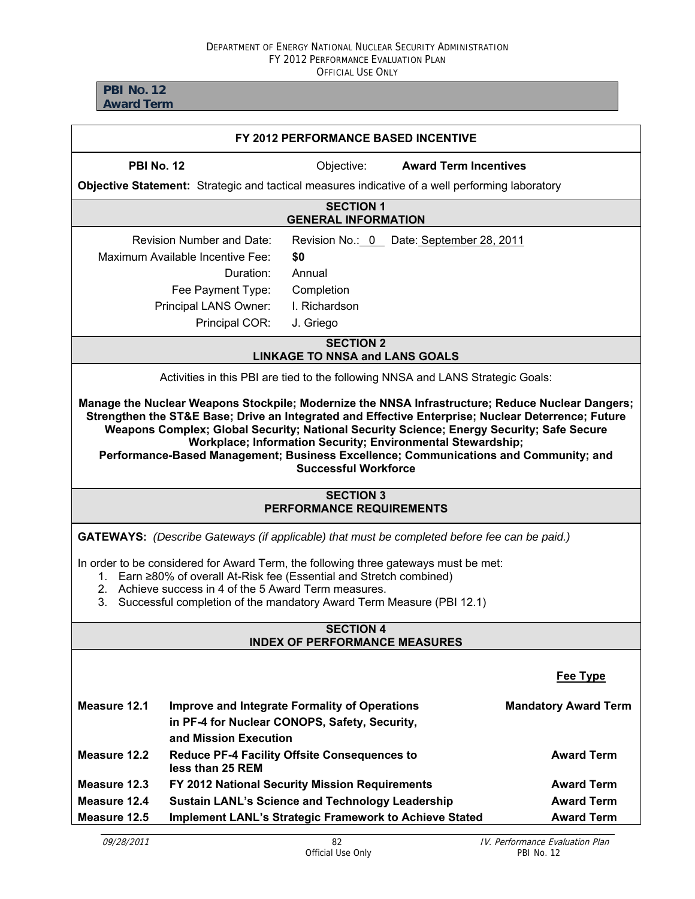**PBI No. 12**
**Award Term**

## FY 2012 PERFORMANCE BASED INCENTIVE

**PBI No. 12** Objective: **Award Term Incentives**

**Objective Statement:** Strategic and tactical measures indicative of a well performing laboratory

### SECTION 1
### GENERAL INFORMATION

| | |
|---|---|
| Revision Number and Date: | Revision No.: 0 Date: September 28, 2011 |
| Maximum Available Incentive Fee: | **$0** |
| Duration: | Annual |
| Fee Payment Type: | Completion |
| Principal LANS Owner: | I. Richardson |
| Principal COR: | J. Griego |

### SECTION 2
### LINKAGE TO NNSA and LANS GOALS

Activities in this PBI are tied to the following NNSA and LANS Strategic Goals:

**Manage the Nuclear Weapons Stockpile; Modernize the NNSA Infrastructure; Reduce Nuclear Dangers; Strengthen the ST&E Base; Drive an Integrated and Effective Enterprise; Nuclear Deterrence; Future Weapons Complex; Global Security; National Security Science; Energy Security; Safe Secure Workplace; Information Security; Environmental Stewardship; Performance-Based Management; Business Excellence; Communications and Community; and Successful Workforce**

### SECTION 3
### PERFORMANCE REQUIREMENTS

**GATEWAYS:** *(Describe Gateways (if applicable) that must be completed before fee can be paid.)*

In order to be considered for Award Term, the following three gateways must be met:

1. Earn ≥80% of overall At-Risk fee (Essential and Stretch combined)
2. Achieve success in 4 of the 5 Award Term measures.
3. Successful completion of the mandatory Award Term Measure (PBI 12.1)

### SECTION 4
### INDEX OF PERFORMANCE MEASURES

| | | **Fee Type** |
|---|---|---|
| **Measure 12.1** | **Improve and Integrate Formality of Operations in PF-4 for Nuclear CONOPS, Safety, Security, and Mission Execution** | **Mandatory Award Term** |
| **Measure 12.2** | **Reduce PF-4 Facility Offsite Consequences to less than 25 REM** | **Award Term** |
| **Measure 12.3** | **FY 2012 National Security Mission Requirements** | **Award Term** |
| **Measure 12.4** | **Sustain LANL's Science and Technology Leadership** | **Award Term** |
| **Measure 12.5** | **Implement LANL's Strategic Framework to Achieve Stated** | **Award Term** |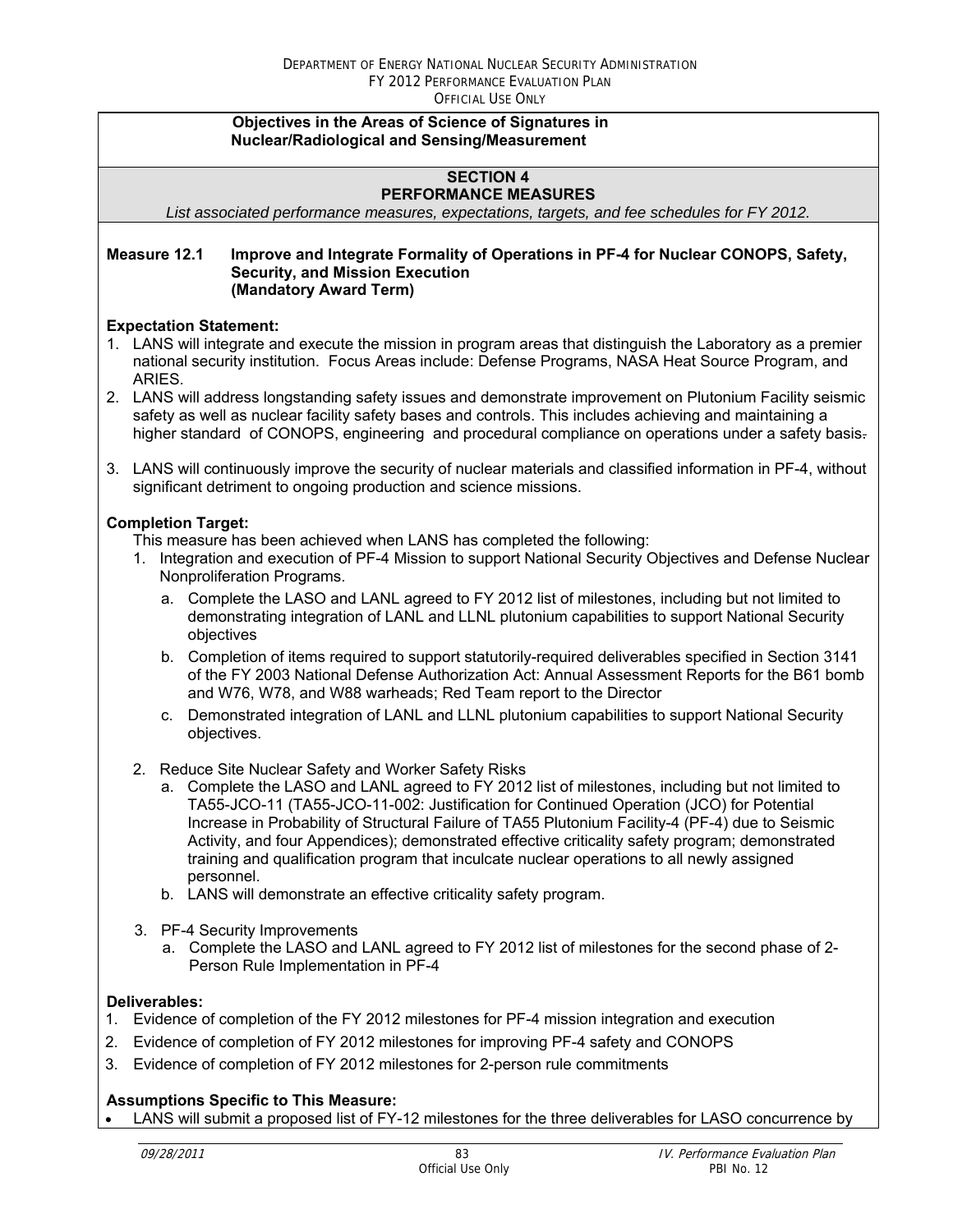**Objectives in the Areas of Science of Signatures in Nuclear/Radiological and Sensing/Measurement**

## SECTION 4
## PERFORMANCE MEASURES

*List associated performance measures, expectations, targets, and fee schedules for FY 2012.*

### Measure 12.1 Improve and Integrate Formality of Operations in PF-4 for Nuclear CONOPS, Safety, Security, and Mission Execution (Mandatory Award Term)

**Expectation Statement:**

1. LANS will integrate and execute the mission in program areas that distinguish the Laboratory as a premier national security institution. Focus Areas include: Defense Programs, NASA Heat Source Program, and ARIES.
2. LANS will address longstanding safety issues and demonstrate improvement on Plutonium Facility seismic safety as well as nuclear facility safety bases and controls. This includes achieving and maintaining a higher standard of CONOPS, engineering and procedural compliance on operations under a safety basis.
3. LANS will continuously improve the security of nuclear materials and classified information in PF-4, without significant detriment to ongoing production and science missions.

**Completion Target:**

This measure has been achieved when LANS has completed the following:

1. Integration and execution of PF-4 Mission to support National Security Objectives and Defense Nuclear Nonproliferation Programs.
   a. Complete the LASO and LANL agreed to FY 2012 list of milestones, including but not limited to demonstrating integration of LANL and LLNL plutonium capabilities to support National Security objectives
   b. Completion of items required to support statutorily-required deliverables specified in Section 3141 of the FY 2003 National Defense Authorization Act: Annual Assessment Reports for the B61 bomb and W76, W78, and W88 warheads; Red Team report to the Director
   c. Demonstrated integration of LANL and LLNL plutonium capabilities to support National Security objectives.
2. Reduce Site Nuclear Safety and Worker Safety Risks
   a. Complete the LASO and LANL agreed to FY 2012 list of milestones, including but not limited to TA55-JCO-11 (TA55-JCO-11-002: Justification for Continued Operation (JCO) for Potential Increase in Probability of Structural Failure of TA55 Plutonium Facility-4 (PF-4) due to Seismic Activity, and four Appendices); demonstrated effective criticality safety program; demonstrated training and qualification program that inculcate nuclear operations to all newly assigned personnel.
   b. LANS will demonstrate an effective criticality safety program.
3. PF-4 Security Improvements
   a. Complete the LASO and LANL agreed to FY 2012 list of milestones for the second phase of 2-Person Rule Implementation in PF-4

**Deliverables:**

1. Evidence of completion of the FY 2012 milestones for PF-4 mission integration and execution
2. Evidence of completion of FY 2012 milestones for improving PF-4 safety and CONOPS
3. Evidence of completion of FY 2012 milestones for 2-person rule commitments

**Assumptions Specific to This Measure:**

- LANS will submit a proposed list of FY-12 milestones for the three deliverables for LASO concurrence by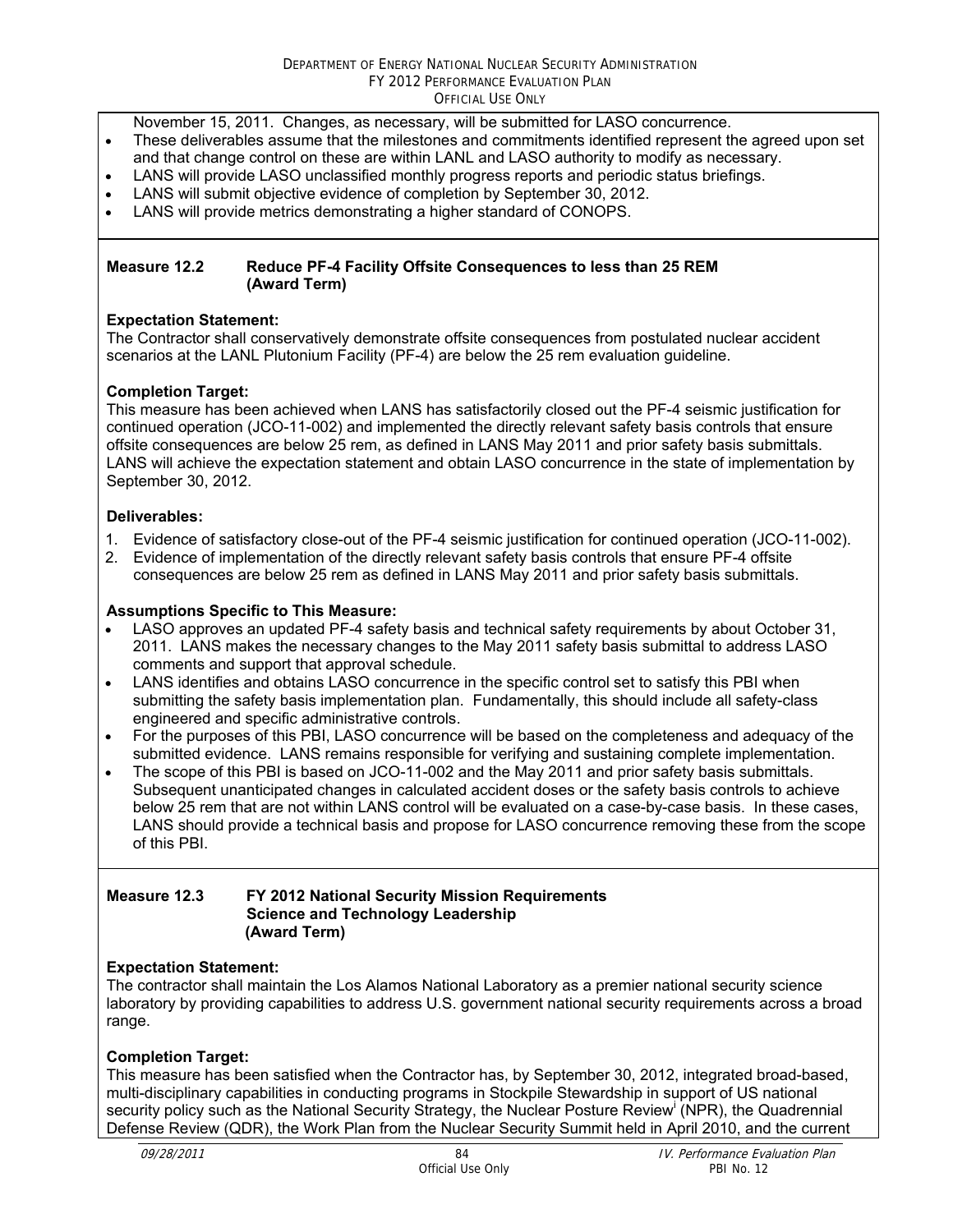November 15, 2011. Changes, as necessary, will be submitted for LASO concurrence.

- These deliverables assume that the milestones and commitments identified represent the agreed upon set and that change control on these are within LANL and LASO authority to modify as necessary.
- LANS will provide LASO unclassified monthly progress reports and periodic status briefings.
- LANS will submit objective evidence of completion by September 30, 2012.
- LANS will provide metrics demonstrating a higher standard of CONOPS.

**Measure 12.2 Reduce PF-4 Facility Offsite Consequences to less than 25 REM (Award Term)**

**Expectation Statement:**
The Contractor shall conservatively demonstrate offsite consequences from postulated nuclear accident scenarios at the LANL Plutonium Facility (PF-4) are below the 25 rem evaluation guideline.

**Completion Target:**
This measure has been achieved when LANS has satisfactorily closed out the PF-4 seismic justification for continued operation (JCO-11-002) and implemented the directly relevant safety basis controls that ensure offsite consequences are below 25 rem, as defined in LANS May 2011 and prior safety basis submittals. LANS will achieve the expectation statement and obtain LASO concurrence in the state of implementation by September 30, 2012.

**Deliverables:**

1. Evidence of satisfactory close-out of the PF-4 seismic justification for continued operation (JCO-11-002).
2. Evidence of implementation of the directly relevant safety basis controls that ensure PF-4 offsite consequences are below 25 rem as defined in LANS May 2011 and prior safety basis submittals.

**Assumptions Specific to This Measure:**

- LASO approves an updated PF-4 safety basis and technical safety requirements by about October 31, 2011. LANS makes the necessary changes to the May 2011 safety basis submittal to address LASO comments and support that approval schedule.
- LANS identifies and obtains LASO concurrence in the specific control set to satisfy this PBI when submitting the safety basis implementation plan. Fundamentally, this should include all safety-class engineered and specific administrative controls.
- For the purposes of this PBI, LASO concurrence will be based on the completeness and adequacy of the submitted evidence. LANS remains responsible for verifying and sustaining complete implementation.
- The scope of this PBI is based on JCO-11-002 and the May 2011 and prior safety basis submittals. Subsequent unanticipated changes in calculated accident doses or the safety basis controls to achieve below 25 rem that are not within LANS control will be evaluated on a case-by-case basis. In these cases, LANS should provide a technical basis and propose for LASO concurrence removing these from the scope of this PBI.

**Measure 12.3 FY 2012 National Security Mission Requirements Science and Technology Leadership (Award Term)**

**Expectation Statement:**
The contractor shall maintain the Los Alamos National Laboratory as a premier national security science laboratory by providing capabilities to address U.S. government national security requirements across a broad range.

**Completion Target:**
This measure has been satisfied when the Contractor has, by September 30, 2012, integrated broad-based, multi-disciplinary capabilities in conducting programs in Stockpile Stewardship in support of US national security policy such as the National Security Strategy, the Nuclear Posture Review[i] (NPR), the Quadrennial Defense Review (QDR), the Work Plan from the Nuclear Security Summit held in April 2010, and the current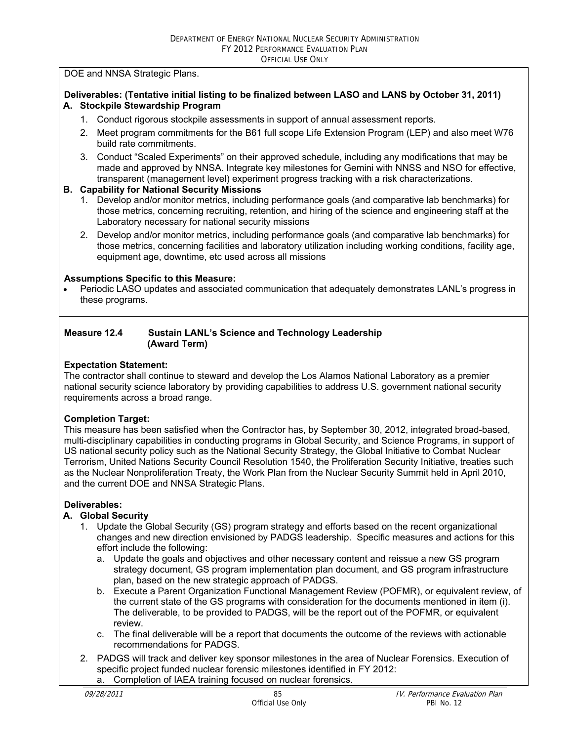DOE and NNSA Strategic Plans.

**Deliverables: (Tentative initial listing to be finalized between LASO and LANS by October 31, 2011)**

**A. Stockpile Stewardship Program**

1. Conduct rigorous stockpile assessments in support of annual assessment reports.
2. Meet program commitments for the B61 full scope Life Extension Program (LEP) and also meet W76 build rate commitments.
3. Conduct "Scaled Experiments" on their approved schedule, including any modifications that may be made and approved by NNSA. Integrate key milestones for Gemini with NNSS and NSO for effective, transparent (management level) experiment progress tracking with a risk characterizations.

**B. Capability for National Security Missions**

1. Develop and/or monitor metrics, including performance goals (and comparative lab benchmarks) for those metrics, concerning recruiting, retention, and hiring of the science and engineering staff at the Laboratory necessary for national security missions
2. Develop and/or monitor metrics, including performance goals (and comparative lab benchmarks) for those metrics, concerning facilities and laboratory utilization including working conditions, facility age, equipment age, downtime, etc used across all missions

**Assumptions Specific to this Measure:**

- Periodic LASO updates and associated communication that adequately demonstrates LANL's progress in these programs.

**Measure 12.4 Sustain LANL's Science and Technology Leadership (Award Term)**

**Expectation Statement:**
The contractor shall continue to steward and develop the Los Alamos National Laboratory as a premier national security science laboratory by providing capabilities to address U.S. government national security requirements across a broad range.

**Completion Target:**
This measure has been satisfied when the Contractor has, by September 30, 2012, integrated broad-based, multi-disciplinary capabilities in conducting programs in Global Security, and Science Programs, in support of US national security policy such as the National Security Strategy, the Global Initiative to Combat Nuclear Terrorism, United Nations Security Council Resolution 1540, the Proliferation Security Initiative, treaties such as the Nuclear Nonproliferation Treaty, the Work Plan from the Nuclear Security Summit held in April 2010, and the current DOE and NNSA Strategic Plans.

**Deliverables:**

**A. Global Security**

1. Update the Global Security (GS) program strategy and efforts based on the recent organizational changes and new direction envisioned by PADGS leadership. Specific measures and actions for this effort include the following:
   a. Update the goals and objectives and other necessary content and reissue a new GS program strategy document, GS program implementation plan document, and GS program infrastructure plan, based on the new strategic approach of PADGS.
   b. Execute a Parent Organization Functional Management Review (POFMR), or equivalent review, of the current state of the GS programs with consideration for the documents mentioned in item (i). The deliverable, to be provided to PADGS, will be the report out of the POFMR, or equivalent review.
   c. The final deliverable will be a report that documents the outcome of the reviews with actionable recommendations for PADGS.
2. PADGS will track and deliver key sponsor milestones in the area of Nuclear Forensics. Execution of specific project funded nuclear forensic milestones identified in FY 2012:
   a. Completion of IAEA training focused on nuclear forensics.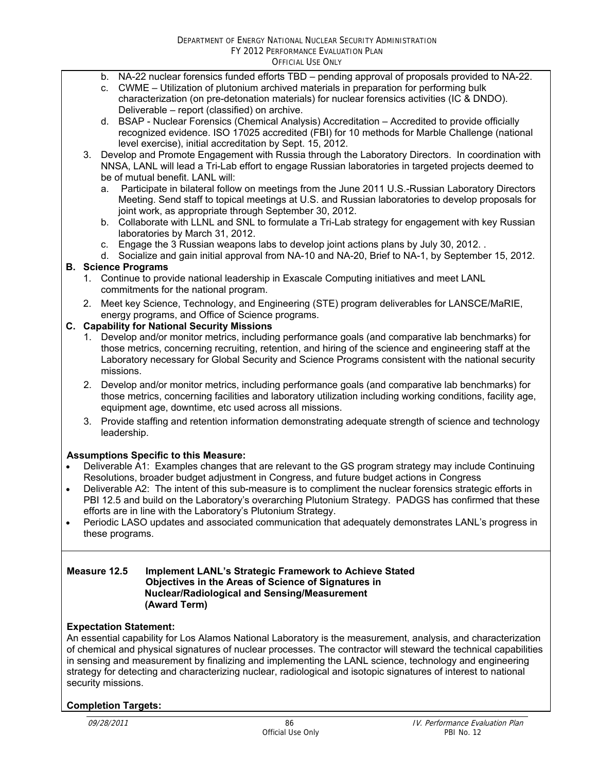b. NA-22 nuclear forensics funded efforts TBD – pending approval of proposals provided to NA-22.
   c. CWME – Utilization of plutonium archived materials in preparation for performing bulk characterization (on pre-detonation materials) for nuclear forensics activities (IC & DNDO). Deliverable – report (classified) on archive.
   d. BSAP - Nuclear Forensics (Chemical Analysis) Accreditation – Accredited to provide officially recognized evidence. ISO 17025 accredited (FBI) for 10 methods for Marble Challenge (national level exercise), initial accreditation by Sept. 15, 2012.

3. Develop and Promote Engagement with Russia through the Laboratory Directors. In coordination with NNSA, LANL will lead a Tri-Lab effort to engage Russian laboratories in targeted projects deemed to be of mutual benefit. LANL will:
   a. Participate in bilateral follow on meetings from the June 2011 U.S.-Russian Laboratory Directors Meeting. Send staff to topical meetings at U.S. and Russian laboratories to develop proposals for joint work, as appropriate through September 30, 2012.
   b. Collaborate with LLNL and SNL to formulate a Tri-Lab strategy for engagement with key Russian laboratories by March 31, 2012.
   c. Engage the 3 Russian weapons labs to develop joint actions plans by July 30, 2012. .
   d. Socialize and gain initial approval from NA-10 and NA-20, Brief to NA-1, by September 15, 2012.

**B. Science Programs**

1. Continue to provide national leadership in Exascale Computing initiatives and meet LANL commitments for the national program.
2. Meet key Science, Technology, and Engineering (STE) program deliverables for LANSCE/MaRIE, energy programs, and Office of Science programs.

**C. Capability for National Security Missions**

1. Develop and/or monitor metrics, including performance goals (and comparative lab benchmarks) for those metrics, concerning recruiting, retention, and hiring of the science and engineering staff at the Laboratory necessary for Global Security and Science Programs consistent with the national security missions.
2. Develop and/or monitor metrics, including performance goals (and comparative lab benchmarks) for those metrics, concerning facilities and laboratory utilization including working conditions, facility age, equipment age, downtime, etc used across all missions.
3. Provide staffing and retention information demonstrating adequate strength of science and technology leadership.

**Assumptions Specific to this Measure:**

- Deliverable A1: Examples changes that are relevant to the GS program strategy may include Continuing Resolutions, broader budget adjustment in Congress, and future budget actions in Congress
- Deliverable A2: The intent of this sub-measure is to compliment the nuclear forensics strategic efforts in PBI 12.5 and build on the Laboratory's overarching Plutonium Strategy. PADGS has confirmed that these efforts are in line with the Laboratory's Plutonium Strategy.
- Periodic LASO updates and associated communication that adequately demonstrates LANL's progress in these programs.

**Measure 12.5 Implement LANL's Strategic Framework to Achieve Stated Objectives in the Areas of Science of Signatures in Nuclear/Radiological and Sensing/Measurement (Award Term)**

**Expectation Statement:**

An essential capability for Los Alamos National Laboratory is the measurement, analysis, and characterization of chemical and physical signatures of nuclear processes. The contractor will steward the technical capabilities in sensing and measurement by finalizing and implementing the LANL science, technology and engineering strategy for detecting and characterizing nuclear, radiological and isotopic signatures of interest to national security missions.

**Completion Targets:**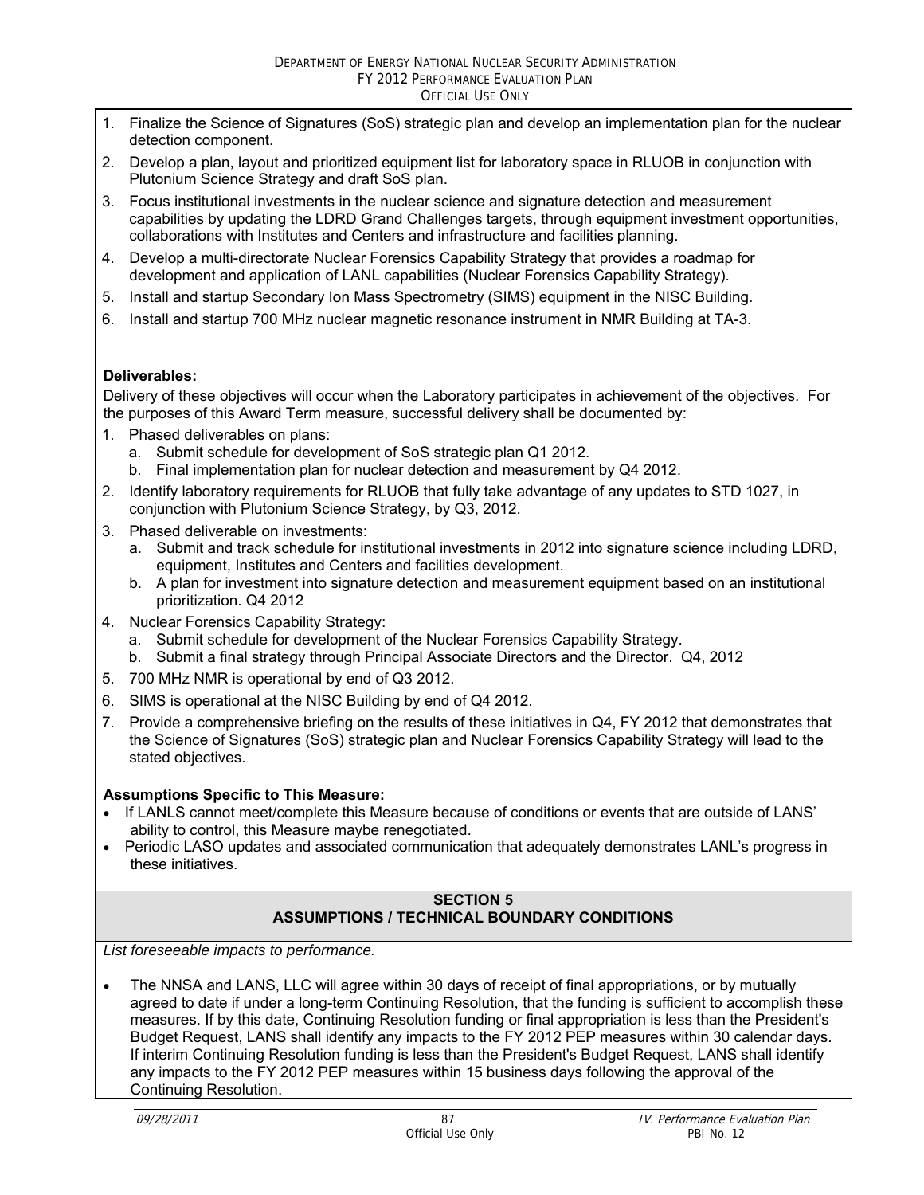1. Finalize the Science of Signatures (SoS) strategic plan and develop an implementation plan for the nuclear detection component.
2. Develop a plan, layout and prioritized equipment list for laboratory space in RLUOB in conjunction with Plutonium Science Strategy and draft SoS plan.
3. Focus institutional investments in the nuclear science and signature detection and measurement capabilities by updating the LDRD Grand Challenges targets, through equipment investment opportunities, collaborations with Institutes and Centers and infrastructure and facilities planning.
4. Develop a multi-directorate Nuclear Forensics Capability Strategy that provides a roadmap for development and application of LANL capabilities (Nuclear Forensics Capability Strategy).
5. Install and startup Secondary Ion Mass Spectrometry (SIMS) equipment in the NISC Building.
6. Install and startup 700 MHz nuclear magnetic resonance instrument in NMR Building at TA-3.

**Deliverables:**

Delivery of these objectives will occur when the Laboratory participates in achievement of the objectives. For the purposes of this Award Term measure, successful delivery shall be documented by:

1. Phased deliverables on plans:
   a. Submit schedule for development of SoS strategic plan Q1 2012.
   b. Final implementation plan for nuclear detection and measurement by Q4 2012.
2. Identify laboratory requirements for RLUOB that fully take advantage of any updates to STD 1027, in conjunction with Plutonium Science Strategy, by Q3, 2012.
3. Phased deliverable on investments:
   a. Submit and track schedule for institutional investments in 2012 into signature science including LDRD, equipment, Institutes and Centers and facilities development.
   b. A plan for investment into signature detection and measurement equipment based on an institutional prioritization. Q4 2012
4. Nuclear Forensics Capability Strategy:
   a. Submit schedule for development of the Nuclear Forensics Capability Strategy.
   b. Submit a final strategy through Principal Associate Directors and the Director. Q4, 2012
5. 700 MHz NMR is operational by end of Q3 2012.
6. SIMS is operational at the NISC Building by end of Q4 2012.
7. Provide a comprehensive briefing on the results of these initiatives in Q4, FY 2012 that demonstrates that the Science of Signatures (SoS) strategic plan and Nuclear Forensics Capability Strategy will lead to the stated objectives.

**Assumptions Specific to This Measure:**

- If LANLS cannot meet/complete this Measure because of conditions or events that are outside of LANS' ability to control, this Measure maybe renegotiated.
- Periodic LASO updates and associated communication that adequately demonstrates LANL's progress in these initiatives.

## SECTION 5
## ASSUMPTIONS / TECHNICAL BOUNDARY CONDITIONS

*List foreseeable impacts to performance.*

- The NNSA and LANS, LLC will agree within 30 days of receipt of final appropriations, or by mutually agreed to date if under a long-term Continuing Resolution, that the funding is sufficient to accomplish these measures. If by this date, Continuing Resolution funding or final appropriation is less than the President's Budget Request, LANS shall identify any impacts to the FY 2012 PEP measures within 30 calendar days. If interim Continuing Resolution funding is less than the President's Budget Request, LANS shall identify any impacts to the FY 2012 PEP measures within 15 business days following the approval of the Continuing Resolution.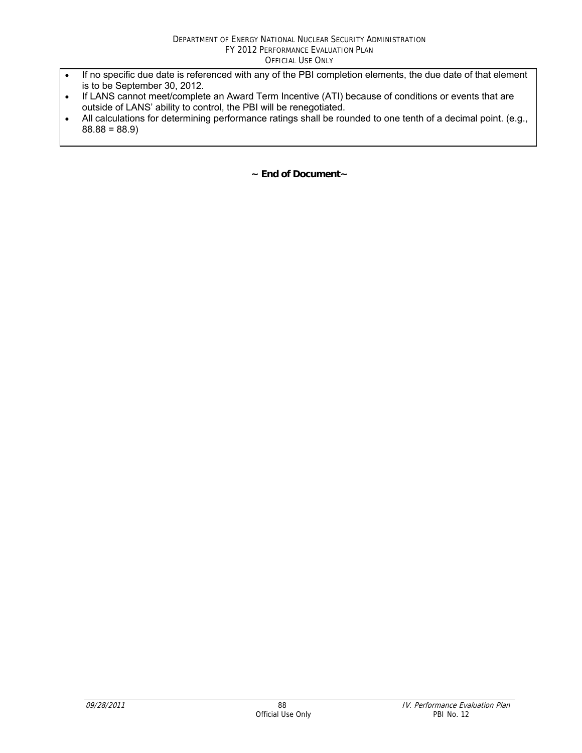- If no specific due date is referenced with any of the PBI completion elements, the due date of that element is to be September 30, 2012.
- If LANS cannot meet/complete an Award Term Incentive (ATI) because of conditions or events that are outside of LANS' ability to control, the PBI will be renegotiated.
- All calculations for determining performance ratings shall be rounded to one tenth of a decimal point. (e.g., 88.88 = 88.9)

**~ End of Document~**